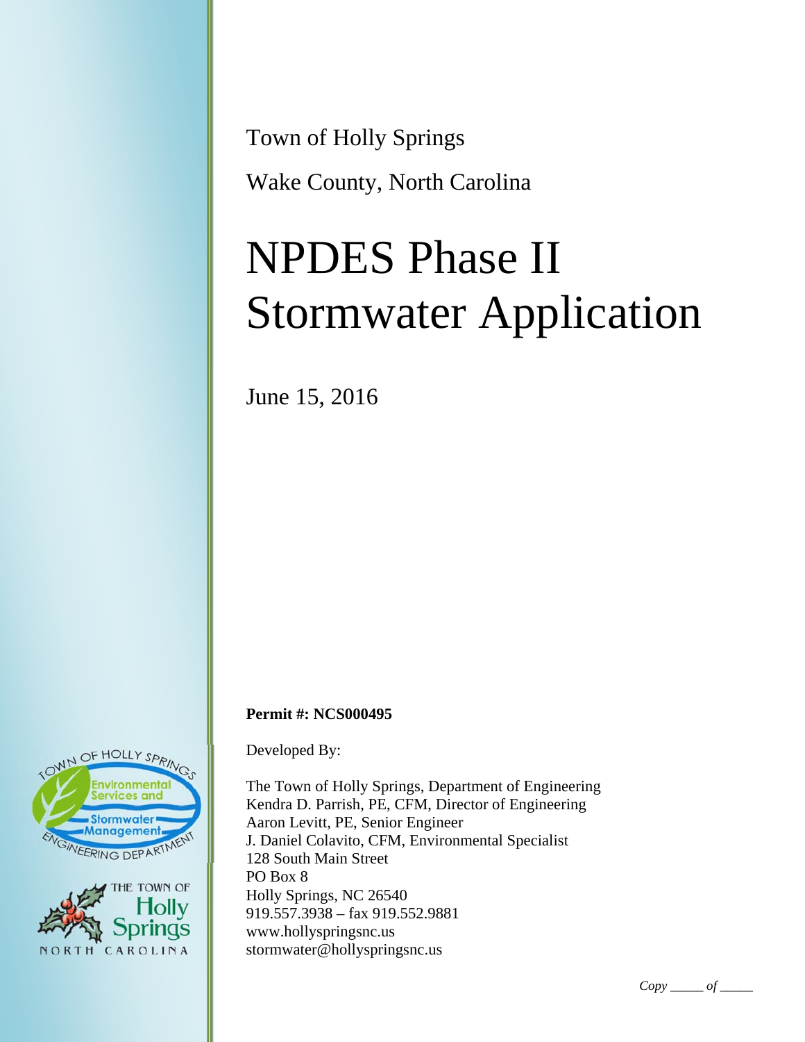Town of Holly Springs

Wake County, North Carolina

# NPDES Phase II Stormwater Application

June 15, 2016

**Permit #: NCS000495**

Developed By:

The Town of Holly Springs, Department of Engineering
Kendra D. Parrish, PE, CFM, Director of Engineering
Aaron Levitt, PE, Senior Engineer
J. Daniel Colavito, CFM, Environmental Specialist
128 South Main Street
PO Box 8
Holly Springs, NC 26540
919.557.3938 – fax 919.552.9881
www.hollyspringsnc.us
stormwater@hollyspringsnc.us

*Copy _____ of _____*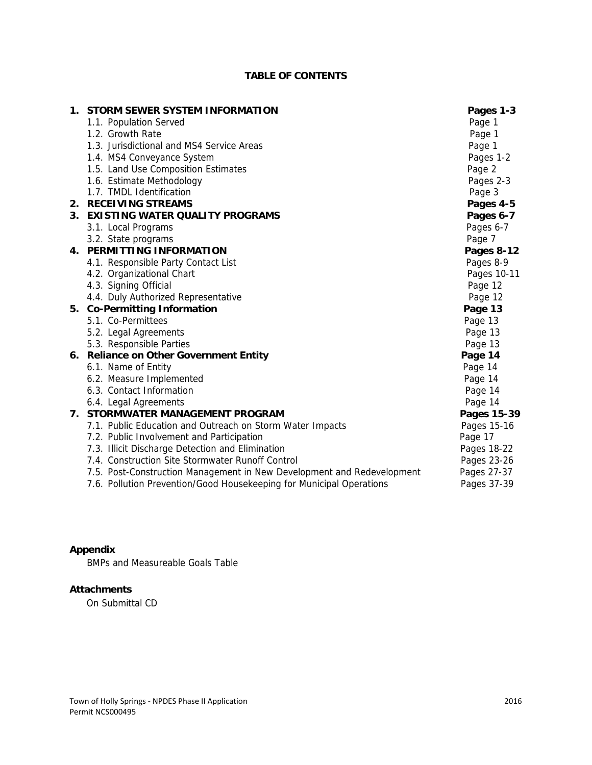# TABLE OF CONTENTS

| | |
|---|---|
| **1. STORM SEWER SYSTEM INFORMATION** | **Pages 1-3** |
| 1.1. Population Served | Page 1 |
| 1.2. Growth Rate | Page 1 |
| 1.3. Jurisdictional and MS4 Service Areas | Page 1 |
| 1.4. MS4 Conveyance System | Pages 1-2 |
| 1.5. Land Use Composition Estimates | Page 2 |
| 1.6. Estimate Methodology | Pages 2-3 |
| 1.7. TMDL Identification | Page 3 |
| **2. RECEIVING STREAMS** | **Pages 4-5** |
| **3. EXISTING WATER QUALITY PROGRAMS** | **Pages 6-7** |
| 3.1. Local Programs | Pages 6-7 |
| 3.2. State programs | Page 7 |
| **4. PERMITTING INFORMATION** | **Pages 8-12** |
| 4.1. Responsible Party Contact List | Pages 8-9 |
| 4.2. Organizational Chart | Pages 10-11 |
| 4.3. Signing Official | Page 12 |
| 4.4. Duly Authorized Representative | Page 12 |
| **5. Co-Permitting Information** | **Page 13** |
| 5.1. Co-Permittees | Page 13 |
| 5.2. Legal Agreements | Page 13 |
| 5.3. Responsible Parties | Page 13 |
| **6. Reliance on Other Government Entity** | **Page 14** |
| 6.1. Name of Entity | Page 14 |
| 6.2. Measure Implemented | Page 14 |
| 6.3. Contact Information | Page 14 |
| 6.4. Legal Agreements | Page 14 |
| **7. STORMWATER MANAGEMENT PROGRAM** | **Pages 15-39** |
| 7.1. Public Education and Outreach on Storm Water Impacts | Pages 15-16 |
| 7.2. Public Involvement and Participation | Page 17 |
| 7.3. Illicit Discharge Detection and Elimination | Pages 18-22 |
| 7.4. Construction Site Stormwater Runoff Control | Pages 23-26 |
| 7.5. Post-Construction Management in New Development and Redevelopment | Pages 27-37 |
| 7.6. Pollution Prevention/Good Housekeeping for Municipal Operations | Pages 37-39 |

**Appendix**

BMPs and Measureable Goals Table

**Attachments**

On Submittal CD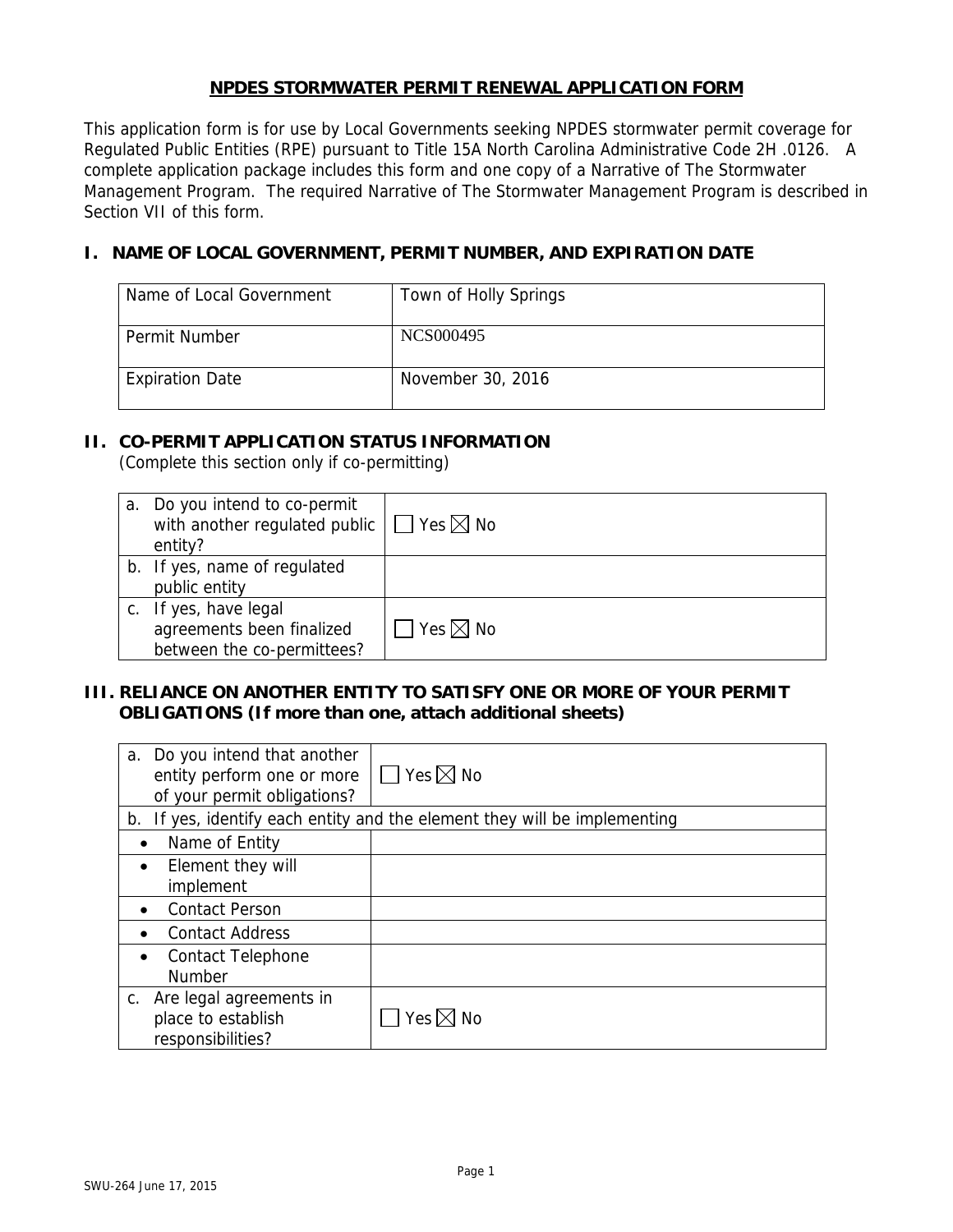# NPDES STORMWATER PERMIT RENEWAL APPLICATION FORM

This application form is for use by Local Governments seeking NPDES stormwater permit coverage for Regulated Public Entities (RPE) pursuant to Title 15A North Carolina Administrative Code 2H .0126. A complete application package includes this form and one copy of a Narrative of The Stormwater Management Program. The required Narrative of The Stormwater Management Program is described in Section VII of this form.

## I. NAME OF LOCAL GOVERNMENT, PERMIT NUMBER, AND EXPIRATION DATE

| | |
|---|---|
| Name of Local Government | Town of Holly Springs |
| Permit Number | NCS000495 |
| Expiration Date | November 30, 2016 |

## II. CO-PERMIT APPLICATION STATUS INFORMATION

(Complete this section only if co-permitting)

| | |
|---|---|
| a. Do you intend to co-permit with another regulated public entity? | ☐ Yes ☒ No |
| b. If yes, name of regulated public entity | |
| c. If yes, have legal agreements been finalized between the co-permittees? | ☐ Yes ☒ No |

## III. RELIANCE ON ANOTHER ENTITY TO SATISFY ONE OR MORE OF YOUR PERMIT OBLIGATIONS (If more than one, attach additional sheets)

| | |
|---|---|
| a. Do you intend that another entity perform one or more of your permit obligations? | ☐ Yes ☒ No |
| b. If yes, identify each entity and the element they will be implementing | |
| • Name of Entity | |
| • Element they will implement | |
| • Contact Person | |
| • Contact Address | |
| • Contact Telephone Number | |
| c. Are legal agreements in place to establish responsibilities? | ☐ Yes ☒ No |

SWU-264 June 17, 2015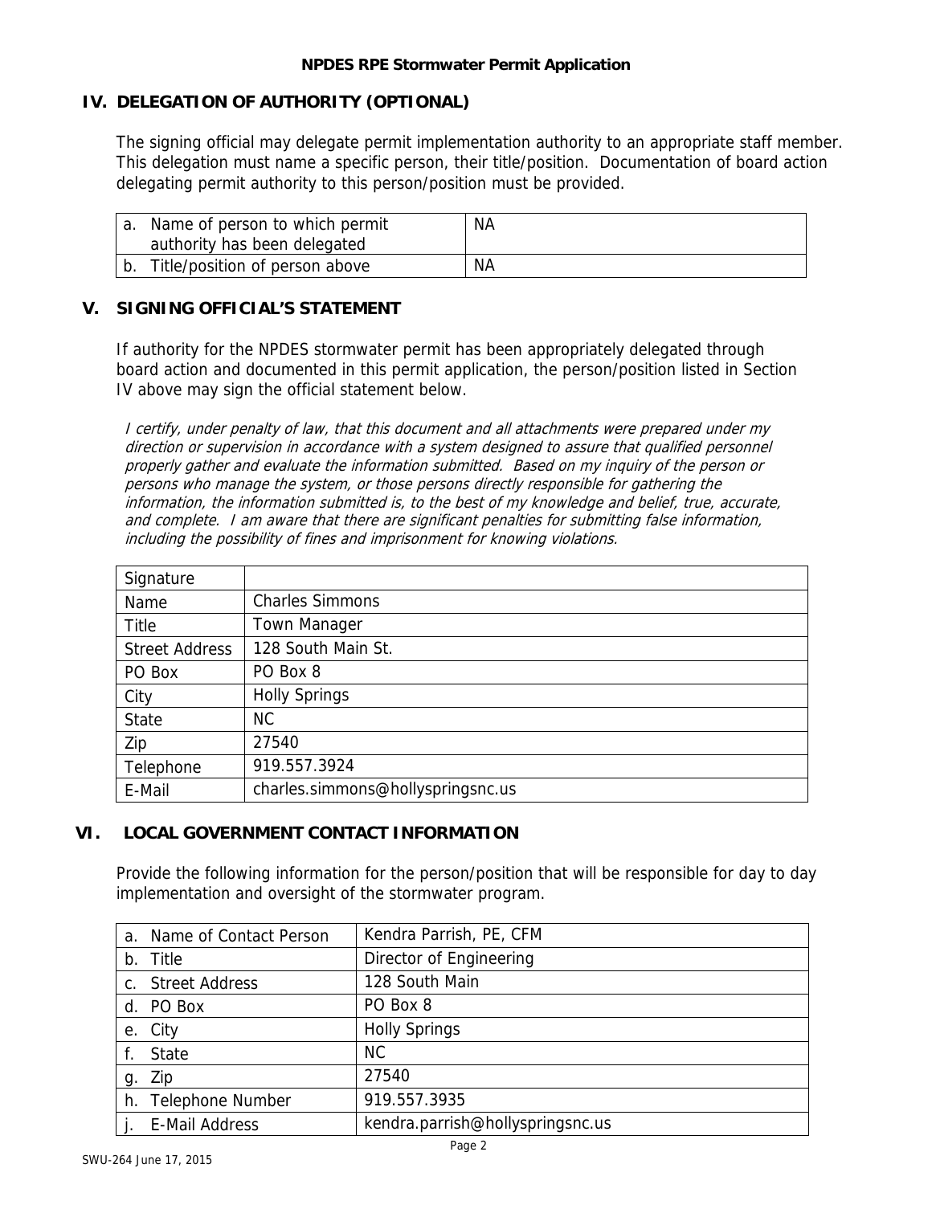**NPDES RPE Stormwater Permit Application**

## IV. DELEGATION OF AUTHORITY (OPTIONAL)

The signing official may delegate permit implementation authority to an appropriate staff member. This delegation must name a specific person, their title/position. Documentation of board action delegating permit authority to this person/position must be provided.

| | |
|---|---|
| a. Name of person to which permit authority has been delegated | NA |
| b. Title/position of person above | NA |

## V. SIGNING OFFICIAL'S STATEMENT

If authority for the NPDES stormwater permit has been appropriately delegated through board action and documented in this permit application, the person/position listed in Section IV above may sign the official statement below.

*I certify, under penalty of law, that this document and all attachments were prepared under my direction or supervision in accordance with a system designed to assure that qualified personnel properly gather and evaluate the information submitted. Based on my inquiry of the person or persons who manage the system, or those persons directly responsible for gathering the information, the information submitted is, to the best of my knowledge and belief, true, accurate, and complete. I am aware that there are significant penalties for submitting false information, including the possibility of fines and imprisonment for knowing violations.*

| | |
|---|---|
| Signature | |
| Name | Charles Simmons |
| Title | Town Manager |
| Street Address | 128 South Main St. |
| PO Box | PO Box 8 |
| City | Holly Springs |
| State | NC |
| Zip | 27540 |
| Telephone | 919.557.3924 |
| E-Mail | charles.simmons@hollyspringsnc.us |

## VI. LOCAL GOVERNMENT CONTACT INFORMATION

Provide the following information for the person/position that will be responsible for day to day implementation and oversight of the stormwater program.

| | |
|---|---|
| a. Name of Contact Person | Kendra Parrish, PE, CFM |
| b. Title | Director of Engineering |
| c. Street Address | 128 South Main |
| d. PO Box | PO Box 8 |
| e. City | Holly Springs |
| f. State | NC |
| g. Zip | 27540 |
| h. Telephone Number | 919.557.3935 |
| j. E-Mail Address | kendra.parrish@hollyspringsnc.us |

SWU-264 June 17, 2015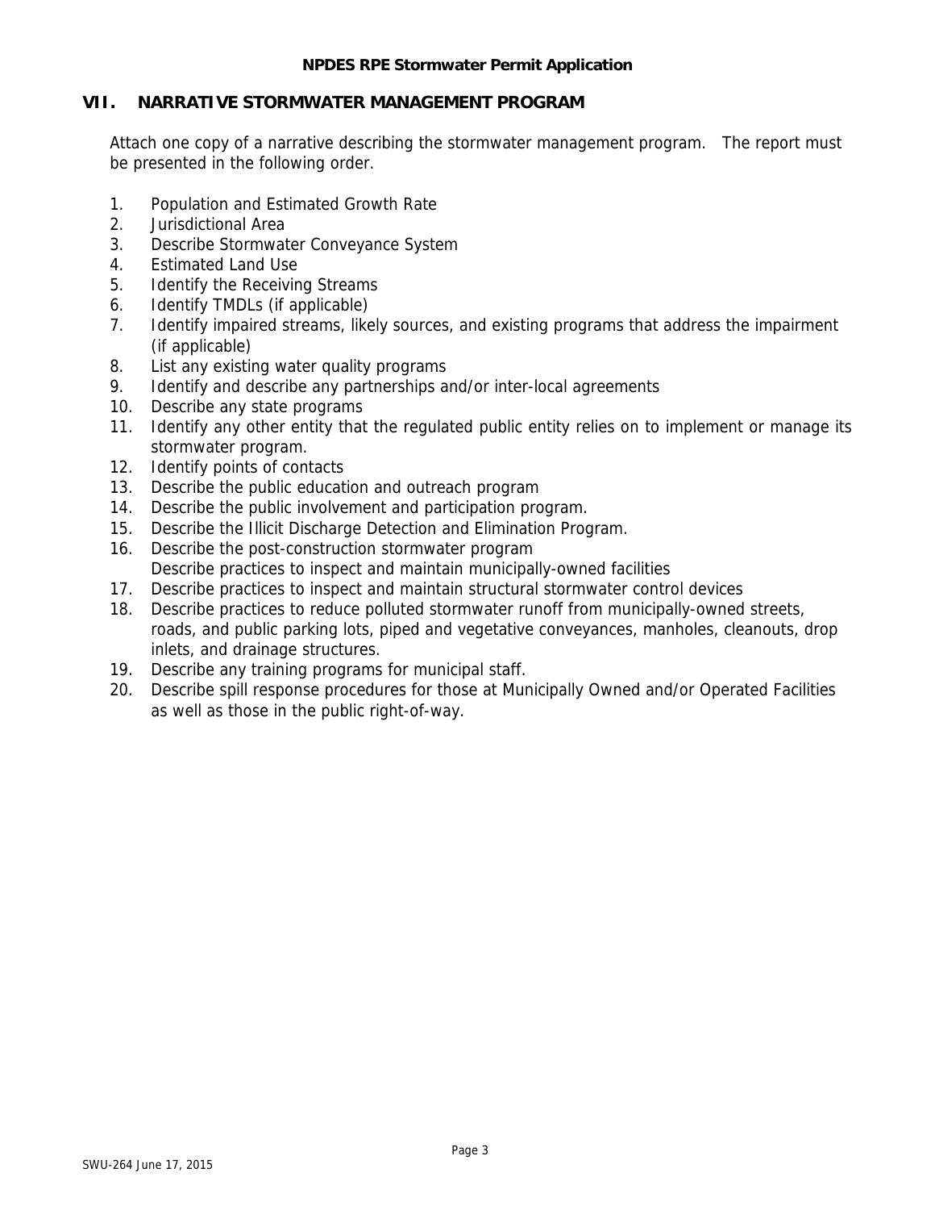## VII. NARRATIVE STORMWATER MANAGEMENT PROGRAM

Attach one copy of a narrative describing the stormwater management program. The report must be presented in the following order.

1. Population and Estimated Growth Rate
2. Jurisdictional Area
3. Describe Stormwater Conveyance System
4. Estimated Land Use
5. Identify the Receiving Streams
6. Identify TMDLs (if applicable)
7. Identify impaired streams, likely sources, and existing programs that address the impairment (if applicable)
8. List any existing water quality programs
9. Identify and describe any partnerships and/or inter-local agreements
10. Describe any state programs
11. Identify any other entity that the regulated public entity relies on to implement or manage its stormwater program.
12. Identify points of contacts
13. Describe the public education and outreach program
14. Describe the public involvement and participation program.
15. Describe the Illicit Discharge Detection and Elimination Program.
16. Describe the post-construction stormwater program
    Describe practices to inspect and maintain municipally-owned facilities
17. Describe practices to inspect and maintain structural stormwater control devices
18. Describe practices to reduce polluted stormwater runoff from municipally-owned streets, roads, and public parking lots, piped and vegetative conveyances, manholes, cleanouts, drop inlets, and drainage structures.
19. Describe any training programs for municipal staff.
20. Describe spill response procedures for those at Municipally Owned and/or Operated Facilities as well as those in the public right-of-way.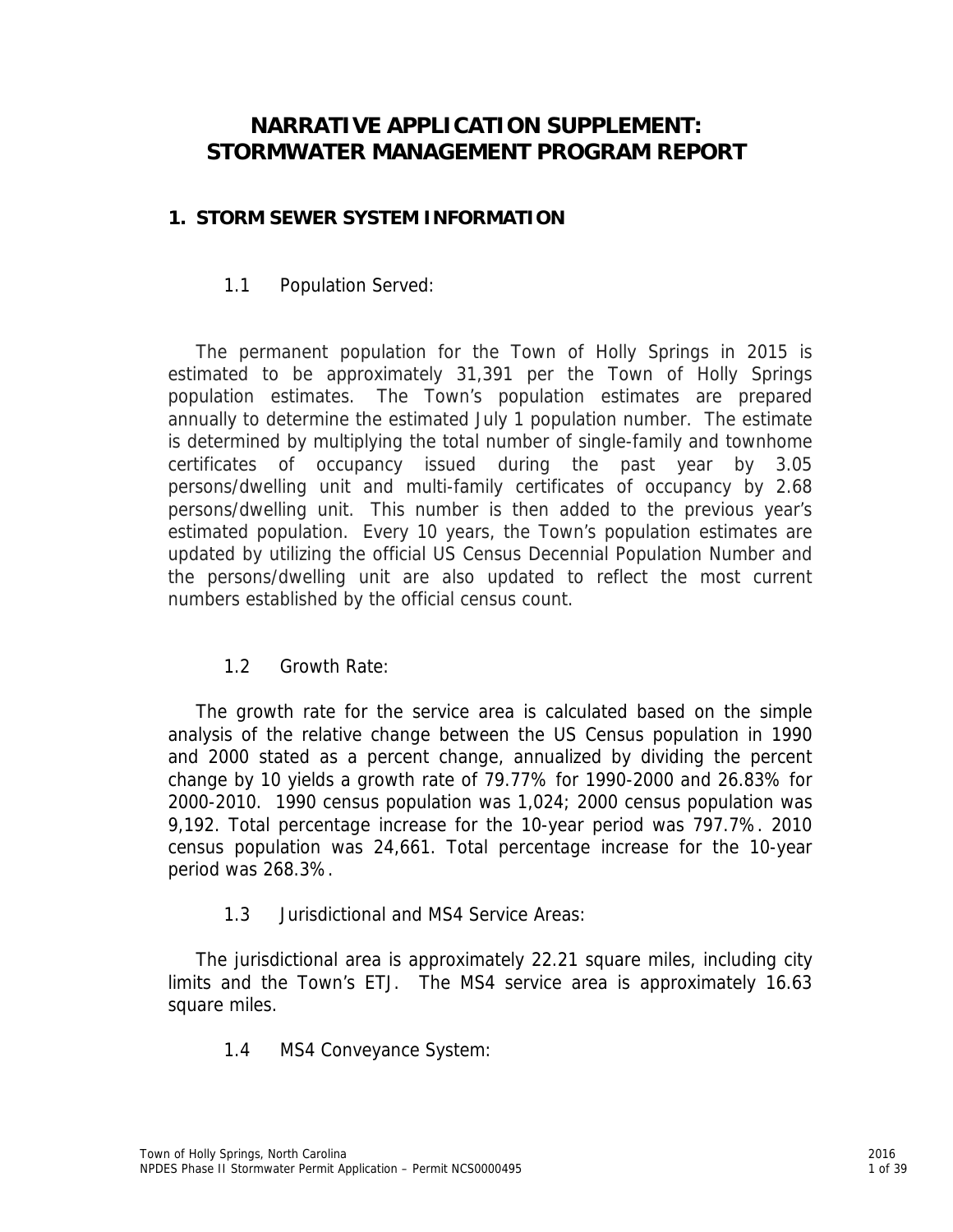# NARRATIVE APPLICATION SUPPLEMENT: STORMWATER MANAGEMENT PROGRAM REPORT

## 1. STORM SEWER SYSTEM INFORMATION

### 1.1 Population Served:

The permanent population for the Town of Holly Springs in 2015 is estimated to be approximately 31,391 per the Town of Holly Springs population estimates. The Town's population estimates are prepared annually to determine the estimated July 1 population number. The estimate is determined by multiplying the total number of single-family and townhome certificates of occupancy issued during the past year by 3.05 persons/dwelling unit and multi-family certificates of occupancy by 2.68 persons/dwelling unit. This number is then added to the previous year's estimated population. Every 10 years, the Town's population estimates are updated by utilizing the official US Census Decennial Population Number and the persons/dwelling unit are also updated to reflect the most current numbers established by the official census count.

### 1.2 Growth Rate:

The growth rate for the service area is calculated based on the simple analysis of the relative change between the US Census population in 1990 and 2000 stated as a percent change, annualized by dividing the percent change by 10 yields a growth rate of 79.77% for 1990-2000 and 26.83% for 2000-2010. 1990 census population was 1,024; 2000 census population was 9,192. Total percentage increase for the 10-year period was 797.7%. 2010 census population was 24,661. Total percentage increase for the 10-year period was 268.3%.

### 1.3 Jurisdictional and MS4 Service Areas:

The jurisdictional area is approximately 22.21 square miles, including city limits and the Town's ETJ. The MS4 service area is approximately 16.63 square miles.

### 1.4 MS4 Conveyance System: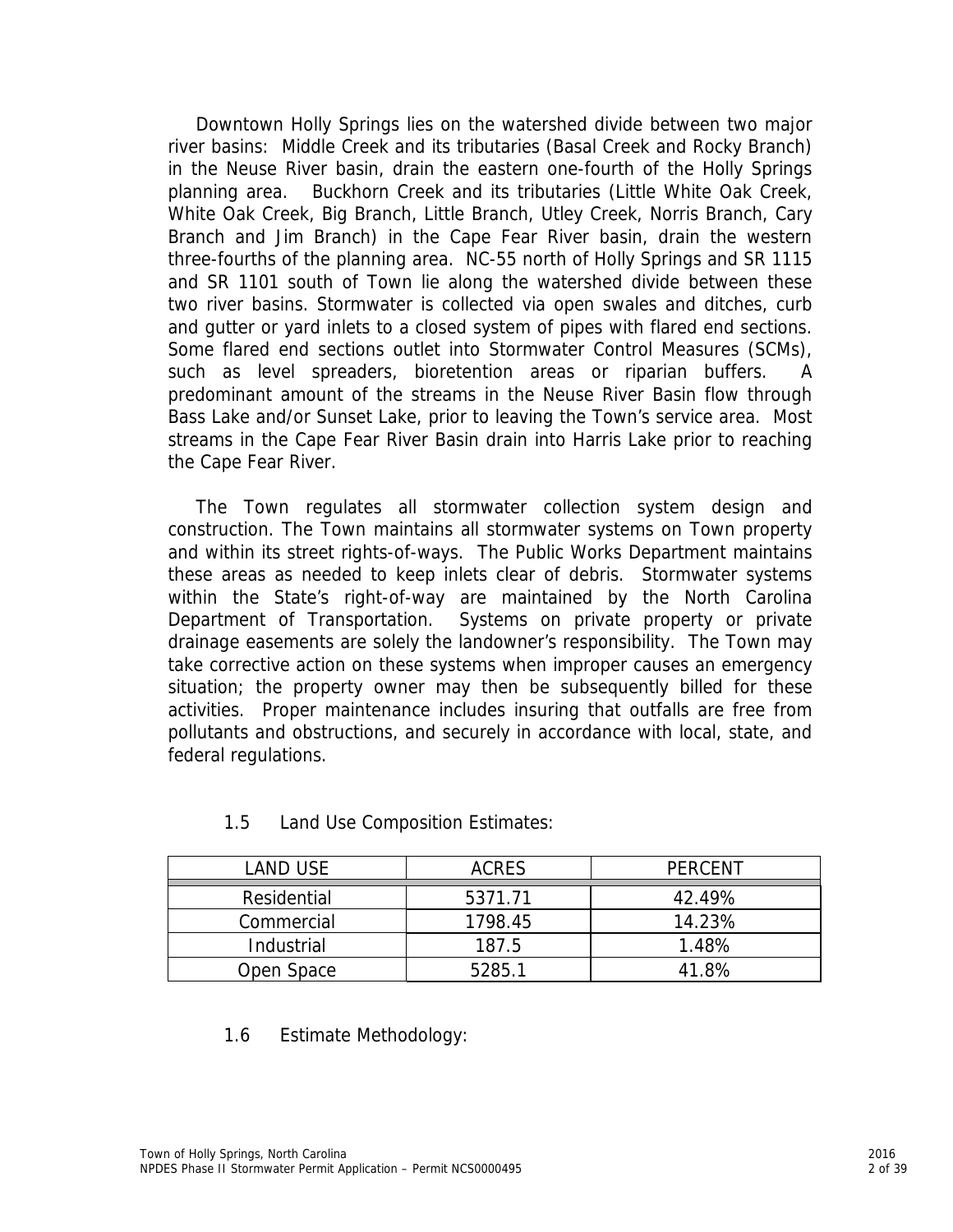Downtown Holly Springs lies on the watershed divide between two major river basins: Middle Creek and its tributaries (Basal Creek and Rocky Branch) in the Neuse River basin, drain the eastern one-fourth of the Holly Springs planning area. Buckhorn Creek and its tributaries (Little White Oak Creek, White Oak Creek, Big Branch, Little Branch, Utley Creek, Norris Branch, Cary Branch and Jim Branch) in the Cape Fear River basin, drain the western three-fourths of the planning area. NC-55 north of Holly Springs and SR 1115 and SR 1101 south of Town lie along the watershed divide between these two river basins. Stormwater is collected via open swales and ditches, curb and gutter or yard inlets to a closed system of pipes with flared end sections. Some flared end sections outlet into Stormwater Control Measures (SCMs), such as level spreaders, bioretention areas or riparian buffers. A predominant amount of the streams in the Neuse River Basin flow through Bass Lake and/or Sunset Lake, prior to leaving the Town's service area. Most streams in the Cape Fear River Basin drain into Harris Lake prior to reaching the Cape Fear River.

The Town regulates all stormwater collection system design and construction. The Town maintains all stormwater systems on Town property and within its street rights-of-ways. The Public Works Department maintains these areas as needed to keep inlets clear of debris. Stormwater systems within the State's right-of-way are maintained by the North Carolina Department of Transportation. Systems on private property or private drainage easements are solely the landowner's responsibility. The Town may take corrective action on these systems when improper causes an emergency situation; the property owner may then be subsequently billed for these activities. Proper maintenance includes insuring that outfalls are free from pollutants and obstructions, and securely in accordance with local, state, and federal regulations.

## 1.5 Land Use Composition Estimates:

| LAND USE | ACRES | PERCENT |
|---|---|---|
| Residential | 5371.71 | 42.49% |
| Commercial | 1798.45 | 14.23% |
| Industrial | 187.5 | 1.48% |
| Open Space | 5285.1 | 41.8% |

## 1.6 Estimate Methodology: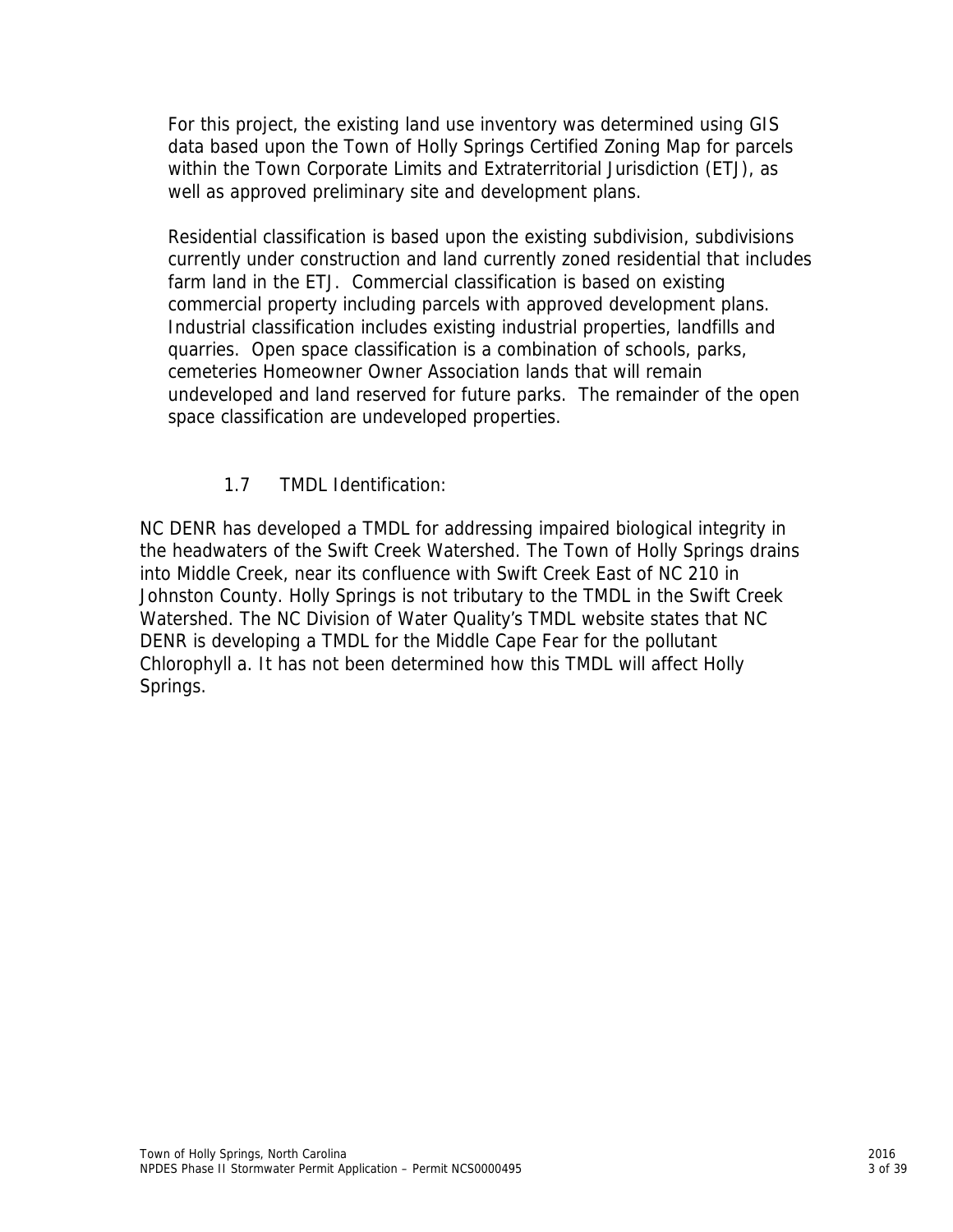For this project, the existing land use inventory was determined using GIS data based upon the Town of Holly Springs Certified Zoning Map for parcels within the Town Corporate Limits and Extraterritorial Jurisdiction (ETJ), as well as approved preliminary site and development plans.

Residential classification is based upon the existing subdivision, subdivisions currently under construction and land currently zoned residential that includes farm land in the ETJ. Commercial classification is based on existing commercial property including parcels with approved development plans. Industrial classification includes existing industrial properties, landfills and quarries. Open space classification is a combination of schools, parks, cemeteries Homeowner Owner Association lands that will remain undeveloped and land reserved for future parks. The remainder of the open space classification are undeveloped properties.

### 1.7 TMDL Identification:

NC DENR has developed a TMDL for addressing impaired biological integrity in the headwaters of the Swift Creek Watershed. The Town of Holly Springs drains into Middle Creek, near its confluence with Swift Creek East of NC 210 in Johnston County. Holly Springs is not tributary to the TMDL in the Swift Creek Watershed. The NC Division of Water Quality's TMDL website states that NC DENR is developing a TMDL for the Middle Cape Fear for the pollutant Chlorophyll a. It has not been determined how this TMDL will affect Holly Springs.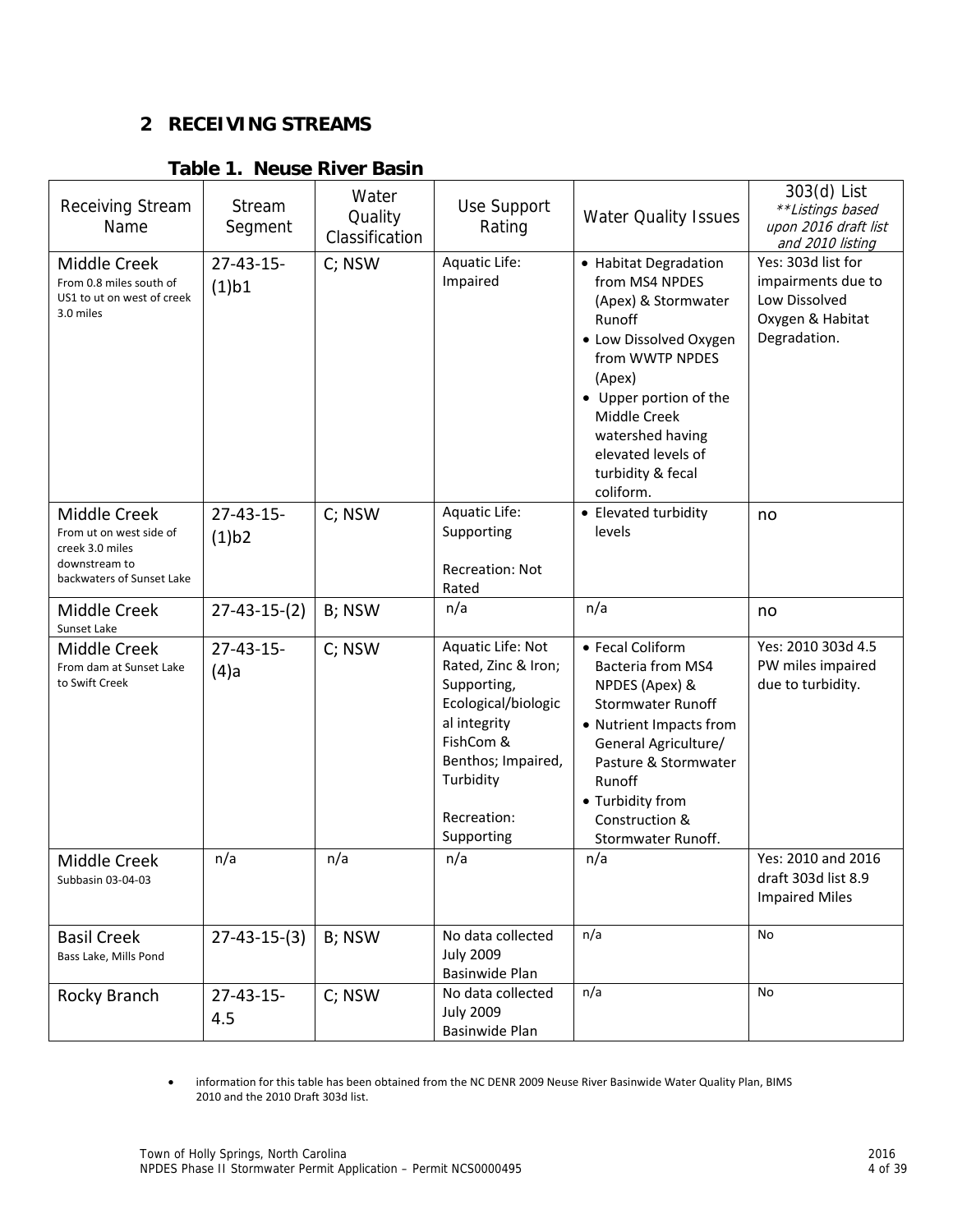# 2 RECEIVING STREAMS

### Table 1. Neuse River Basin

| Receiving Stream Name | Stream Segment | Water Quality Classification | Use Support Rating | Water Quality Issues | 303(d) List *\*\*Listings based upon 2016 draft list and 2010 listing* |
|---|---|---|---|---|---|
| Middle Creek<br>From 0.8 miles south of US1 to ut on west of creek 3.0 miles | 27-43-15-(1)b1 | C; NSW | Aquatic Life: Impaired | • Habitat Degradation from MS4 NPDES (Apex) & Stormwater Runoff<br>• Low Dissolved Oxygen from WWTP NPDES (Apex)<br>• Upper portion of the Middle Creek watershed having elevated levels of turbidity & fecal coliform. | Yes: 303d list for impairments due to Low Dissolved Oxygen & Habitat Degradation. |
| Middle Creek<br>From ut on west side of creek 3.0 miles downstream to backwaters of Sunset Lake | 27-43-15-(1)b2 | C; NSW | Aquatic Life: Supporting<br><br>Recreation: Not Rated | • Elevated turbidity levels | no |
| Middle Creek<br>Sunset Lake | 27-43-15-(2) | B; NSW | n/a | n/a | no |
| Middle Creek<br>From dam at Sunset Lake to Swift Creek | 27-43-15-(4)a | C; NSW | Aquatic Life: Not Rated, Zinc & Iron; Supporting, Ecological/biological integrity FishCom & Benthos; Impaired, Turbidity<br><br>Recreation: Supporting | • Fecal Coliform Bacteria from MS4 NPDES (Apex) & Stormwater Runoff<br>• Nutrient Impacts from General Agriculture/ Pasture & Stormwater Runoff<br>• Turbidity from Construction & Stormwater Runoff. | Yes: 2010 303d 4.5 PW miles impaired due to turbidity. |
| Middle Creek<br>Subbasin 03-04-03 | n/a | n/a | n/a | n/a | Yes: 2010 and 2016 draft 303d list 8.9 Impaired Miles |
| Basil Creek<br>Bass Lake, Mills Pond | 27-43-15-(3) | B; NSW | No data collected July 2009 Basinwide Plan | n/a | No |
| Rocky Branch | 27-43-15-4.5 | C; NSW | No data collected July 2009 Basinwide Plan | n/a | No |

- information for this table has been obtained from the NC DENR 2009 Neuse River Basinwide Water Quality Plan, BIMS 2010 and the 2010 Draft 303d list.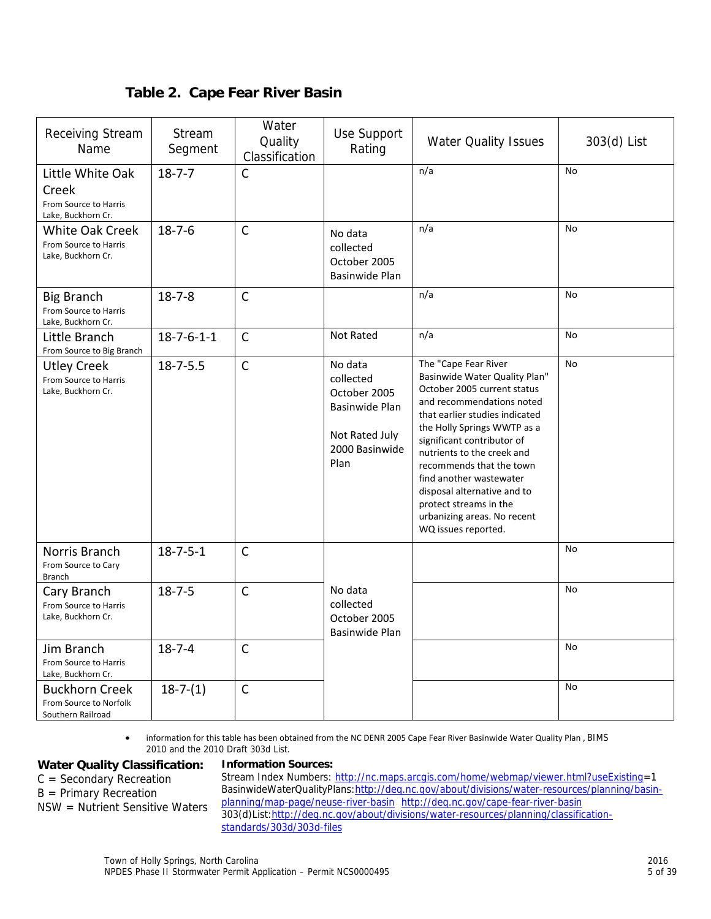## Table 2. Cape Fear River Basin

| Receiving Stream Name | Stream Segment | Water Quality Classification | Use Support Rating | Water Quality Issues | 303(d) List |
|---|---|---|---|---|---|
| Little White Oak Creek<br>From Source to Harris Lake, Buckhorn Cr. | 18-7-7 | C | | n/a | No |
| White Oak Creek<br>From Source to Harris Lake, Buckhorn Cr. | 18-7-6 | C | No data collected October 2005 Basinwide Plan | n/a | No |
| Big Branch<br>From Source to Harris Lake, Buckhorn Cr. | 18-7-8 | C | | n/a | No |
| Little Branch<br>From Source to Big Branch | 18-7-6-1-1 | C | Not Rated | n/a | No |
| Utley Creek<br>From Source to Harris Lake, Buckhorn Cr. | 18-7-5.5 | C | No data collected October 2005 Basinwide Plan<br><br>Not Rated July 2000 Basinwide Plan | The "Cape Fear River Basinwide Water Quality Plan" October 2005 current status and recommendations noted that earlier studies indicated the Holly Springs WWTP as a significant contributor of nutrients to the creek and recommends that the town find another wastewater disposal alternative and to protect streams in the urbanizing areas. No recent WQ issues reported. | No |
| Norris Branch<br>From Source to Cary Branch | 18-7-5-1 | C | No data collected October 2005 Basinwide Plan | | No |
| Cary Branch<br>From Source to Harris Lake, Buckhorn Cr. | 18-7-5 | C | | | No |
| Jim Branch<br>From Source to Harris Lake, Buckhorn Cr. | 18-7-4 | C | | | No |
| Buckhorn Creek<br>From Source to Norfolk Southern Railroad | 18-7-(1) | C | | | No |

- information for this table has been obtained from the NC DENR 2005 Cape Fear River Basinwide Water Quality Plan , BIMS 2010 and the 2010 Draft 303d List.

**Water Quality Classification:**
C = Secondary Recreation
B = Primary Recreation
NSW = Nutrient Sensitive Waters

**Information Sources:**
Stream Index Numbers: http://nc.maps.arcgis.com/home/webmap/viewer.html?useExisting=1
BasinwideWaterQualityPlans: http://deq.nc.gov/about/divisions/water-resources/planning/basin-planning/map-page/neuse-river-basin http://deq.nc.gov/cape-fear-river-basin
303(d)List: http://deq.nc.gov/about/divisions/water-resources/planning/classification-standards/303d/303d-files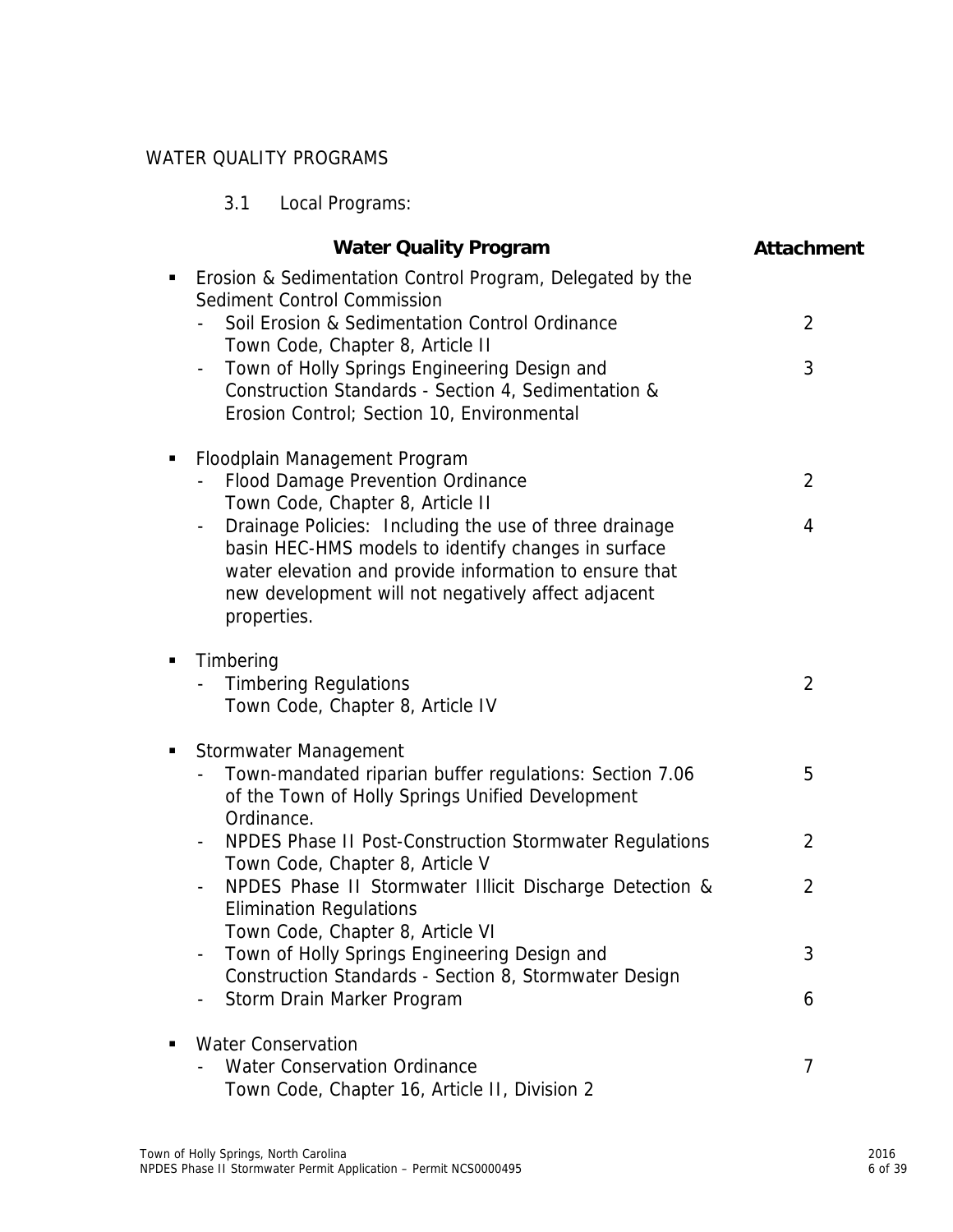## WATER QUALITY PROGRAMS

### 3.1 Local Programs:

| Water Quality Program | Attachment |
|---|---|
| ▪ Erosion & Sedimentation Control Program, Delegated by the Sediment Control Commission | |
| - Soil Erosion & Sedimentation Control Ordinance<br>Town Code, Chapter 8, Article II | 2 |
| - Town of Holly Springs Engineering Design and Construction Standards - Section 4, Sedimentation & Erosion Control; Section 10, Environmental | 3 |
| ▪ Floodplain Management Program | |
| - Flood Damage Prevention Ordinance<br>Town Code, Chapter 8, Article II | 2 |
| - Drainage Policies: Including the use of three drainage basin HEC-HMS models to identify changes in surface water elevation and provide information to ensure that new development will not negatively affect adjacent properties. | 4 |
| ▪ Timbering | |
| - Timbering Regulations<br>Town Code, Chapter 8, Article IV | 2 |
| ▪ Stormwater Management | |
| - Town-mandated riparian buffer regulations: Section 7.06 of the Town of Holly Springs Unified Development Ordinance. | 5 |
| - NPDES Phase II Post-Construction Stormwater Regulations<br>Town Code, Chapter 8, Article V | 2 |
| - NPDES Phase II Stormwater Illicit Discharge Detection & Elimination Regulations<br>Town Code, Chapter 8, Article VI | 2 |
| - Town of Holly Springs Engineering Design and Construction Standards - Section 8, Stormwater Design | 3 |
| - Storm Drain Marker Program | 6 |
| ▪ Water Conservation | |
| - Water Conservation Ordinance<br>Town Code, Chapter 16, Article II, Division 2 | 7 |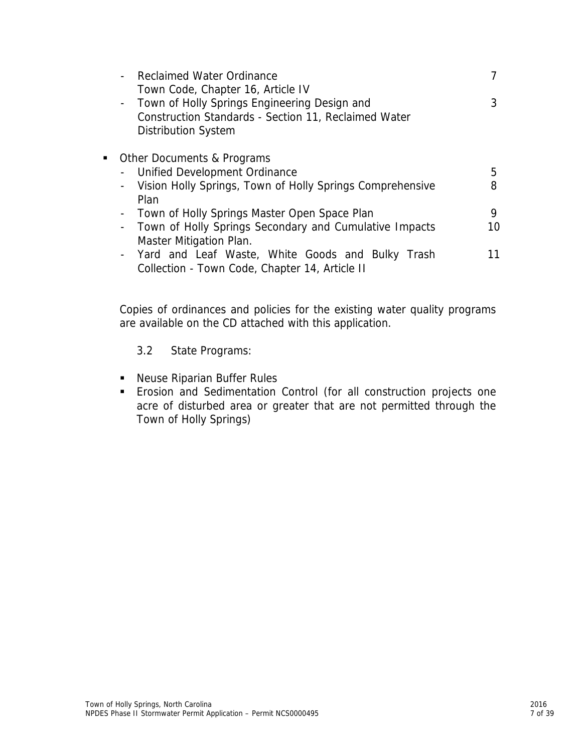- Reclaimed Water Ordinance Town Code, Chapter 16, Article IV — 7
- Town of Holly Springs Engineering Design and Construction Standards - Section 11, Reclaimed Water Distribution System — 3

- Other Documents & Programs
  - Unified Development Ordinance — 5
  - Vision Holly Springs, Town of Holly Springs Comprehensive Plan — 8
  - Town of Holly Springs Master Open Space Plan — 9
  - Town of Holly Springs Secondary and Cumulative Impacts Master Mitigation Plan. — 10
  - Yard and Leaf Waste, White Goods and Bulky Trash Collection - Town Code, Chapter 14, Article II — 11

Copies of ordinances and policies for the existing water quality programs are available on the CD attached with this application.

### 3.2 State Programs:

- Neuse Riparian Buffer Rules
- Erosion and Sedimentation Control (for all construction projects one acre of disturbed area or greater that are not permitted through the Town of Holly Springs)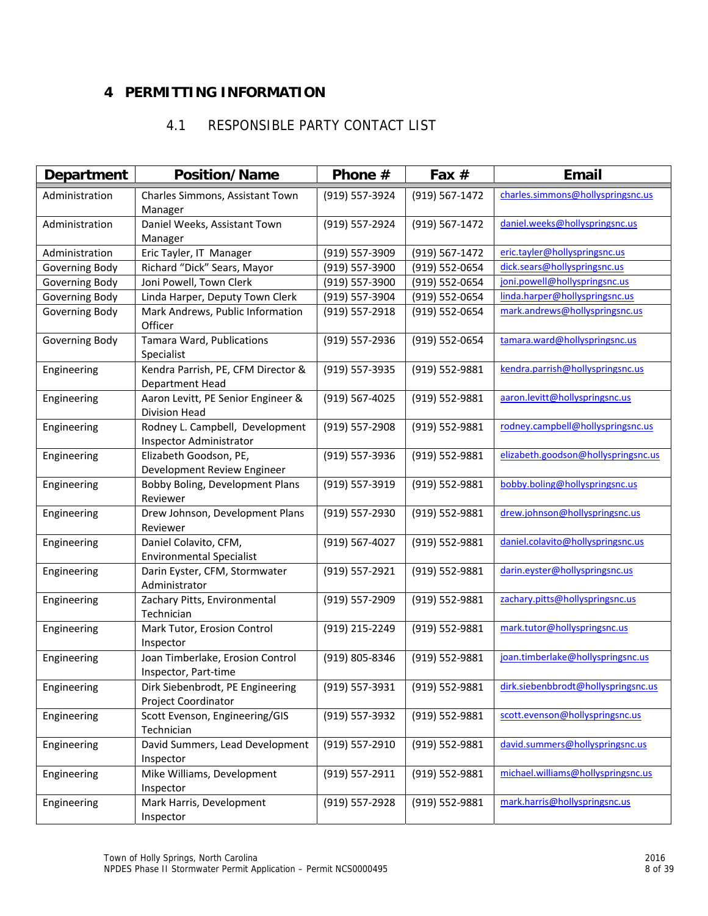# 4 PERMITTING INFORMATION

## 4.1 RESPONSIBLE PARTY CONTACT LIST

| Department | Position/Name | Phone # | Fax # | Email |
|---|---|---|---|---|
| Administration | Charles Simmons, Assistant Town Manager | (919) 557-3924 | (919) 567-1472 | charles.simmons@hollyspringsnc.us |
| Administration | Daniel Weeks, Assistant Town Manager | (919) 557-2924 | (919) 567-1472 | daniel.weeks@hollyspringsnc.us |
| Administration | Eric Tayler, IT Manager | (919) 557-3909 | (919) 567-1472 | eric.tayler@hollyspringsnc.us |
| Governing Body | Richard "Dick" Sears, Mayor | (919) 557-3900 | (919) 552-0654 | dick.sears@hollyspringsnc.us |
| Governing Body | Joni Powell, Town Clerk | (919) 557-3900 | (919) 552-0654 | joni.powell@hollyspringsnc.us |
| Governing Body | Linda Harper, Deputy Town Clerk | (919) 557-3904 | (919) 552-0654 | linda.harper@hollyspringsnc.us |
| Governing Body | Mark Andrews, Public Information Officer | (919) 557-2918 | (919) 552-0654 | mark.andrews@hollyspringsnc.us |
| Governing Body | Tamara Ward, Publications Specialist | (919) 557-2936 | (919) 552-0654 | tamara.ward@hollyspringsnc.us |
| Engineering | Kendra Parrish, PE, CFM Director & Department Head | (919) 557-3935 | (919) 552-9881 | kendra.parrish@hollyspringsnc.us |
| Engineering | Aaron Levitt, PE Senior Engineer & Division Head | (919) 567-4025 | (919) 552-9881 | aaron.levitt@hollyspringsnc.us |
| Engineering | Rodney L. Campbell, Development Inspector Administrator | (919) 557-2908 | (919) 552-9881 | rodney.campbell@hollyspringsnc.us |
| Engineering | Elizabeth Goodson, PE, Development Review Engineer | (919) 557-3936 | (919) 552-9881 | elizabeth.goodson@hollyspringsnc.us |
| Engineering | Bobby Boling, Development Plans Reviewer | (919) 557-3919 | (919) 552-9881 | bobby.boling@hollyspringsnc.us |
| Engineering | Drew Johnson, Development Plans Reviewer | (919) 557-2930 | (919) 552-9881 | drew.johnson@hollyspringsnc.us |
| Engineering | Daniel Colavito, CFM, Environmental Specialist | (919) 567-4027 | (919) 552-9881 | daniel.colavito@hollyspringsnc.us |
| Engineering | Darin Eyster, CFM, Stormwater Administrator | (919) 557-2921 | (919) 552-9881 | darin.eyster@hollyspringsnc.us |
| Engineering | Zachary Pitts, Environmental Technician | (919) 557-2909 | (919) 552-9881 | zachary.pitts@hollyspringsnc.us |
| Engineering | Mark Tutor, Erosion Control Inspector | (919) 215-2249 | (919) 552-9881 | mark.tutor@hollyspringsnc.us |
| Engineering | Joan Timberlake, Erosion Control Inspector, Part-time | (919) 805-8346 | (919) 552-9881 | joan.timberlake@hollyspringsnc.us |
| Engineering | Dirk Siebenbrodt, PE Engineering Project Coordinator | (919) 557-3931 | (919) 552-9881 | dirk.siebenbbrodt@hollyspringsnc.us |
| Engineering | Scott Evenson, Engineering/GIS Technician | (919) 557-3932 | (919) 552-9881 | scott.evenson@hollyspringsnc.us |
| Engineering | David Summers, Lead Development Inspector | (919) 557-2910 | (919) 552-9881 | david.summers@hollyspringsnc.us |
| Engineering | Mike Williams, Development Inspector | (919) 557-2911 | (919) 552-9881 | michael.williams@hollyspringsnc.us |
| Engineering | Mark Harris, Development Inspector | (919) 557-2928 | (919) 552-9881 | mark.harris@hollyspringsnc.us |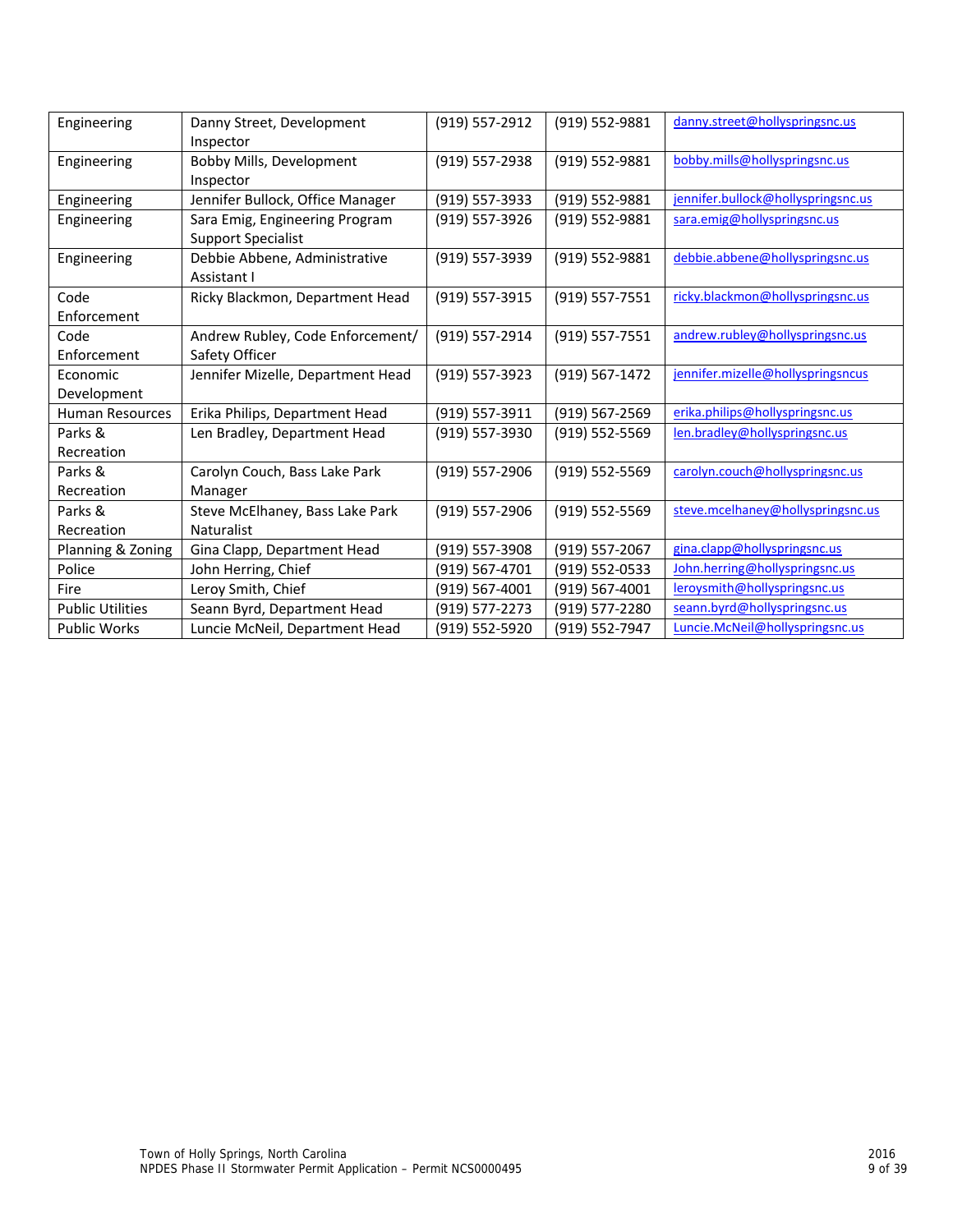| | | | | |
|---|---|---|---|---|
| Engineering | Danny Street, Development Inspector | (919) 557-2912 | (919) 552-9881 | danny.street@hollyspringsnc.us |
| Engineering | Bobby Mills, Development Inspector | (919) 557-2938 | (919) 552-9881 | bobby.mills@hollyspringsnc.us |
| Engineering | Jennifer Bullock, Office Manager | (919) 557-3933 | (919) 552-9881 | jennifer.bullock@hollyspringsnc.us |
| Engineering | Sara Emig, Engineering Program Support Specialist | (919) 557-3926 | (919) 552-9881 | sara.emig@hollyspringsnc.us |
| Engineering | Debbie Abbene, Administrative Assistant I | (919) 557-3939 | (919) 552-9881 | debbie.abbene@hollyspringsnc.us |
| Code Enforcement | Ricky Blackmon, Department Head | (919) 557-3915 | (919) 557-7551 | ricky.blackmon@hollyspringsnc.us |
| Code Enforcement | Andrew Rubley, Code Enforcement/ Safety Officer | (919) 557-2914 | (919) 557-7551 | andrew.rubley@hollyspringsnc.us |
| Economic Development | Jennifer Mizelle, Department Head | (919) 557-3923 | (919) 567-1472 | jennifer.mizelle@hollyspringsncus |
| Human Resources | Erika Philips, Department Head | (919) 557-3911 | (919) 567-2569 | erika.philips@hollyspringsnc.us |
| Parks & Recreation | Len Bradley, Department Head | (919) 557-3930 | (919) 552-5569 | len.bradley@hollyspringsnc.us |
| Parks & Recreation | Carolyn Couch, Bass Lake Park Manager | (919) 557-2906 | (919) 552-5569 | carolyn.couch@hollyspringsnc.us |
| Parks & Recreation | Steve McElhaney, Bass Lake Park Naturalist | (919) 557-2906 | (919) 552-5569 | steve.mcelhaney@hollyspringsnc.us |
| Planning & Zoning | Gina Clapp, Department Head | (919) 557-3908 | (919) 557-2067 | gina.clapp@hollyspringsnc.us |
| Police | John Herring, Chief | (919) 567-4701 | (919) 552-0533 | John.herring@hollyspringsnc.us |
| Fire | Leroy Smith, Chief | (919) 567-4001 | (919) 567-4001 | leroysmith@hollyspringsnc.us |
| Public Utilities | Seann Byrd, Department Head | (919) 577-2273 | (919) 577-2280 | seann.byrd@hollyspringsnc.us |
| Public Works | Luncie McNeil, Department Head | (919) 552-5920 | (919) 552-7947 | Luncie.McNeil@hollyspringsnc.us |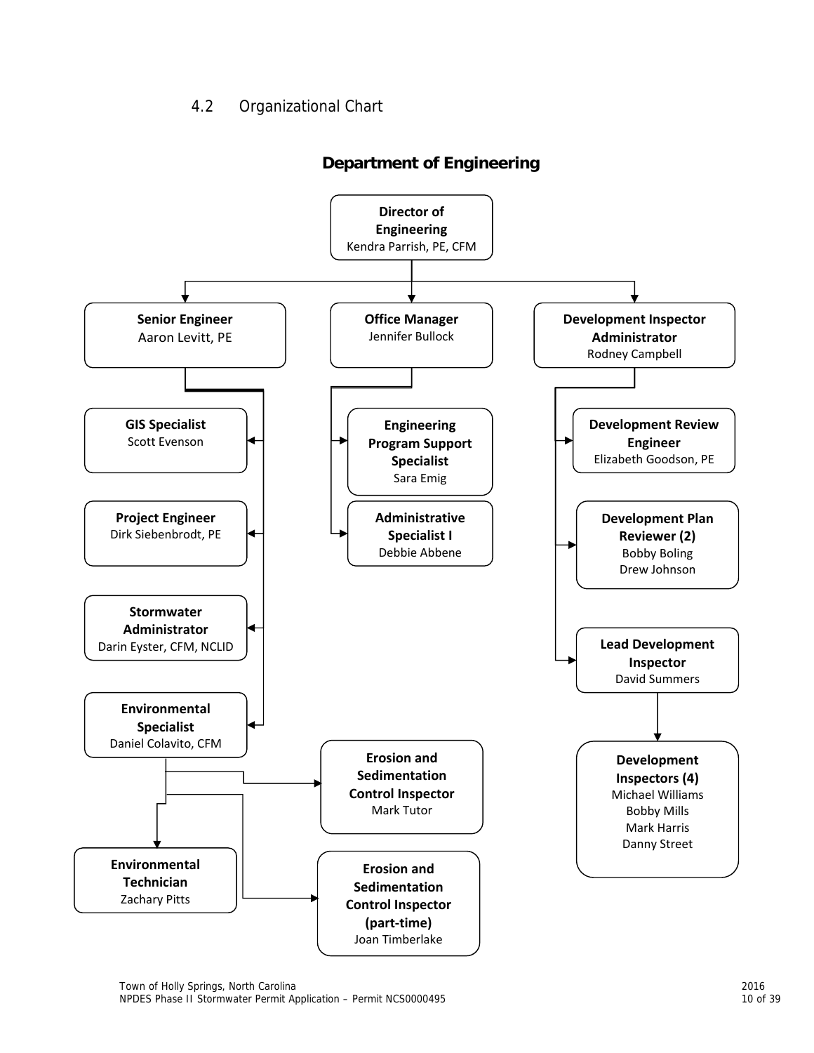## 4.2 Organizational Chart

### Department of Engineering

- **Director of Engineering** – Kendra Parrish, PE, CFM
  - **Senior Engineer** – Aaron Levitt, PE
    - **GIS Specialist** – Scott Evenson
    - **Project Engineer** – Dirk Siebenbrodt, PE
    - **Stormwater Administrator** – Darin Eyster, CFM, NCLID
    - **Environmental Specialist** – Daniel Colavito, CFM
      - **Erosion and Sedimentation Control Inspector** – Mark Tutor
      - **Environmental Technician** – Zachary Pitts
      - **Erosion and Sedimentation Control Inspector (part-time)** – Joan Timberlake
  - **Office Manager** – Jennifer Bullock
    - **Engineering Program Support Specialist** – Sara Emig
    - **Administrative Specialist I** – Debbie Abbene
  - **Development Inspector Administrator** – Rodney Campbell
    - **Development Review Engineer** – Elizabeth Goodson, PE
    - **Development Plan Reviewer (2)** – Bobby Boling, Drew Johnson
    - **Lead Development Inspector** – David Summers
      - **Development Inspectors (4)** – Michael Williams, Bobby Mills, Mark Harris, Danny Street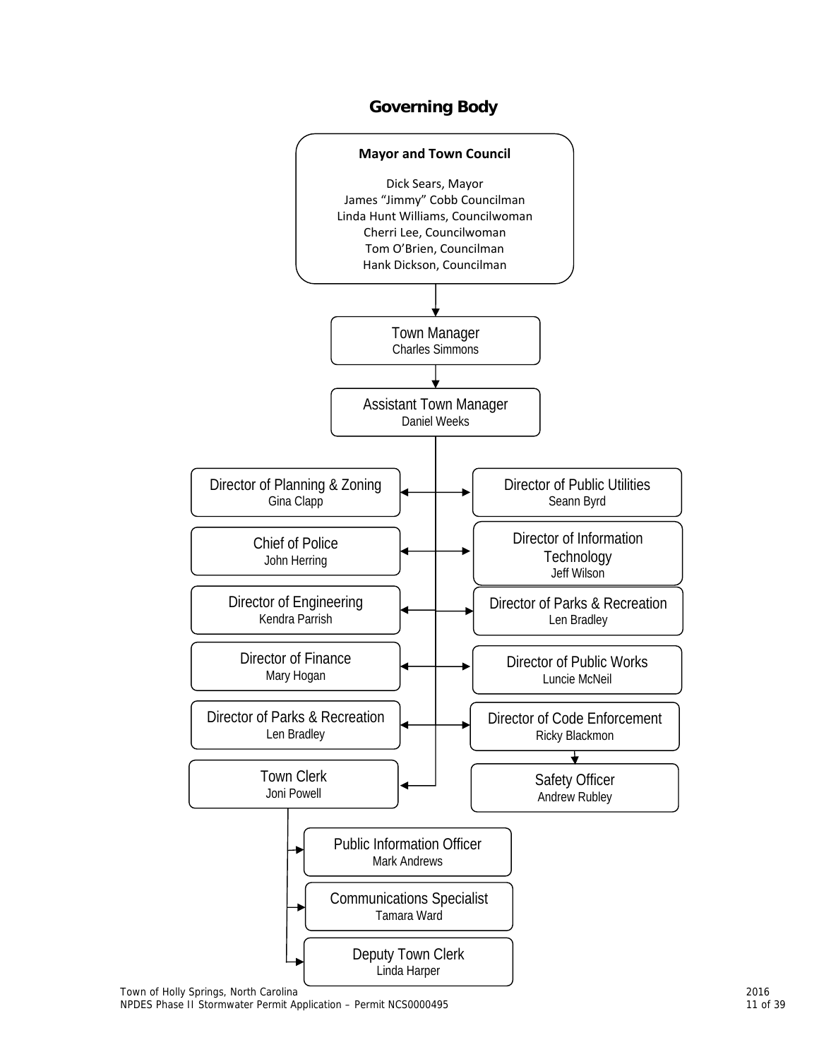## Governing Body

**Mayor and Town Council**

Dick Sears, Mayor
James "Jimmy" Cobb Councilman
Linda Hunt Williams, Councilwoman
Cherri Lee, Councilwoman
Tom O'Brien, Councilman
Hank Dickson, Councilman

**Town Manager**
Charles Simmons

**Assistant Town Manager**
Daniel Weeks

- **Director of Planning & Zoning** – Gina Clapp
- **Director of Public Utilities** – Seann Byrd
- **Chief of Police** – John Herring
- **Director of Information Technology** – Jeff Wilson
- **Director of Engineering** – Kendra Parrish
- **Director of Parks & Recreation** – Len Bradley
- **Director of Finance** – Mary Hogan
- **Director of Public Works** – Luncie McNeil
- **Director of Parks & Recreation** – Len Bradley
- **Director of Code Enforcement** – Ricky Blackmon
  - **Safety Officer** – Andrew Rubley
- **Town Clerk** – Joni Powell
  - **Public Information Officer** – Mark Andrews
  - **Communications Specialist** – Tamara Ward
  - **Deputy Town Clerk** – Linda Harper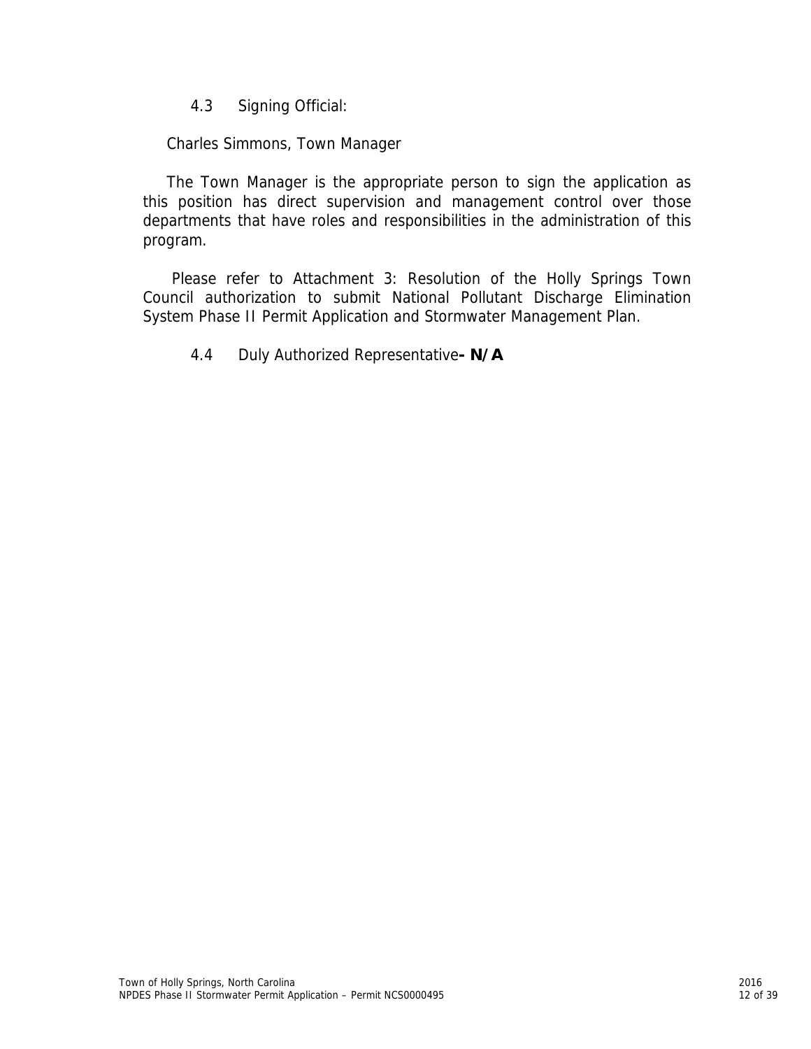### 4.3 Signing Official:

Charles Simmons, Town Manager

The Town Manager is the appropriate person to sign the application as this position has direct supervision and management control over those departments that have roles and responsibilities in the administration of this program.

Please refer to Attachment 3: Resolution of the Holly Springs Town Council authorization to submit National Pollutant Discharge Elimination System Phase II Permit Application and Stormwater Management Plan.

### 4.4 Duly Authorized Representative**- N/A**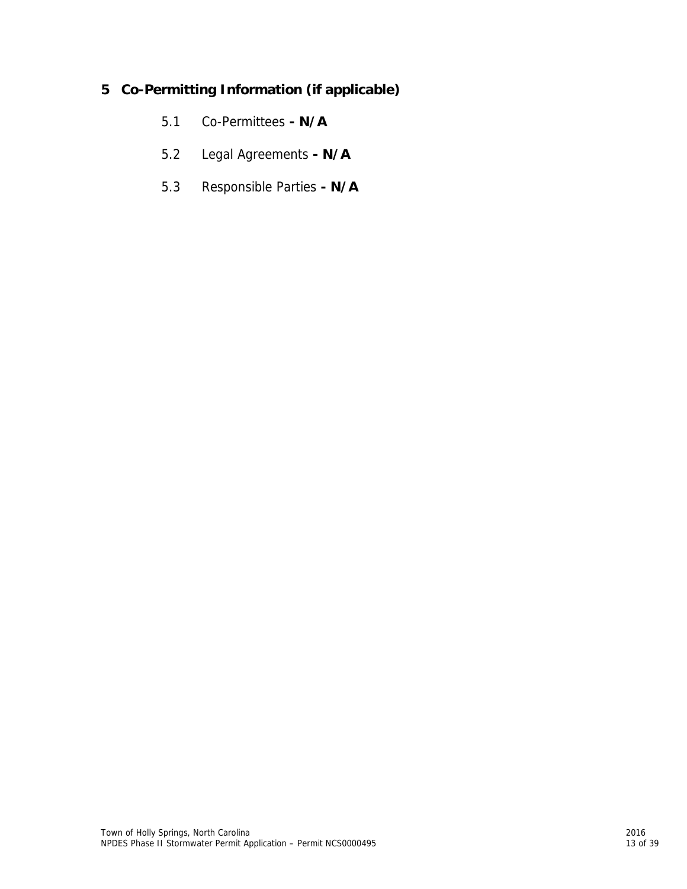# 5 Co-Permitting Information (if applicable)

5.1 Co-Permittees **- N/A**

5.2 Legal Agreements **- N/A**

5.3 Responsible Parties **- N/A**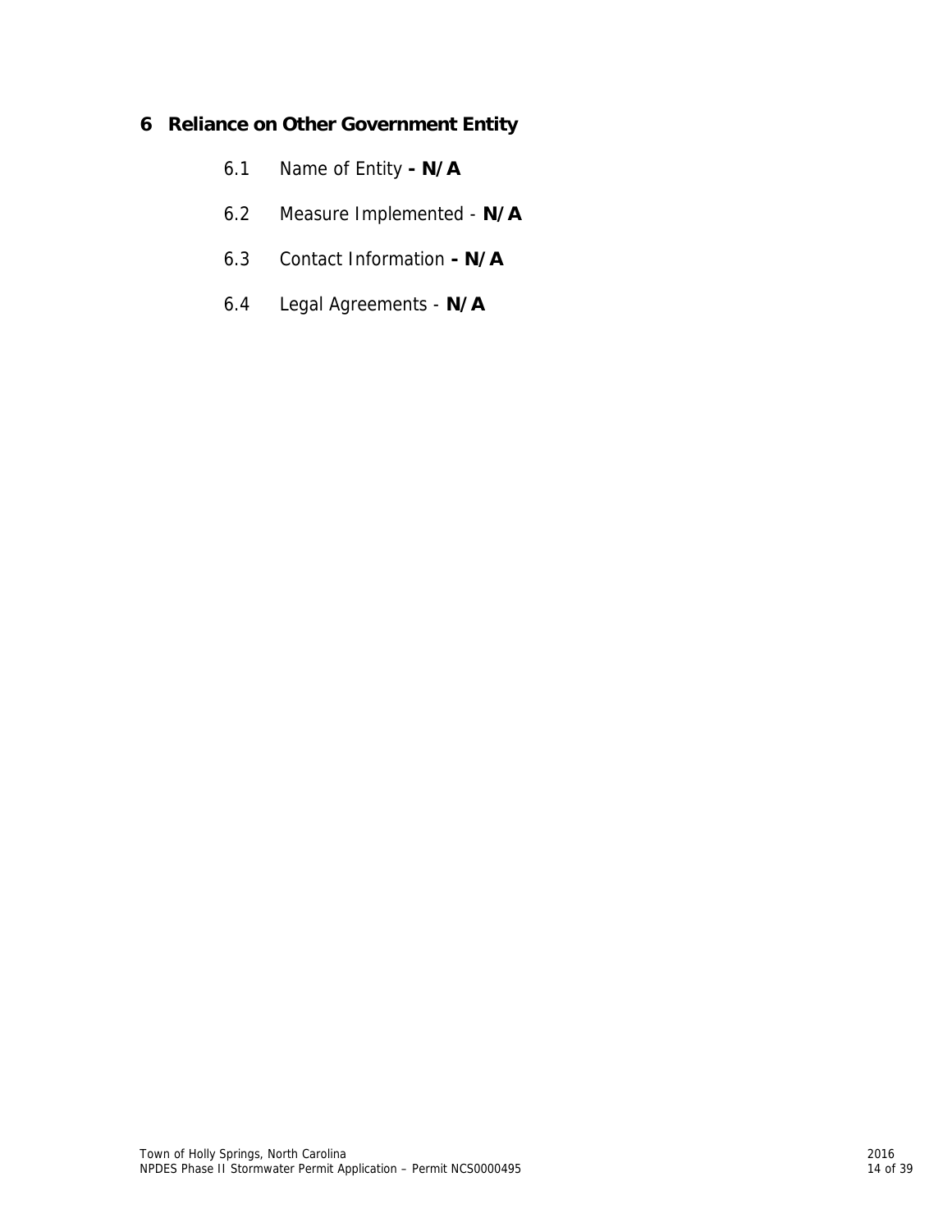## 6 Reliance on Other Government Entity

6.1 Name of Entity **- N/A**

6.2 Measure Implemented - **N/A**

6.3 Contact Information **- N/A**

6.4 Legal Agreements - **N/A**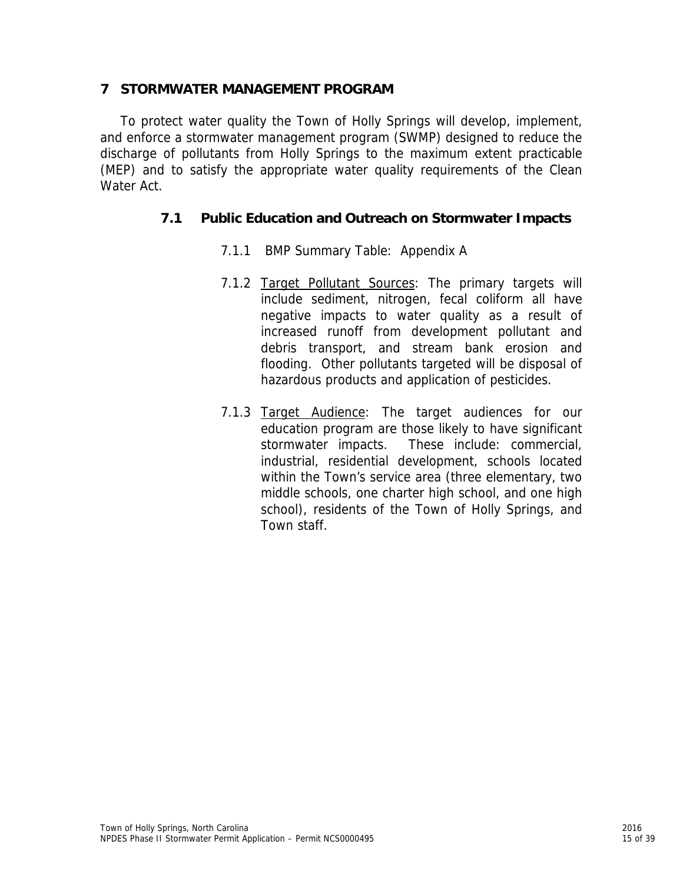# 7 STORMWATER MANAGEMENT PROGRAM

To protect water quality the Town of Holly Springs will develop, implement, and enforce a stormwater management program (SWMP) designed to reduce the discharge of pollutants from Holly Springs to the maximum extent practicable (MEP) and to satisfy the appropriate water quality requirements of the Clean Water Act.

## 7.1 Public Education and Outreach on Stormwater Impacts

7.1.1 BMP Summary Table: Appendix A

7.1.2 Target Pollutant Sources: The primary targets will include sediment, nitrogen, fecal coliform all have negative impacts to water quality as a result of increased runoff from development pollutant and debris transport, and stream bank erosion and flooding. Other pollutants targeted will be disposal of hazardous products and application of pesticides.

7.1.3 Target Audience: The target audiences for our education program are those likely to have significant stormwater impacts. These include: commercial, industrial, residential development, schools located within the Town's service area (three elementary, two middle schools, one charter high school, and one high school), residents of the Town of Holly Springs, and Town staff.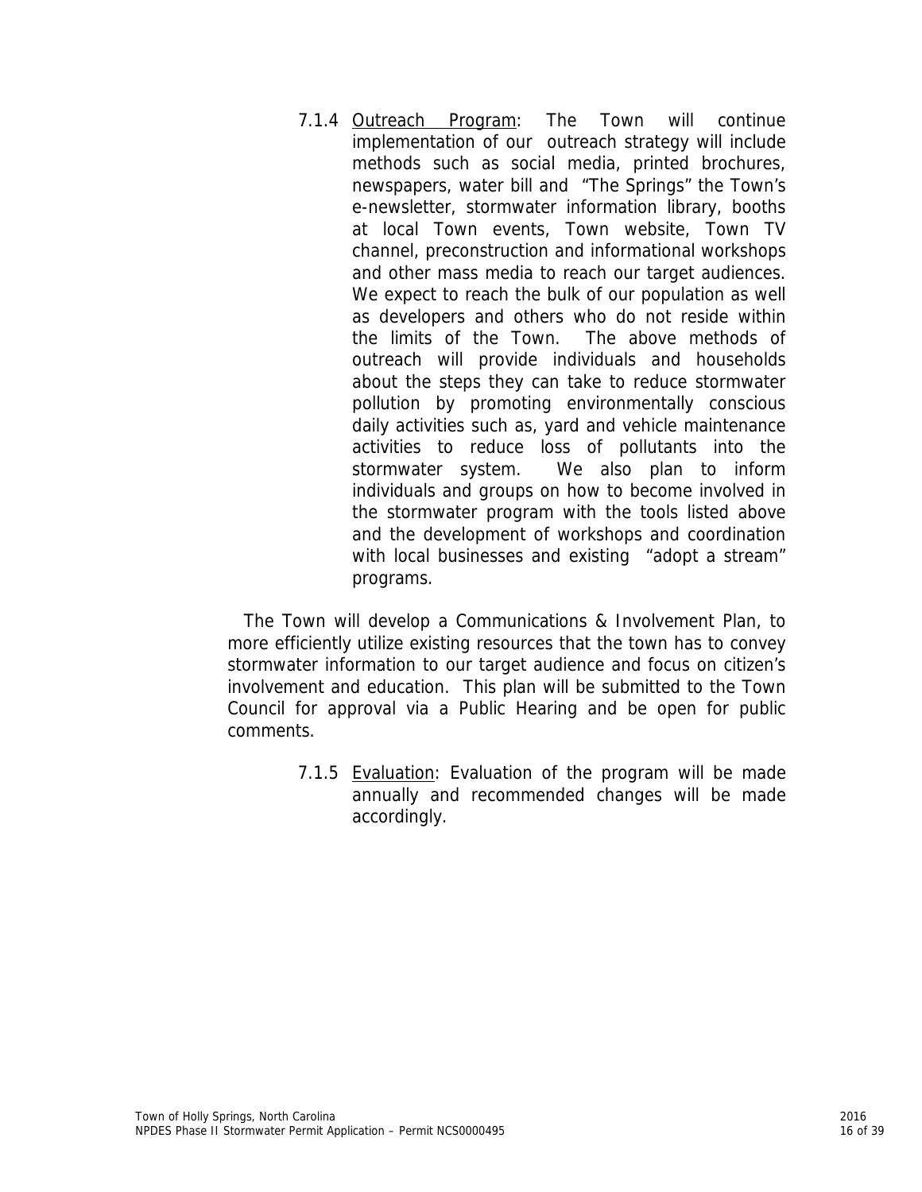7.1.4 Outreach Program: The Town will continue implementation of our outreach strategy will include methods such as social media, printed brochures, newspapers, water bill and "The Springs" the Town's e-newsletter, stormwater information library, booths at local Town events, Town website, Town TV channel, preconstruction and informational workshops and other mass media to reach our target audiences. We expect to reach the bulk of our population as well as developers and others who do not reside within the limits of the Town. The above methods of outreach will provide individuals and households about the steps they can take to reduce stormwater pollution by promoting environmentally conscious daily activities such as, yard and vehicle maintenance activities to reduce loss of pollutants into the stormwater system. We also plan to inform individuals and groups on how to become involved in the stormwater program with the tools listed above and the development of workshops and coordination with local businesses and existing "adopt a stream" programs.

The Town will develop a Communications & Involvement Plan, to more efficiently utilize existing resources that the town has to convey stormwater information to our target audience and focus on citizen's involvement and education. This plan will be submitted to the Town Council for approval via a Public Hearing and be open for public comments.

7.1.5 Evaluation: Evaluation of the program will be made annually and recommended changes will be made accordingly.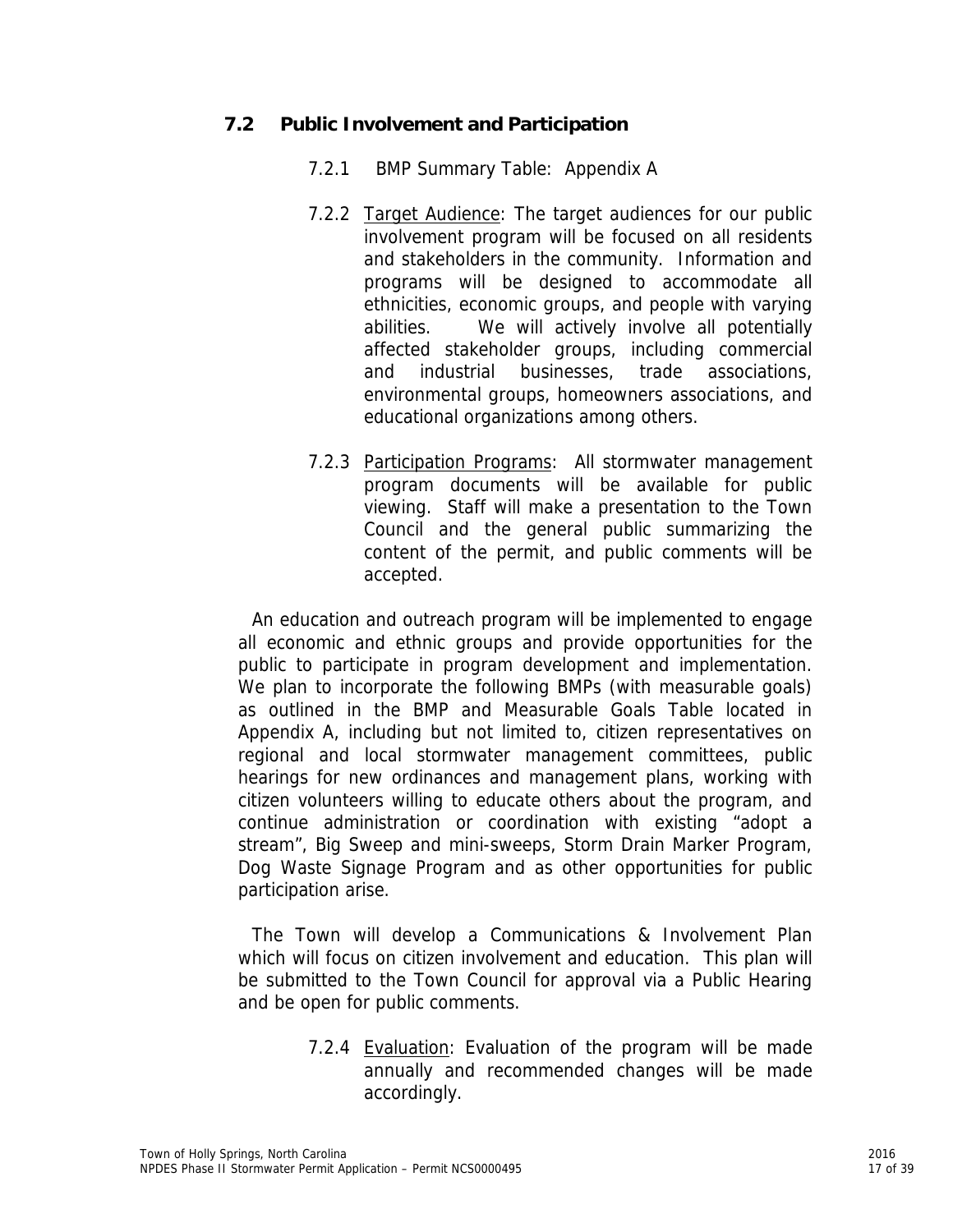## 7.2 Public Involvement and Participation

7.2.1 BMP Summary Table: Appendix A

7.2.2 Target Audience: The target audiences for our public involvement program will be focused on all residents and stakeholders in the community. Information and programs will be designed to accommodate all ethnicities, economic groups, and people with varying abilities. We will actively involve all potentially affected stakeholder groups, including commercial and industrial businesses, trade associations, environmental groups, homeowners associations, and educational organizations among others.

7.2.3 Participation Programs: All stormwater management program documents will be available for public viewing. Staff will make a presentation to the Town Council and the general public summarizing the content of the permit, and public comments will be accepted.

An education and outreach program will be implemented to engage all economic and ethnic groups and provide opportunities for the public to participate in program development and implementation. We plan to incorporate the following BMPs (with measurable goals) as outlined in the BMP and Measurable Goals Table located in Appendix A, including but not limited to, citizen representatives on regional and local stormwater management committees, public hearings for new ordinances and management plans, working with citizen volunteers willing to educate others about the program, and continue administration or coordination with existing "adopt a stream", Big Sweep and mini-sweeps, Storm Drain Marker Program, Dog Waste Signage Program and as other opportunities for public participation arise.

The Town will develop a Communications & Involvement Plan which will focus on citizen involvement and education. This plan will be submitted to the Town Council for approval via a Public Hearing and be open for public comments.

7.2.4 Evaluation: Evaluation of the program will be made annually and recommended changes will be made accordingly.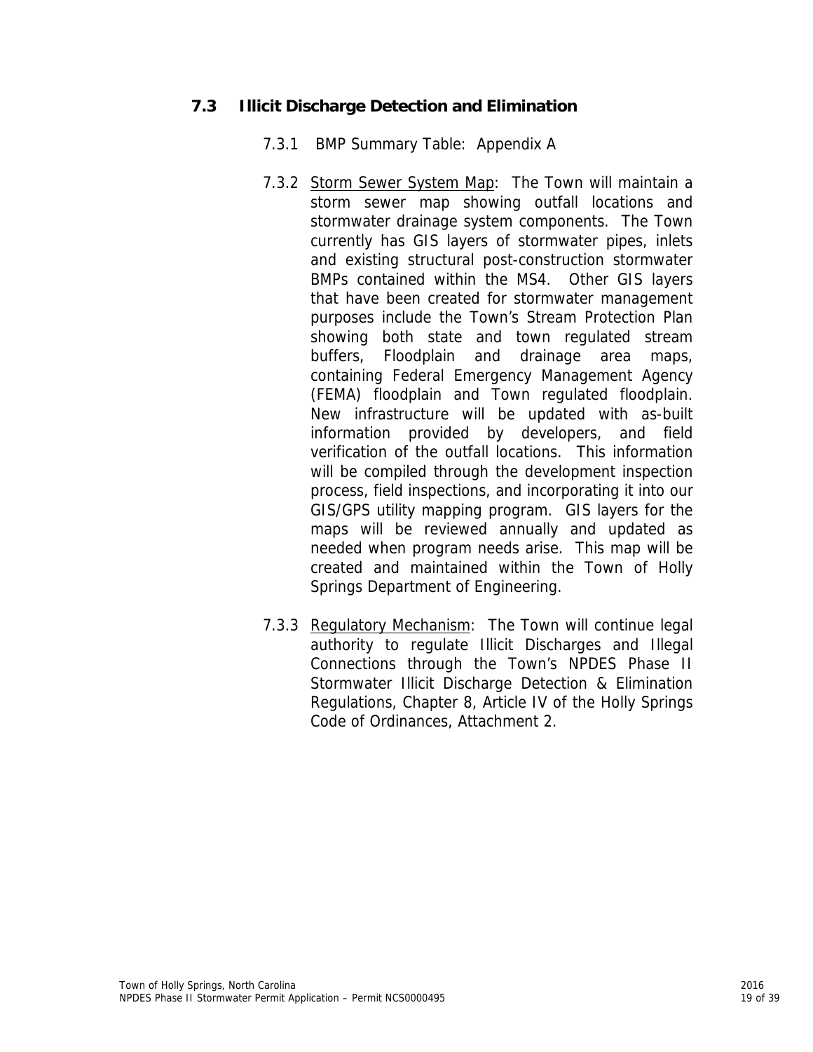## 7.3 Illicit Discharge Detection and Elimination

7.3.1 BMP Summary Table: Appendix A

7.3.2 Storm Sewer System Map: The Town will maintain a storm sewer map showing outfall locations and stormwater drainage system components. The Town currently has GIS layers of stormwater pipes, inlets and existing structural post-construction stormwater BMPs contained within the MS4. Other GIS layers that have been created for stormwater management purposes include the Town's Stream Protection Plan showing both state and town regulated stream buffers, Floodplain and drainage area maps, containing Federal Emergency Management Agency (FEMA) floodplain and Town regulated floodplain. New infrastructure will be updated with as-built information provided by developers, and field verification of the outfall locations. This information will be compiled through the development inspection process, field inspections, and incorporating it into our GIS/GPS utility mapping program. GIS layers for the maps will be reviewed annually and updated as needed when program needs arise. This map will be created and maintained within the Town of Holly Springs Department of Engineering.

7.3.3 Regulatory Mechanism: The Town will continue legal authority to regulate Illicit Discharges and Illegal Connections through the Town's NPDES Phase II Stormwater Illicit Discharge Detection & Elimination Regulations, Chapter 8, Article IV of the Holly Springs Code of Ordinances, Attachment 2.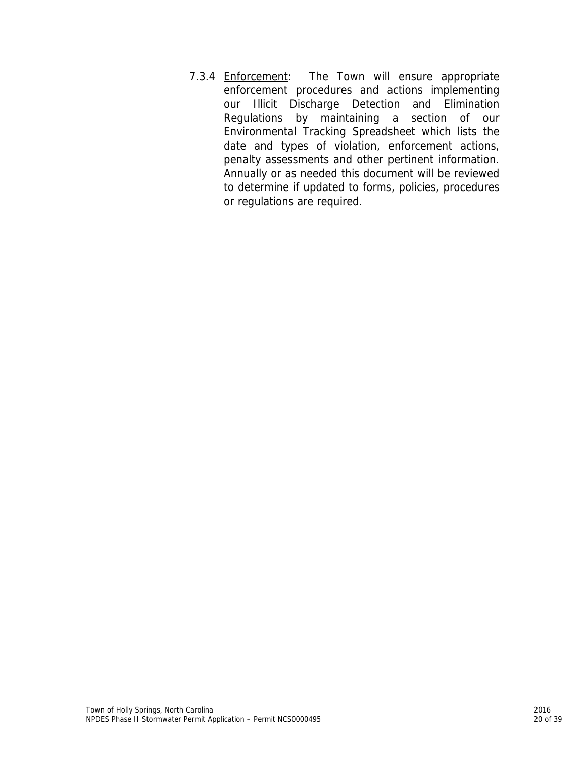7.3.4 <u>Enforcement</u>: The Town will ensure appropriate enforcement procedures and actions implementing our Illicit Discharge Detection and Elimination Regulations by maintaining a section of our Environmental Tracking Spreadsheet which lists the date and types of violation, enforcement actions, penalty assessments and other pertinent information. Annually or as needed this document will be reviewed to determine if updated to forms, policies, procedures or regulations are required.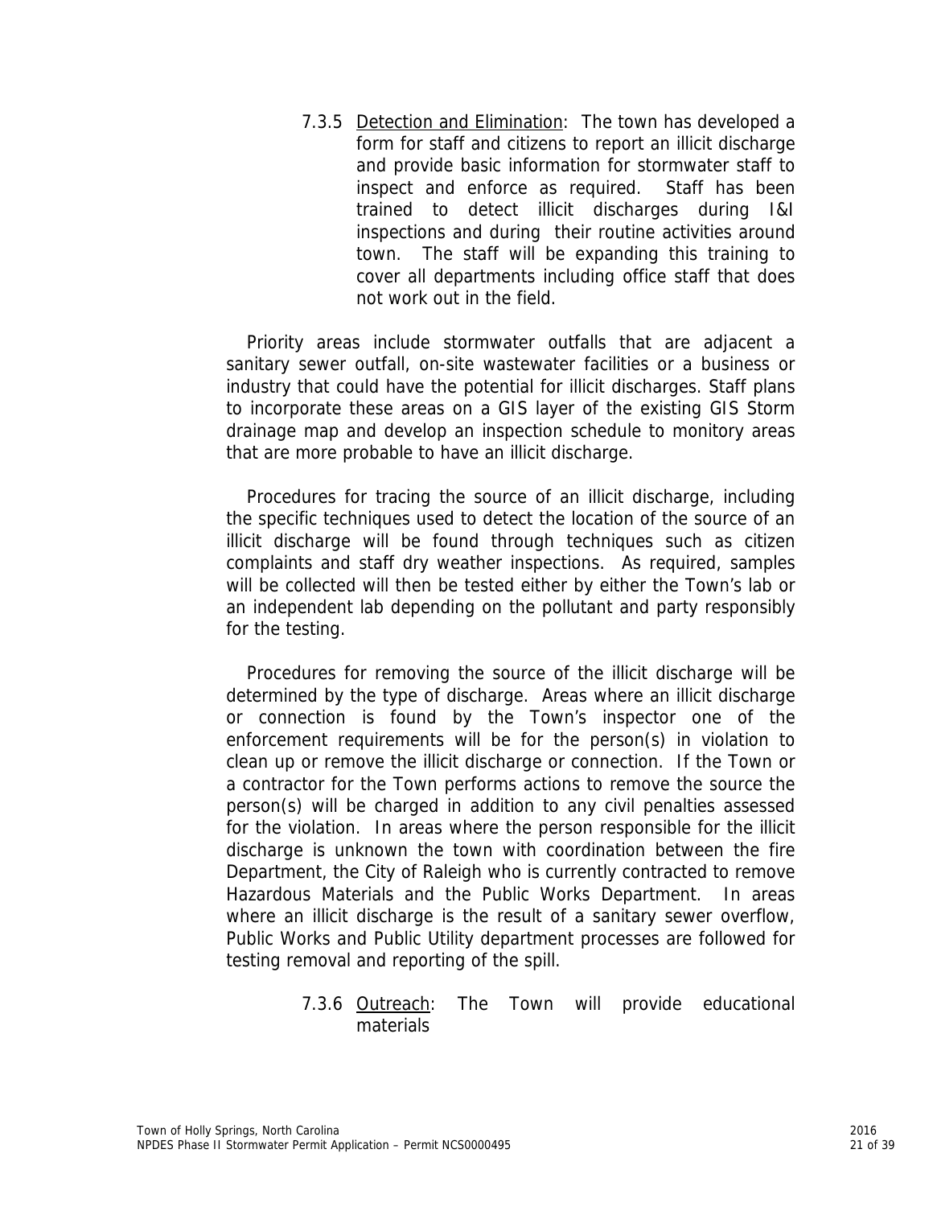7.3.5 Detection and Elimination: The town has developed a form for staff and citizens to report an illicit discharge and provide basic information for stormwater staff to inspect and enforce as required. Staff has been trained to detect illicit discharges during I&I inspections and during their routine activities around town. The staff will be expanding this training to cover all departments including office staff that does not work out in the field.

Priority areas include stormwater outfalls that are adjacent a sanitary sewer outfall, on-site wastewater facilities or a business or industry that could have the potential for illicit discharges. Staff plans to incorporate these areas on a GIS layer of the existing GIS Storm drainage map and develop an inspection schedule to monitory areas that are more probable to have an illicit discharge.

Procedures for tracing the source of an illicit discharge, including the specific techniques used to detect the location of the source of an illicit discharge will be found through techniques such as citizen complaints and staff dry weather inspections. As required, samples will be collected will then be tested either by either the Town's lab or an independent lab depending on the pollutant and party responsibly for the testing.

Procedures for removing the source of the illicit discharge will be determined by the type of discharge. Areas where an illicit discharge or connection is found by the Town's inspector one of the enforcement requirements will be for the person(s) in violation to clean up or remove the illicit discharge or connection. If the Town or a contractor for the Town performs actions to remove the source the person(s) will be charged in addition to any civil penalties assessed for the violation. In areas where the person responsible for the illicit discharge is unknown the town with coordination between the fire Department, the City of Raleigh who is currently contracted to remove Hazardous Materials and the Public Works Department. In areas where an illicit discharge is the result of a sanitary sewer overflow, Public Works and Public Utility department processes are followed for testing removal and reporting of the spill.

7.3.6 Outreach: The Town will provide educational materials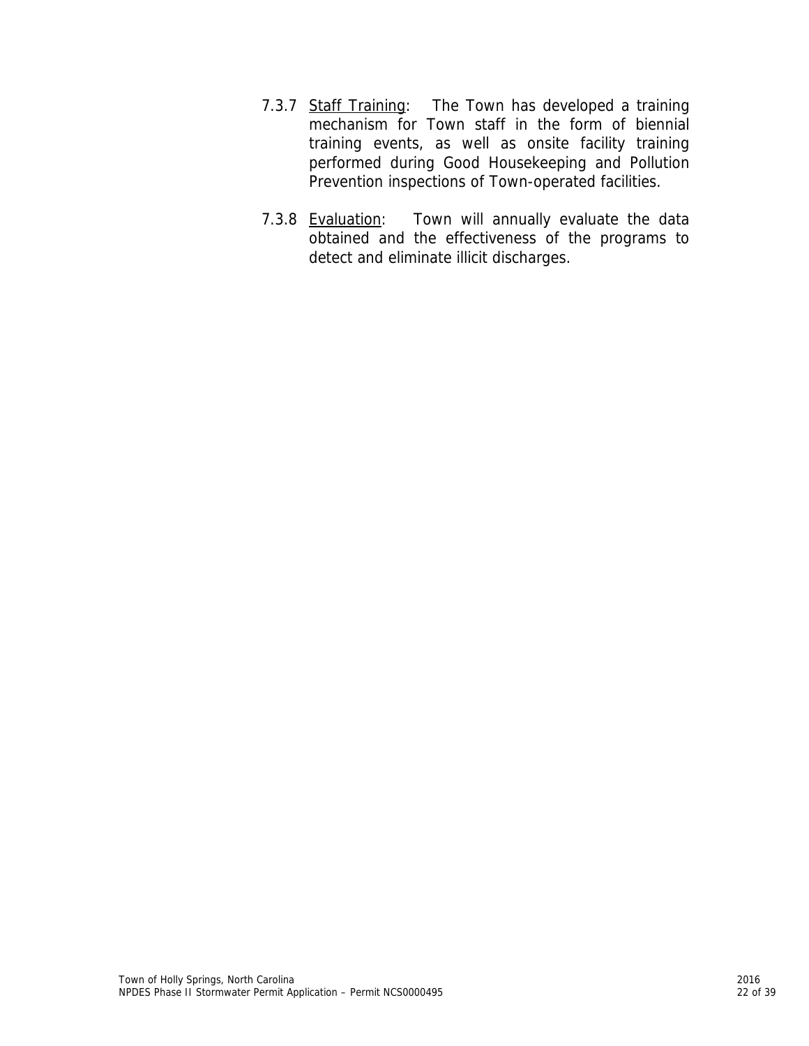7.3.7 Staff Training: The Town has developed a training mechanism for Town staff in the form of biennial training events, as well as onsite facility training performed during Good Housekeeping and Pollution Prevention inspections of Town-operated facilities.

7.3.8 Evaluation: Town will annually evaluate the data obtained and the effectiveness of the programs to detect and eliminate illicit discharges.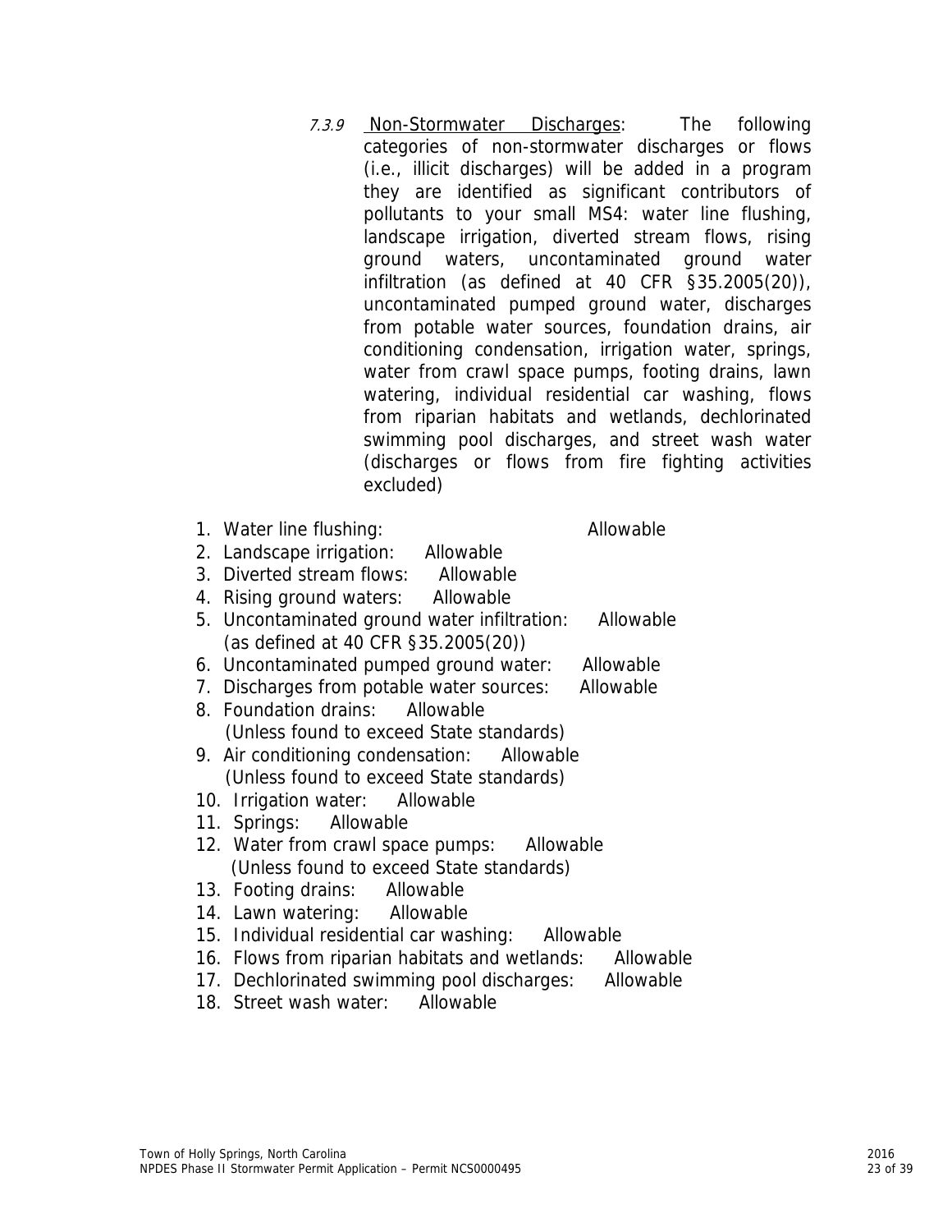*7.3.9* <u>Non-Stormwater Discharges</u>: The following categories of non-stormwater discharges or flows (i.e., illicit discharges) will be added in a program they are identified as significant contributors of pollutants to your small MS4: water line flushing, landscape irrigation, diverted stream flows, rising ground waters, uncontaminated ground water infiltration (as defined at 40 CFR §35.2005(20)), uncontaminated pumped ground water, discharges from potable water sources, foundation drains, air conditioning condensation, irrigation water, springs, water from crawl space pumps, footing drains, lawn watering, individual residential car washing, flows from riparian habitats and wetlands, dechlorinated swimming pool discharges, and street wash water (discharges or flows from fire fighting activities excluded)

1. Water line flushing: Allowable
2. Landscape irrigation: Allowable
3. Diverted stream flows: Allowable
4. Rising ground waters: Allowable
5. Uncontaminated ground water infiltration: Allowable (as defined at 40 CFR §35.2005(20))
6. Uncontaminated pumped ground water: Allowable
7. Discharges from potable water sources: Allowable
8. Foundation drains: Allowable (Unless found to exceed State standards)
9. Air conditioning condensation: Allowable (Unless found to exceed State standards)
10. Irrigation water: Allowable
11. Springs: Allowable
12. Water from crawl space pumps: Allowable (Unless found to exceed State standards)
13. Footing drains: Allowable
14. Lawn watering: Allowable
15. Individual residential car washing: Allowable
16. Flows from riparian habitats and wetlands: Allowable
17. Dechlorinated swimming pool discharges: Allowable
18. Street wash water: Allowable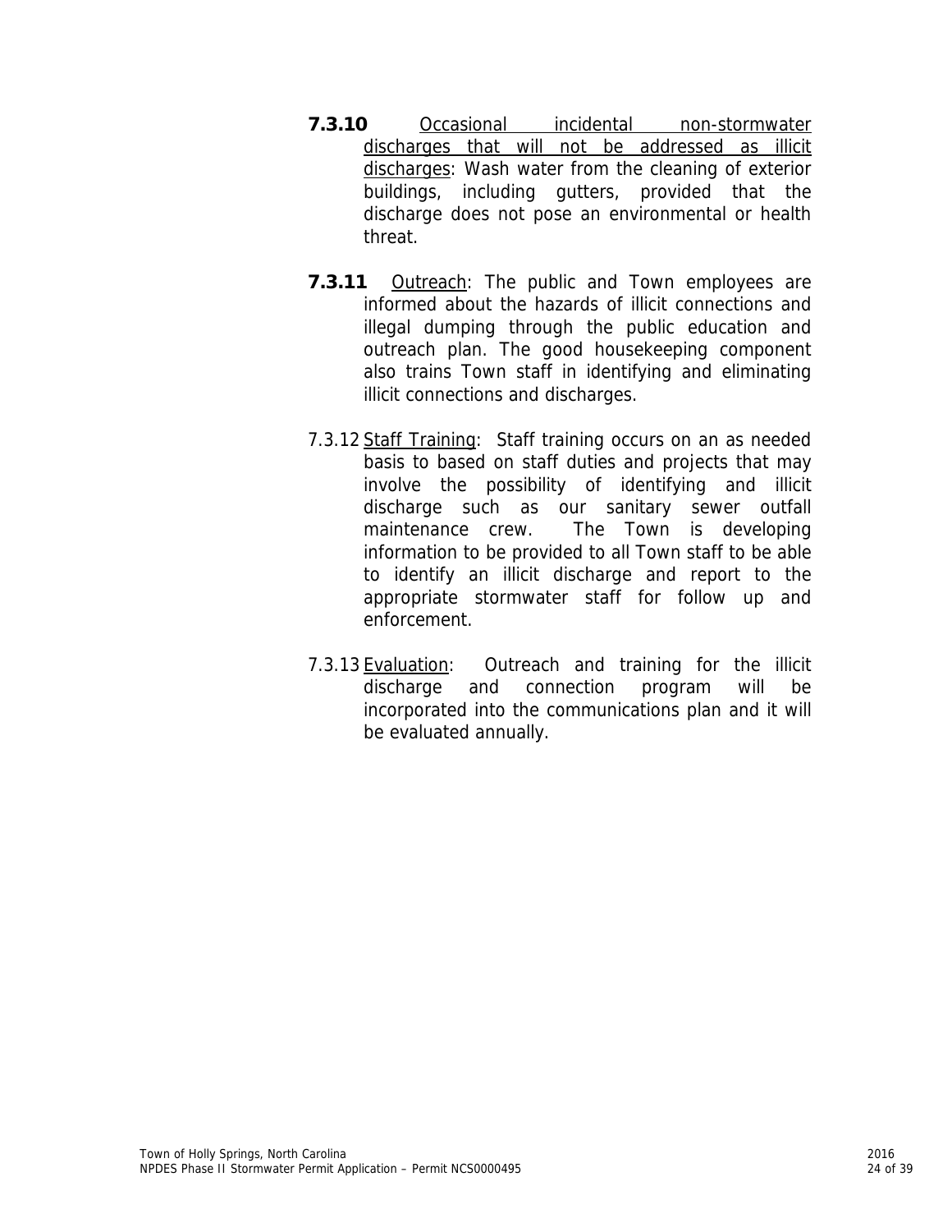**7.3.10** Occasional incidental non-stormwater discharges that will not be addressed as illicit discharges: Wash water from the cleaning of exterior buildings, including gutters, provided that the discharge does not pose an environmental or health threat.

**7.3.11** Outreach: The public and Town employees are informed about the hazards of illicit connections and illegal dumping through the public education and outreach plan. The good housekeeping component also trains Town staff in identifying and eliminating illicit connections and discharges.

7.3.12 Staff Training: Staff training occurs on an as needed basis to based on staff duties and projects that may involve the possibility of identifying and illicit discharge such as our sanitary sewer outfall maintenance crew. The Town is developing information to be provided to all Town staff to be able to identify an illicit discharge and report to the appropriate stormwater staff for follow up and enforcement.

7.3.13 Evaluation: Outreach and training for the illicit discharge and connection program will be incorporated into the communications plan and it will be evaluated annually.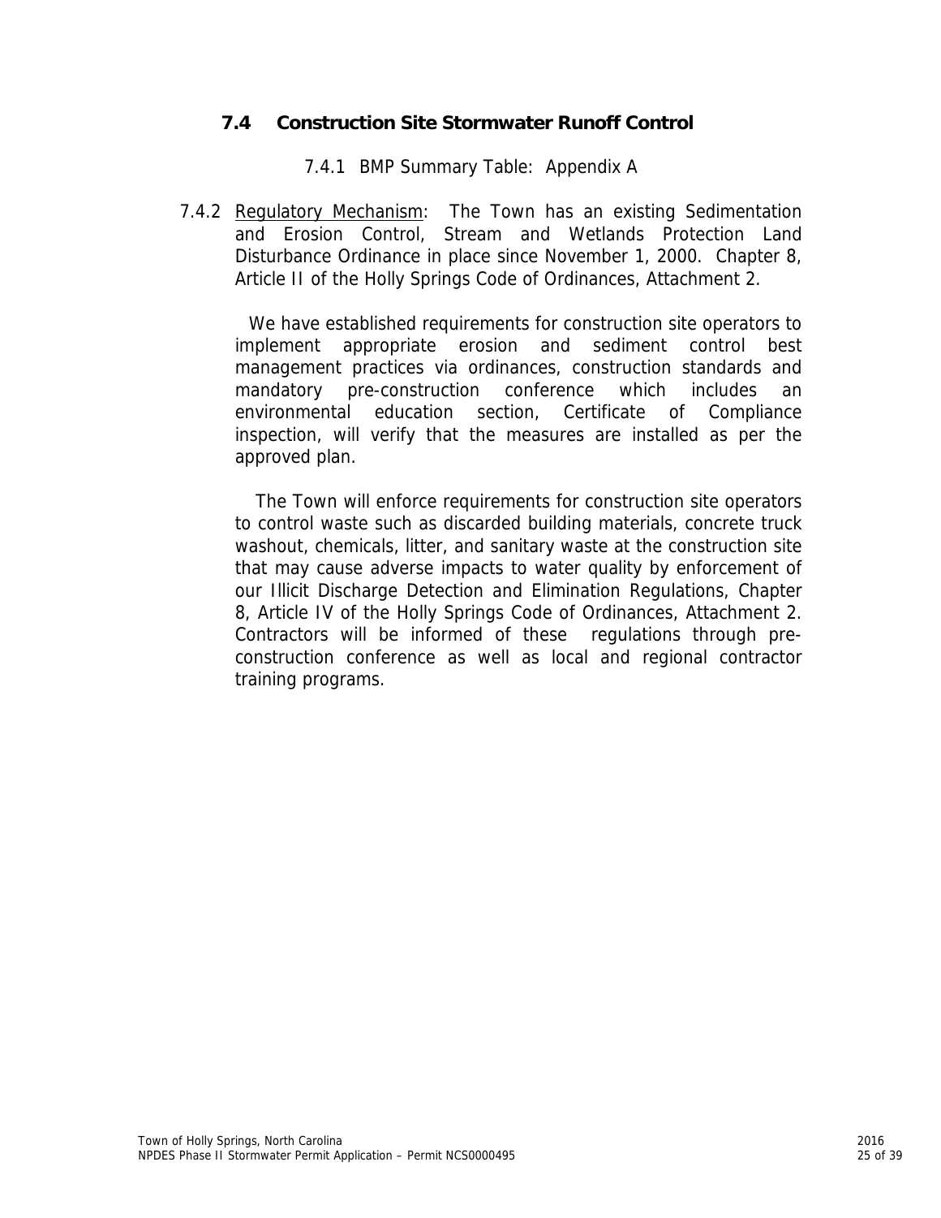## 7.4 Construction Site Stormwater Runoff Control

7.4.1 BMP Summary Table: Appendix A

7.4.2 Regulatory Mechanism: The Town has an existing Sedimentation and Erosion Control, Stream and Wetlands Protection Land Disturbance Ordinance in place since November 1, 2000. Chapter 8, Article II of the Holly Springs Code of Ordinances, Attachment 2.

We have established requirements for construction site operators to implement appropriate erosion and sediment control best management practices via ordinances, construction standards and mandatory pre-construction conference which includes an environmental education section, Certificate of Compliance inspection, will verify that the measures are installed as per the approved plan.

The Town will enforce requirements for construction site operators to control waste such as discarded building materials, concrete truck washout, chemicals, litter, and sanitary waste at the construction site that may cause adverse impacts to water quality by enforcement of our Illicit Discharge Detection and Elimination Regulations, Chapter 8, Article IV of the Holly Springs Code of Ordinances, Attachment 2. Contractors will be informed of these regulations through pre-construction conference as well as local and regional contractor training programs.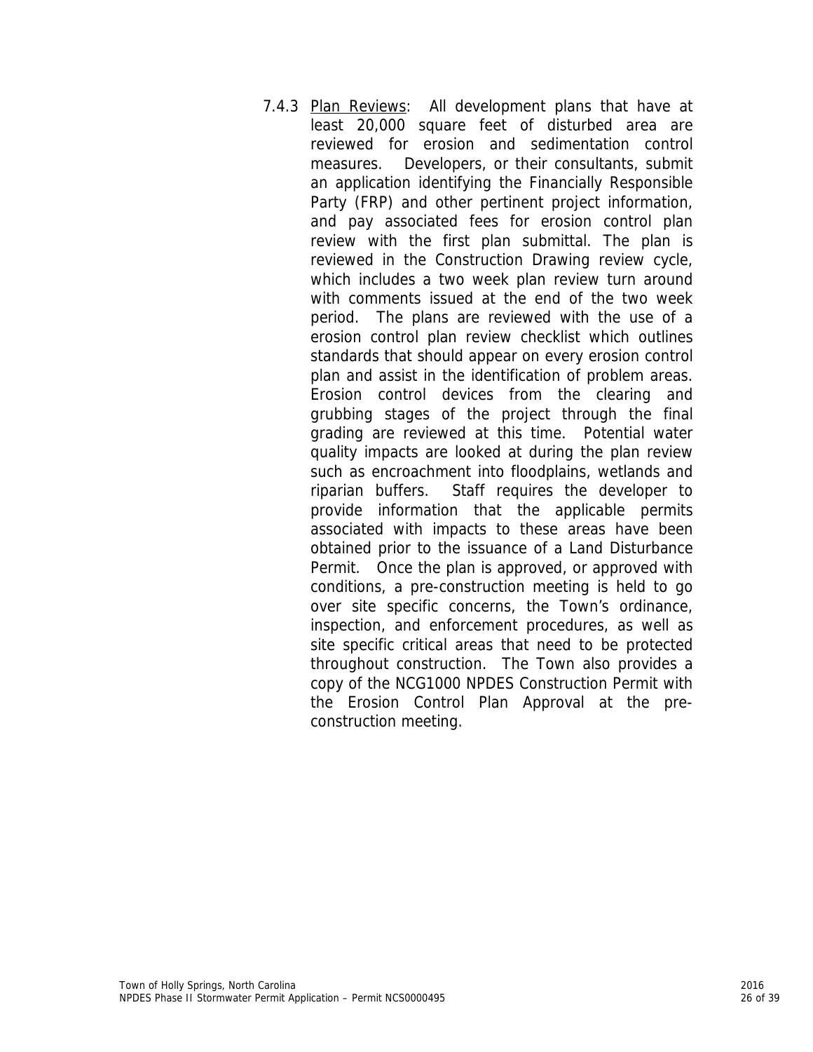7.4.3 <u>Plan Reviews</u>: All development plans that have at least 20,000 square feet of disturbed area are reviewed for erosion and sedimentation control measures. Developers, or their consultants, submit an application identifying the Financially Responsible Party (FRP) and other pertinent project information, and pay associated fees for erosion control plan review with the first plan submittal. The plan is reviewed in the Construction Drawing review cycle, which includes a two week plan review turn around with comments issued at the end of the two week period. The plans are reviewed with the use of a erosion control plan review checklist which outlines standards that should appear on every erosion control plan and assist in the identification of problem areas. Erosion control devices from the clearing and grubbing stages of the project through the final grading are reviewed at this time. Potential water quality impacts are looked at during the plan review such as encroachment into floodplains, wetlands and riparian buffers. Staff requires the developer to provide information that the applicable permits associated with impacts to these areas have been obtained prior to the issuance of a Land Disturbance Permit. Once the plan is approved, or approved with conditions, a pre-construction meeting is held to go over site specific concerns, the Town's ordinance, inspection, and enforcement procedures, as well as site specific critical areas that need to be protected throughout construction. The Town also provides a copy of the NCG1000 NPDES Construction Permit with the Erosion Control Plan Approval at the pre-construction meeting.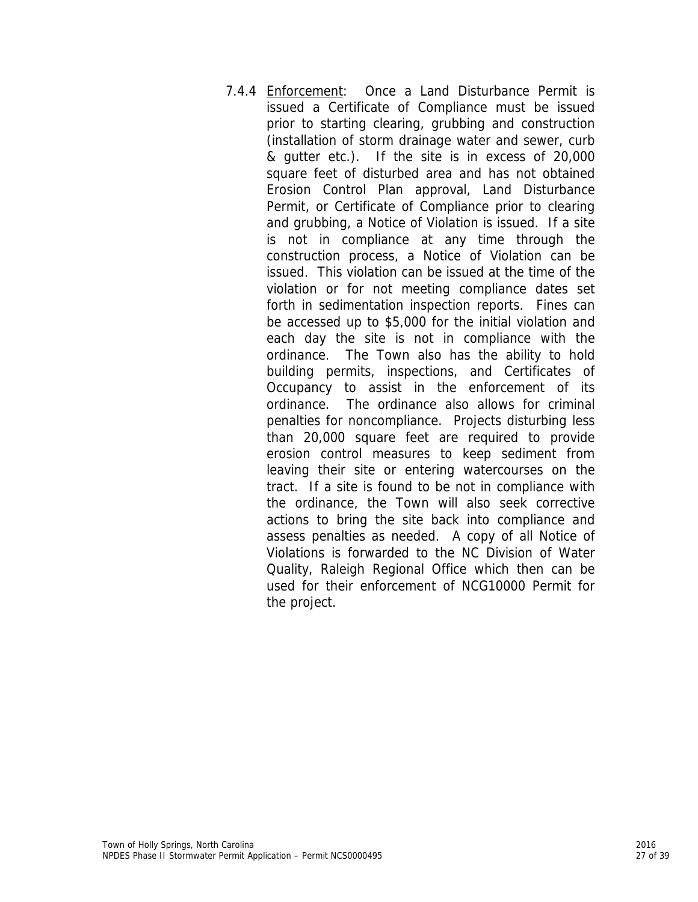7.4.4 Enforcement: Once a Land Disturbance Permit is issued a Certificate of Compliance must be issued prior to starting clearing, grubbing and construction (installation of storm drainage water and sewer, curb & gutter etc.). If the site is in excess of 20,000 square feet of disturbed area and has not obtained Erosion Control Plan approval, Land Disturbance Permit, or Certificate of Compliance prior to clearing and grubbing, a Notice of Violation is issued. If a site is not in compliance at any time through the construction process, a Notice of Violation can be issued. This violation can be issued at the time of the violation or for not meeting compliance dates set forth in sedimentation inspection reports. Fines can be accessed up to $5,000 for the initial violation and each day the site is not in compliance with the ordinance. The Town also has the ability to hold building permits, inspections, and Certificates of Occupancy to assist in the enforcement of its ordinance. The ordinance also allows for criminal penalties for noncompliance. Projects disturbing less than 20,000 square feet are required to provide erosion control measures to keep sediment from leaving their site or entering watercourses on the tract. If a site is found to be not in compliance with the ordinance, the Town will also seek corrective actions to bring the site back into compliance and assess penalties as needed. A copy of all Notice of Violations is forwarded to the NC Division of Water Quality, Raleigh Regional Office which then can be used for their enforcement of NCG10000 Permit for the project.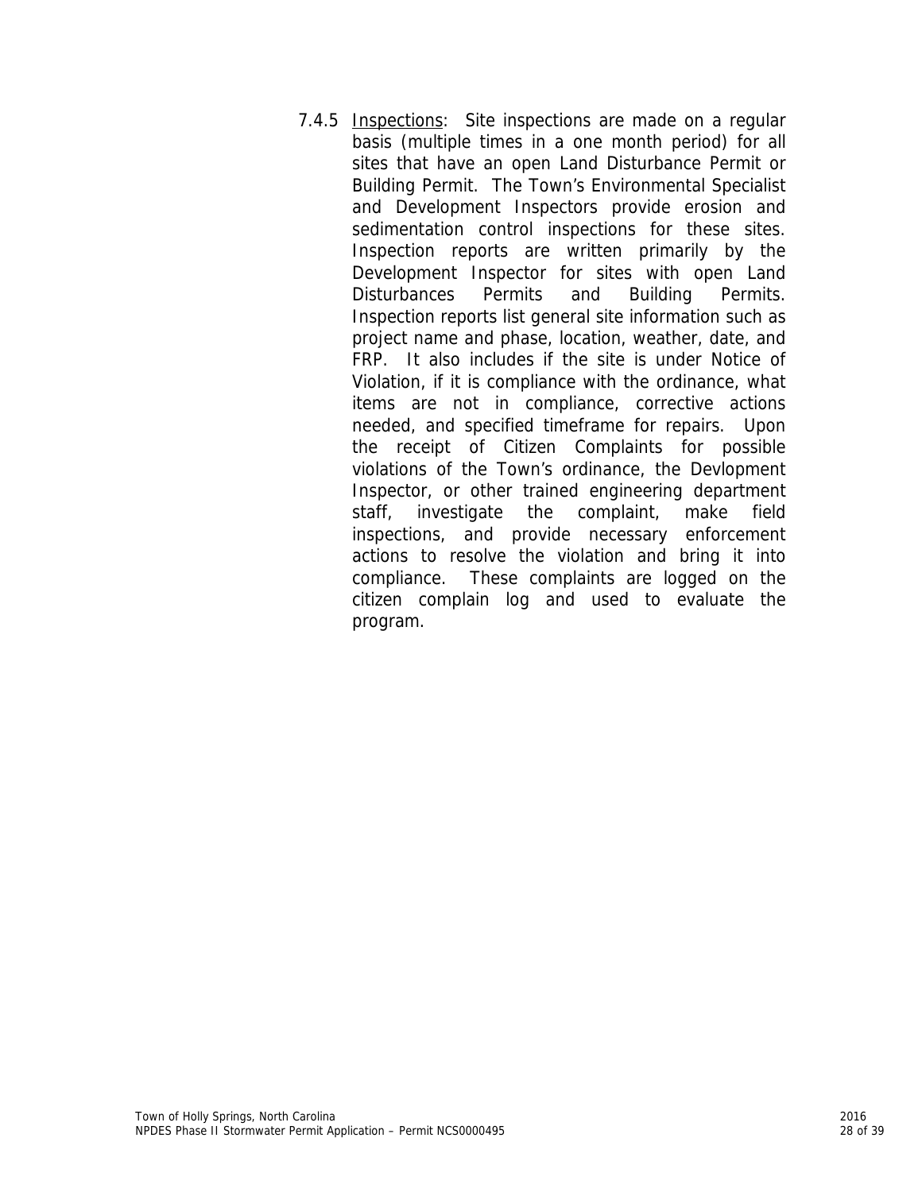7.4.5 Inspections: Site inspections are made on a regular basis (multiple times in a one month period) for all sites that have an open Land Disturbance Permit or Building Permit. The Town's Environmental Specialist and Development Inspectors provide erosion and sedimentation control inspections for these sites. Inspection reports are written primarily by the Development Inspector for sites with open Land Disturbances Permits and Building Permits. Inspection reports list general site information such as project name and phase, location, weather, date, and FRP. It also includes if the site is under Notice of Violation, if it is compliance with the ordinance, what items are not in compliance, corrective actions needed, and specified timeframe for repairs. Upon the receipt of Citizen Complaints for possible violations of the Town's ordinance, the Devlopment Inspector, or other trained engineering department staff, investigate the complaint, make field inspections, and provide necessary enforcement actions to resolve the violation and bring it into compliance. These complaints are logged on the citizen complain log and used to evaluate the program.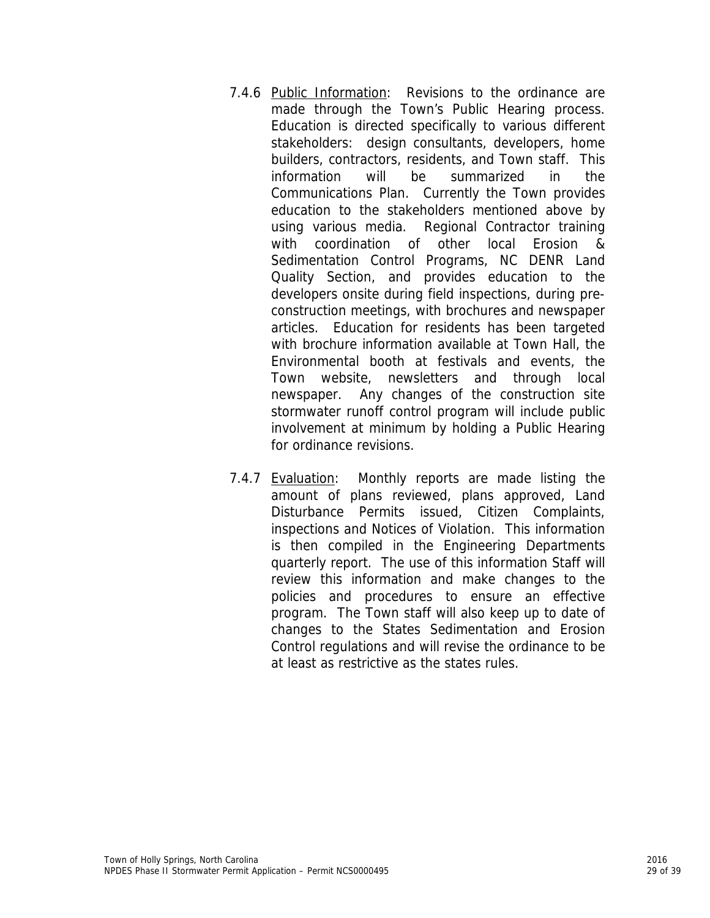7.4.6 Public Information: Revisions to the ordinance are made through the Town's Public Hearing process. Education is directed specifically to various different stakeholders: design consultants, developers, home builders, contractors, residents, and Town staff. This information will be summarized in the Communications Plan. Currently the Town provides education to the stakeholders mentioned above by using various media. Regional Contractor training with coordination of other local Erosion & Sedimentation Control Programs, NC DENR Land Quality Section, and provides education to the developers onsite during field inspections, during pre-construction meetings, with brochures and newspaper articles. Education for residents has been targeted with brochure information available at Town Hall, the Environmental booth at festivals and events, the Town website, newsletters and through local newspaper. Any changes of the construction site stormwater runoff control program will include public involvement at minimum by holding a Public Hearing for ordinance revisions.

7.4.7 Evaluation: Monthly reports are made listing the amount of plans reviewed, plans approved, Land Disturbance Permits issued, Citizen Complaints, inspections and Notices of Violation. This information is then compiled in the Engineering Departments quarterly report. The use of this information Staff will review this information and make changes to the policies and procedures to ensure an effective program. The Town staff will also keep up to date of changes to the States Sedimentation and Erosion Control regulations and will revise the ordinance to be at least as restrictive as the states rules.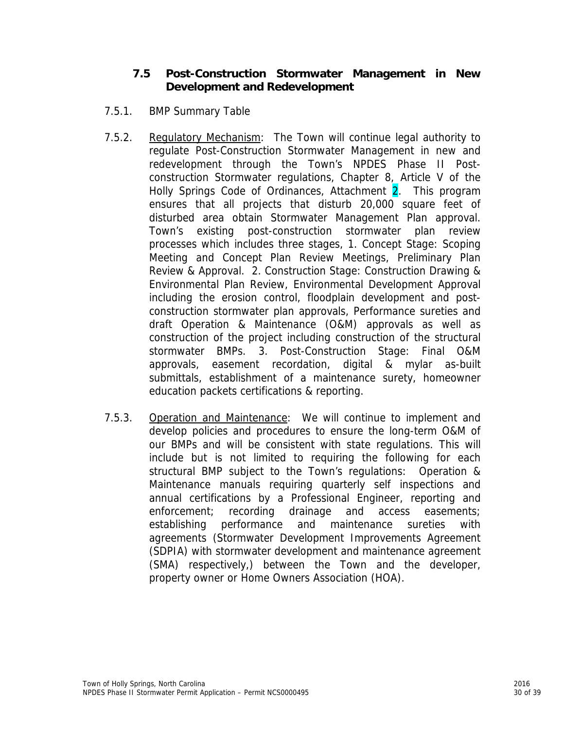### 7.5 Post-Construction Stormwater Management in New Development and Redevelopment

7.5.1. BMP Summary Table

7.5.2. Regulatory Mechanism: The Town will continue legal authority to regulate Post-Construction Stormwater Management in new and redevelopment through the Town's NPDES Phase II Post-construction Stormwater regulations, Chapter 8, Article V of the Holly Springs Code of Ordinances, Attachment 2. This program ensures that all projects that disturb 20,000 square feet of disturbed area obtain Stormwater Management Plan approval. Town's existing post-construction stormwater plan review processes which includes three stages, 1. Concept Stage: Scoping Meeting and Concept Plan Review Meetings, Preliminary Plan Review & Approval. 2. Construction Stage: Construction Drawing & Environmental Plan Review, Environmental Development Approval including the erosion control, floodplain development and post-construction stormwater plan approvals, Performance sureties and draft Operation & Maintenance (O&M) approvals as well as construction of the project including construction of the structural stormwater BMPs. 3. Post-Construction Stage: Final O&M approvals, easement recordation, digital & mylar as-built submittals, establishment of a maintenance surety, homeowner education packets certifications & reporting.

7.5.3. Operation and Maintenance: We will continue to implement and develop policies and procedures to ensure the long-term O&M of our BMPs and will be consistent with state regulations. This will include but is not limited to requiring the following for each structural BMP subject to the Town's regulations: Operation & Maintenance manuals requiring quarterly self inspections and annual certifications by a Professional Engineer, reporting and enforcement; recording drainage and access easements; establishing performance and maintenance sureties with agreements (Stormwater Development Improvements Agreement (SDPIA) with stormwater development and maintenance agreement (SMA) respectively,) between the Town and the developer, property owner or Home Owners Association (HOA).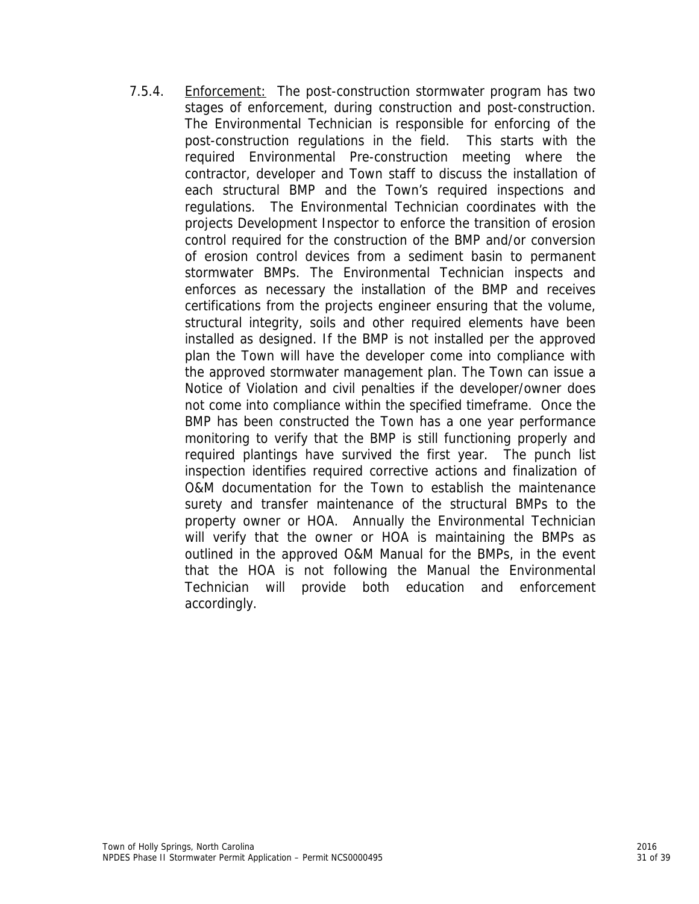7.5.4. Enforcement: The post-construction stormwater program has two stages of enforcement, during construction and post-construction. The Environmental Technician is responsible for enforcing of the post-construction regulations in the field. This starts with the required Environmental Pre-construction meeting where the contractor, developer and Town staff to discuss the installation of each structural BMP and the Town's required inspections and regulations. The Environmental Technician coordinates with the projects Development Inspector to enforce the transition of erosion control required for the construction of the BMP and/or conversion of erosion control devices from a sediment basin to permanent stormwater BMPs. The Environmental Technician inspects and enforces as necessary the installation of the BMP and receives certifications from the projects engineer ensuring that the volume, structural integrity, soils and other required elements have been installed as designed. If the BMP is not installed per the approved plan the Town will have the developer come into compliance with the approved stormwater management plan. The Town can issue a Notice of Violation and civil penalties if the developer/owner does not come into compliance within the specified timeframe. Once the BMP has been constructed the Town has a one year performance monitoring to verify that the BMP is still functioning properly and required plantings have survived the first year. The punch list inspection identifies required corrective actions and finalization of O&M documentation for the Town to establish the maintenance surety and transfer maintenance of the structural BMPs to the property owner or HOA. Annually the Environmental Technician will verify that the owner or HOA is maintaining the BMPs as outlined in the approved O&M Manual for the BMPs, in the event that the HOA is not following the Manual the Environmental Technician will provide both education and enforcement accordingly.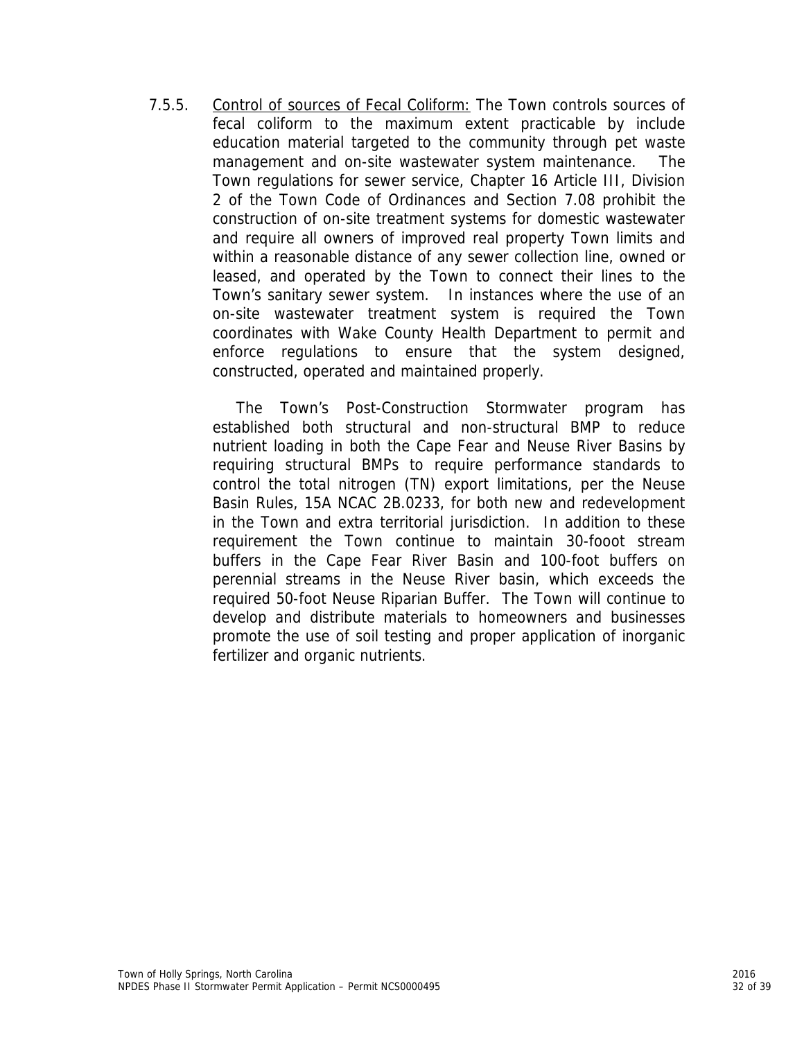7.5.5. Control of sources of Fecal Coliform: The Town controls sources of fecal coliform to the maximum extent practicable by include education material targeted to the community through pet waste management and on-site wastewater system maintenance. The Town regulations for sewer service, Chapter 16 Article III, Division 2 of the Town Code of Ordinances and Section 7.08 prohibit the construction of on-site treatment systems for domestic wastewater and require all owners of improved real property Town limits and within a reasonable distance of any sewer collection line, owned or leased, and operated by the Town to connect their lines to the Town's sanitary sewer system. In instances where the use of an on-site wastewater treatment system is required the Town coordinates with Wake County Health Department to permit and enforce regulations to ensure that the system designed, constructed, operated and maintained properly.

The Town's Post-Construction Stormwater program has established both structural and non-structural BMP to reduce nutrient loading in both the Cape Fear and Neuse River Basins by requiring structural BMPs to require performance standards to control the total nitrogen (TN) export limitations, per the Neuse Basin Rules, 15A NCAC 2B.0233, for both new and redevelopment in the Town and extra territorial jurisdiction. In addition to these requirement the Town continue to maintain 30-fooot stream buffers in the Cape Fear River Basin and 100-foot buffers on perennial streams in the Neuse River basin, which exceeds the required 50-foot Neuse Riparian Buffer. The Town will continue to develop and distribute materials to homeowners and businesses promote the use of soil testing and proper application of inorganic fertilizer and organic nutrients.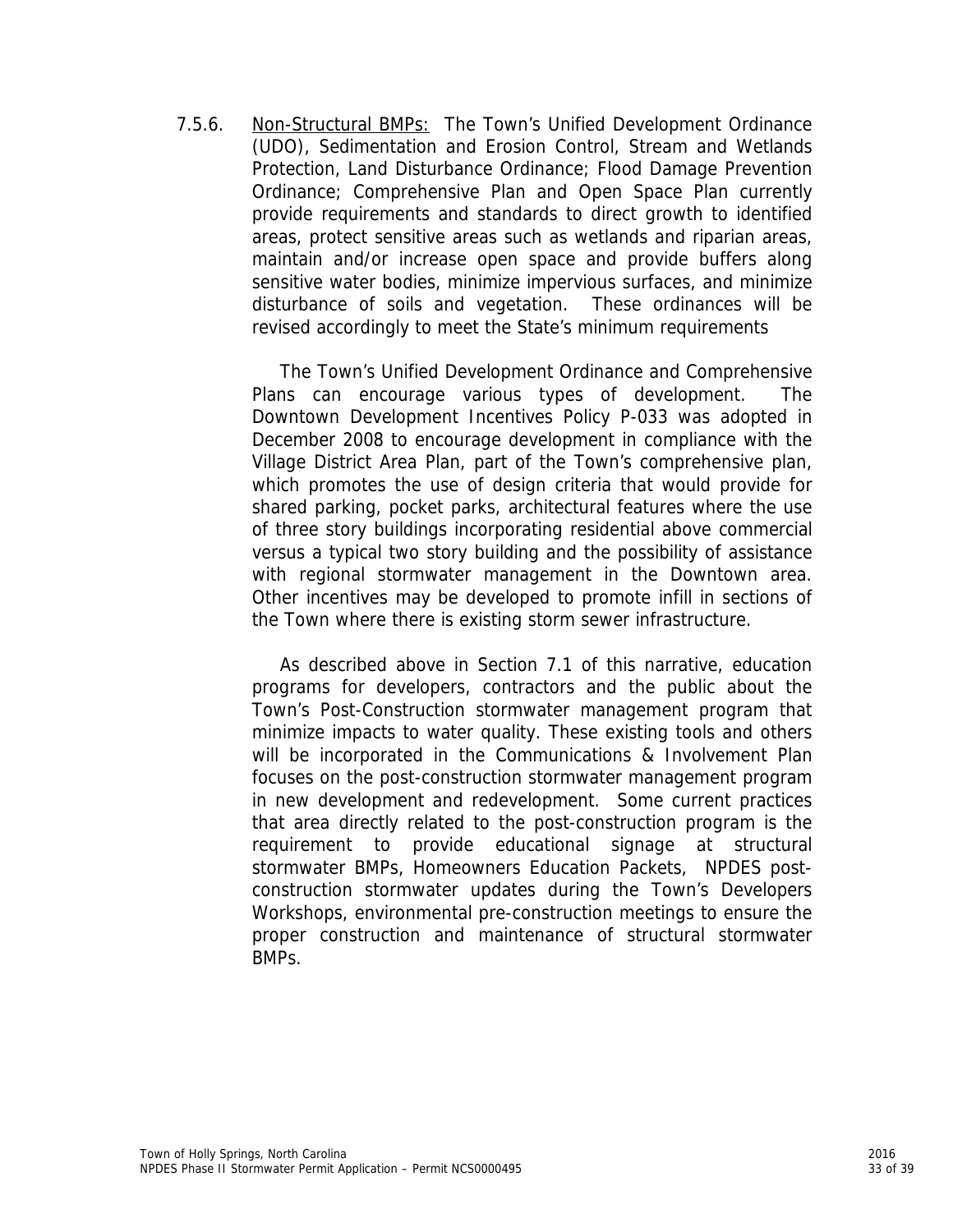7.5.6. Non-Structural BMPs: The Town's Unified Development Ordinance (UDO), Sedimentation and Erosion Control, Stream and Wetlands Protection, Land Disturbance Ordinance; Flood Damage Prevention Ordinance; Comprehensive Plan and Open Space Plan currently provide requirements and standards to direct growth to identified areas, protect sensitive areas such as wetlands and riparian areas, maintain and/or increase open space and provide buffers along sensitive water bodies, minimize impervious surfaces, and minimize disturbance of soils and vegetation. These ordinances will be revised accordingly to meet the State's minimum requirements

The Town's Unified Development Ordinance and Comprehensive Plans can encourage various types of development. The Downtown Development Incentives Policy P-033 was adopted in December 2008 to encourage development in compliance with the Village District Area Plan, part of the Town's comprehensive plan, which promotes the use of design criteria that would provide for shared parking, pocket parks, architectural features where the use of three story buildings incorporating residential above commercial versus a typical two story building and the possibility of assistance with regional stormwater management in the Downtown area. Other incentives may be developed to promote infill in sections of the Town where there is existing storm sewer infrastructure.

As described above in Section 7.1 of this narrative, education programs for developers, contractors and the public about the Town's Post-Construction stormwater management program that minimize impacts to water quality. These existing tools and others will be incorporated in the Communications & Involvement Plan focuses on the post-construction stormwater management program in new development and redevelopment. Some current practices that area directly related to the post-construction program is the requirement to provide educational signage at structural stormwater BMPs, Homeowners Education Packets, NPDES post-construction stormwater updates during the Town's Developers Workshops, environmental pre-construction meetings to ensure the proper construction and maintenance of structural stormwater BMPs.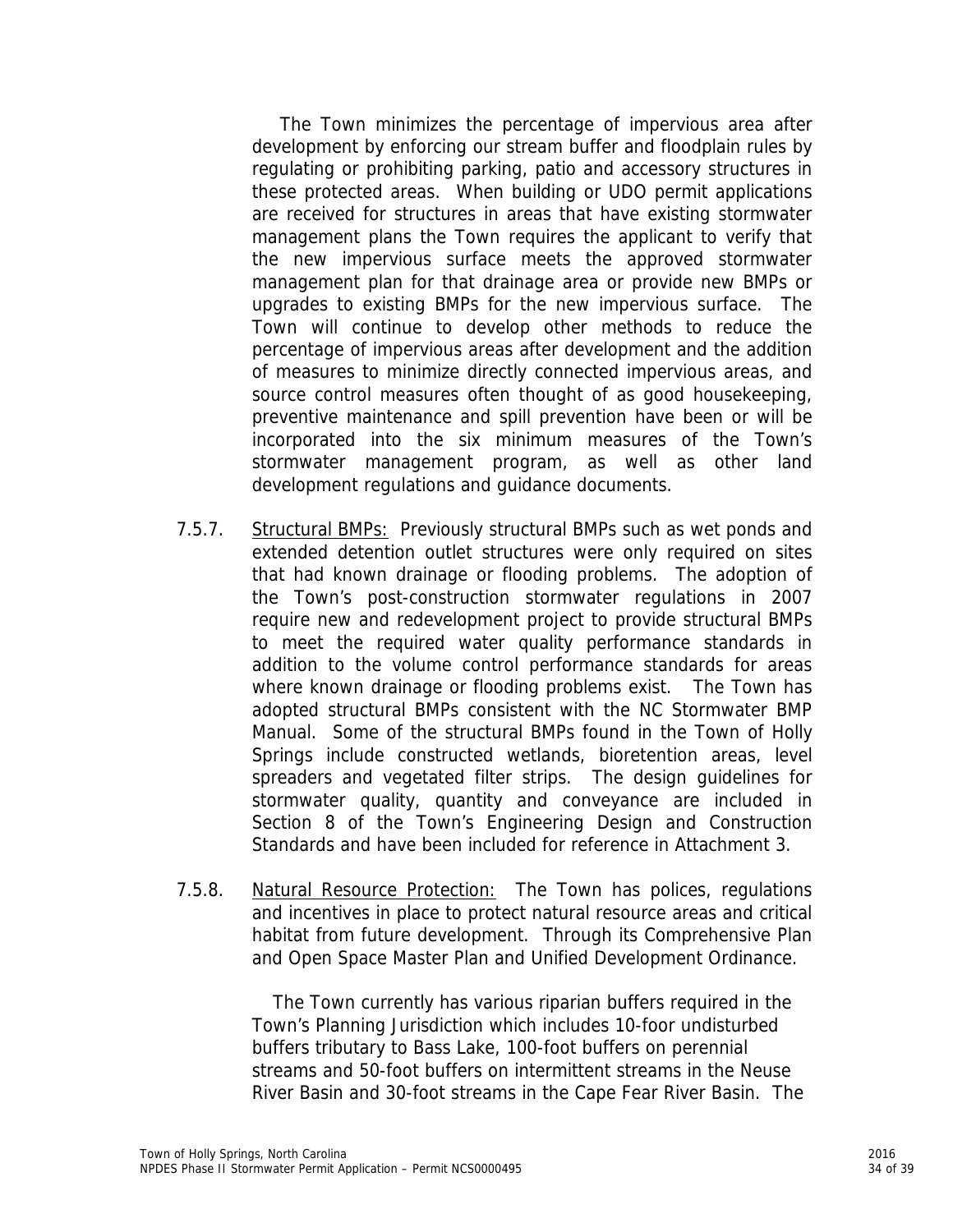The Town minimizes the percentage of impervious area after development by enforcing our stream buffer and floodplain rules by regulating or prohibiting parking, patio and accessory structures in these protected areas. When building or UDO permit applications are received for structures in areas that have existing stormwater management plans the Town requires the applicant to verify that the new impervious surface meets the approved stormwater management plan for that drainage area or provide new BMPs or upgrades to existing BMPs for the new impervious surface. The Town will continue to develop other methods to reduce the percentage of impervious areas after development and the addition of measures to minimize directly connected impervious areas, and source control measures often thought of as good housekeeping, preventive maintenance and spill prevention have been or will be incorporated into the six minimum measures of the Town's stormwater management program, as well as other land development regulations and guidance documents.

7.5.7. Structural BMPs: Previously structural BMPs such as wet ponds and extended detention outlet structures were only required on sites that had known drainage or flooding problems. The adoption of the Town's post-construction stormwater regulations in 2007 require new and redevelopment project to provide structural BMPs to meet the required water quality performance standards in addition to the volume control performance standards for areas where known drainage or flooding problems exist. The Town has adopted structural BMPs consistent with the NC Stormwater BMP Manual. Some of the structural BMPs found in the Town of Holly Springs include constructed wetlands, bioretention areas, level spreaders and vegetated filter strips. The design guidelines for stormwater quality, quantity and conveyance are included in Section 8 of the Town's Engineering Design and Construction Standards and have been included for reference in Attachment 3.

7.5.8. Natural Resource Protection: The Town has polices, regulations and incentives in place to protect natural resource areas and critical habitat from future development. Through its Comprehensive Plan and Open Space Master Plan and Unified Development Ordinance.

The Town currently has various riparian buffers required in the Town's Planning Jurisdiction which includes 10-foor undisturbed buffers tributary to Bass Lake, 100-foot buffers on perennial streams and 50-foot buffers on intermittent streams in the Neuse River Basin and 30-foot streams in the Cape Fear River Basin. The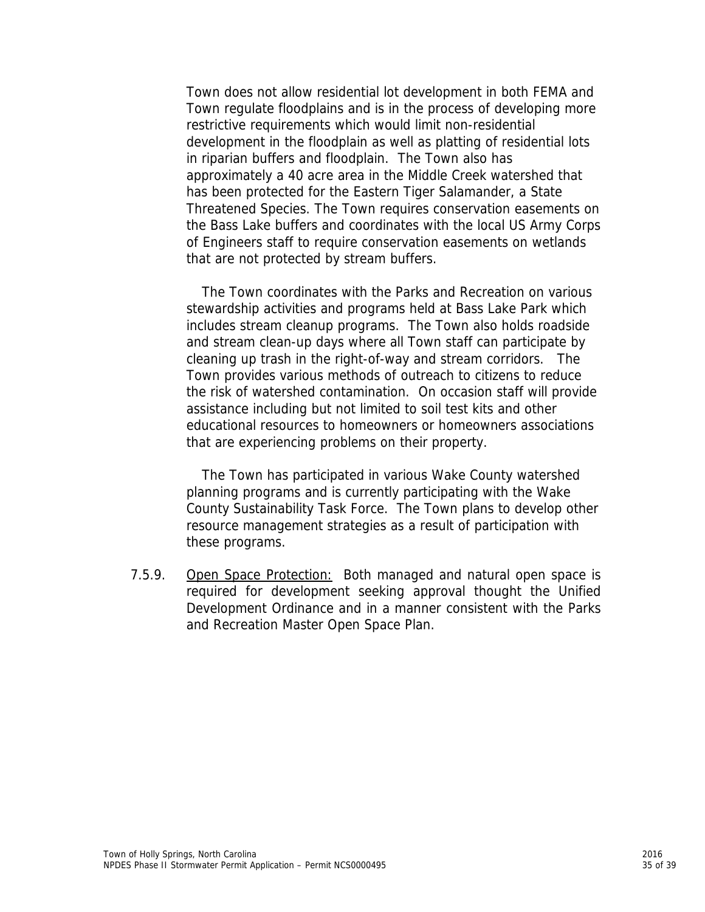Town does not allow residential lot development in both FEMA and Town regulate floodplains and is in the process of developing more restrictive requirements which would limit non-residential development in the floodplain as well as platting of residential lots in riparian buffers and floodplain. The Town also has approximately a 40 acre area in the Middle Creek watershed that has been protected for the Eastern Tiger Salamander, a State Threatened Species. The Town requires conservation easements on the Bass Lake buffers and coordinates with the local US Army Corps of Engineers staff to require conservation easements on wetlands that are not protected by stream buffers.

The Town coordinates with the Parks and Recreation on various stewardship activities and programs held at Bass Lake Park which includes stream cleanup programs. The Town also holds roadside and stream clean-up days where all Town staff can participate by cleaning up trash in the right-of-way and stream corridors. The Town provides various methods of outreach to citizens to reduce the risk of watershed contamination. On occasion staff will provide assistance including but not limited to soil test kits and other educational resources to homeowners or homeowners associations that are experiencing problems on their property.

The Town has participated in various Wake County watershed planning programs and is currently participating with the Wake County Sustainability Task Force. The Town plans to develop other resource management strategies as a result of participation with these programs.

7.5.9. <u>Open Space Protection:</u> Both managed and natural open space is required for development seeking approval thought the Unified Development Ordinance and in a manner consistent with the Parks and Recreation Master Open Space Plan.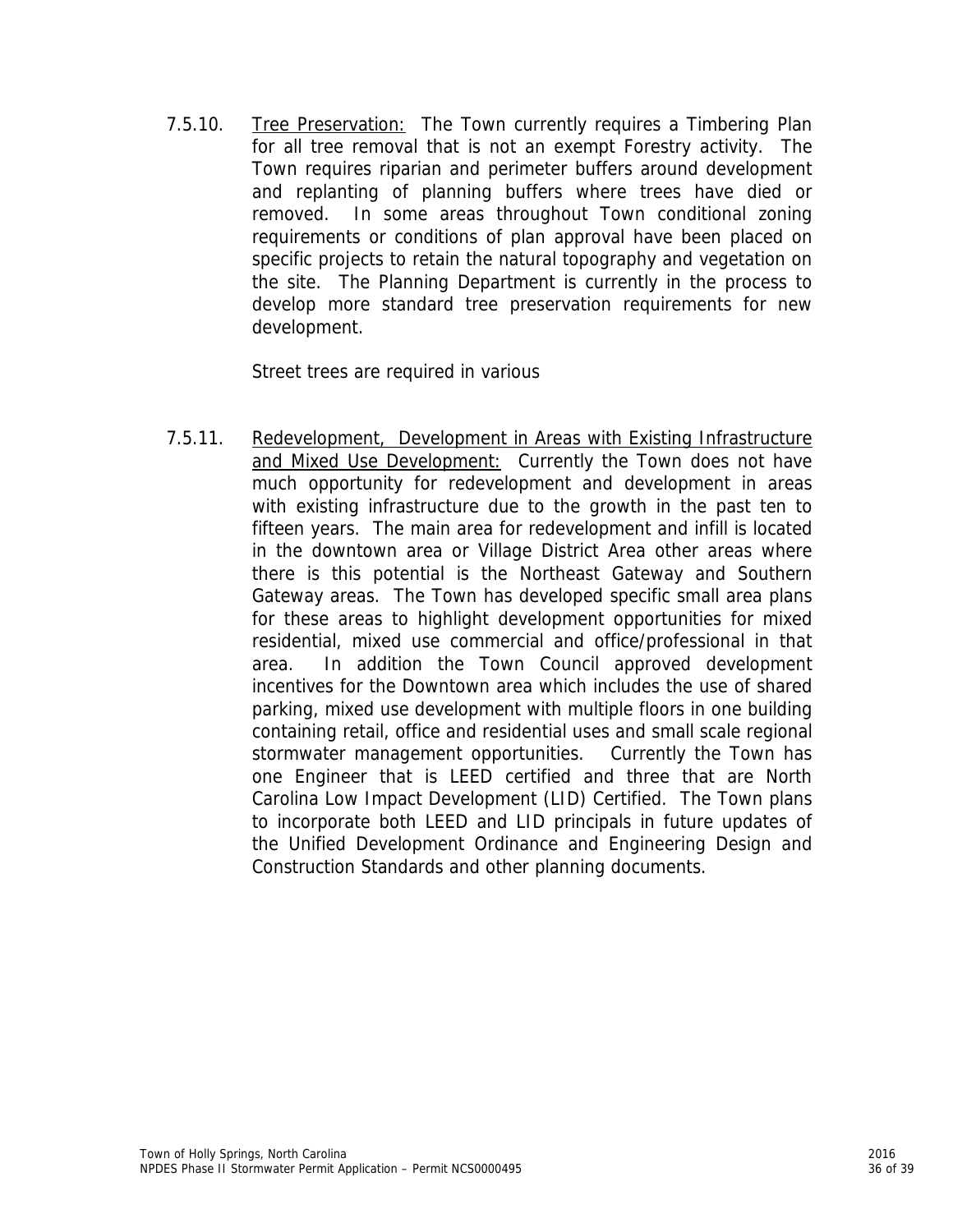7.5.10. <u>Tree Preservation:</u> The Town currently requires a Timbering Plan for all tree removal that is not an exempt Forestry activity. The Town requires riparian and perimeter buffers around development and replanting of planning buffers where trees have died or removed. In some areas throughout Town conditional zoning requirements or conditions of plan approval have been placed on specific projects to retain the natural topography and vegetation on the site. The Planning Department is currently in the process to develop more standard tree preservation requirements for new development.

Street trees are required in various

7.5.11. <u>Redevelopment, Development in Areas with Existing Infrastructure and Mixed Use Development:</u> Currently the Town does not have much opportunity for redevelopment and development in areas with existing infrastructure due to the growth in the past ten to fifteen years. The main area for redevelopment and infill is located in the downtown area or Village District Area other areas where there is this potential is the Northeast Gateway and Southern Gateway areas. The Town has developed specific small area plans for these areas to highlight development opportunities for mixed residential, mixed use commercial and office/professional in that area. In addition the Town Council approved development incentives for the Downtown area which includes the use of shared parking, mixed use development with multiple floors in one building containing retail, office and residential uses and small scale regional stormwater management opportunities. Currently the Town has one Engineer that is LEED certified and three that are North Carolina Low Impact Development (LID) Certified. The Town plans to incorporate both LEED and LID principals in future updates of the Unified Development Ordinance and Engineering Design and Construction Standards and other planning documents.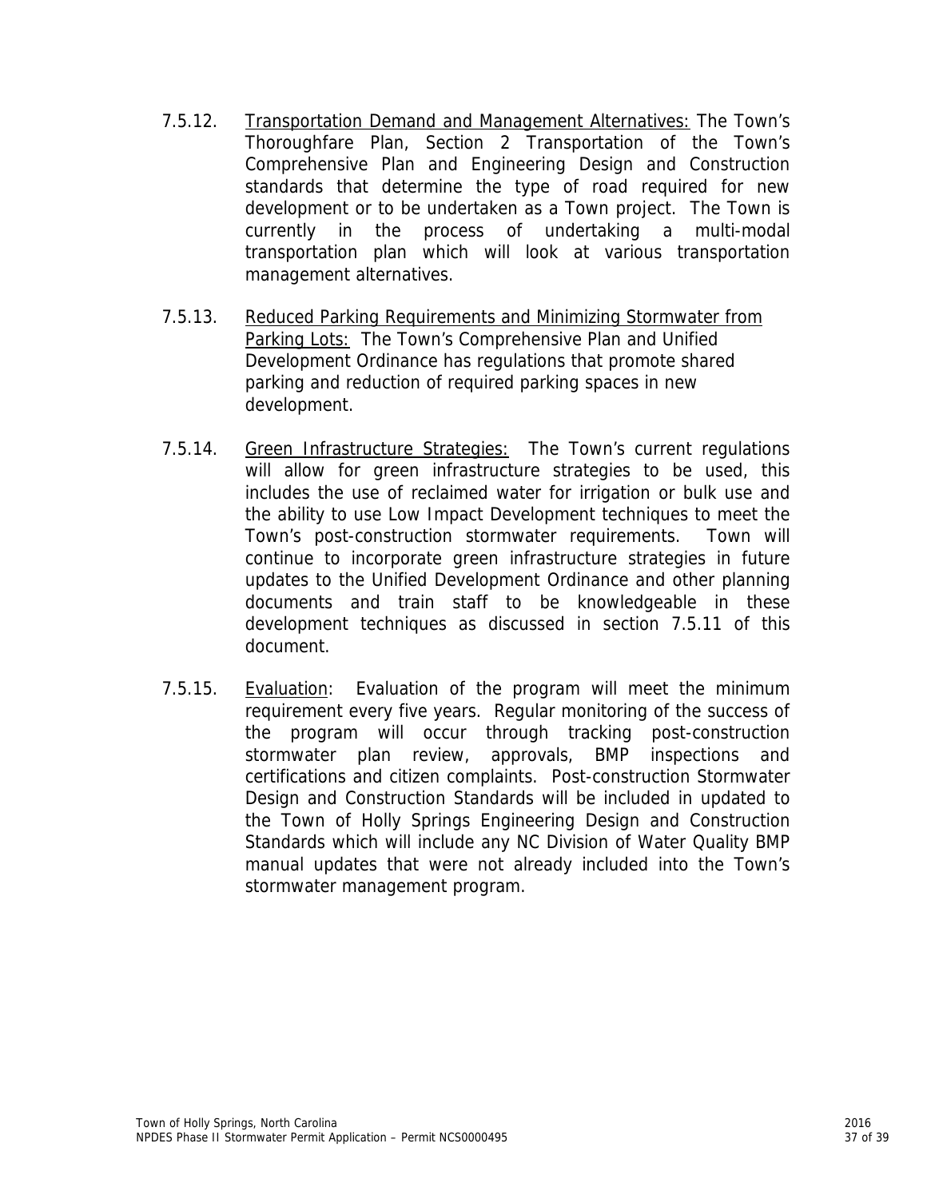7.5.12. Transportation Demand and Management Alternatives: The Town's Thoroughfare Plan, Section 2 Transportation of the Town's Comprehensive Plan and Engineering Design and Construction standards that determine the type of road required for new development or to be undertaken as a Town project. The Town is currently in the process of undertaking a multi-modal transportation plan which will look at various transportation management alternatives.

7.5.13. Reduced Parking Requirements and Minimizing Stormwater from Parking Lots: The Town's Comprehensive Plan and Unified Development Ordinance has regulations that promote shared parking and reduction of required parking spaces in new development.

7.5.14. Green Infrastructure Strategies: The Town's current regulations will allow for green infrastructure strategies to be used, this includes the use of reclaimed water for irrigation or bulk use and the ability to use Low Impact Development techniques to meet the Town's post-construction stormwater requirements. Town will continue to incorporate green infrastructure strategies in future updates to the Unified Development Ordinance and other planning documents and train staff to be knowledgeable in these development techniques as discussed in section 7.5.11 of this document.

7.5.15. Evaluation: Evaluation of the program will meet the minimum requirement every five years. Regular monitoring of the success of the program will occur through tracking post-construction stormwater plan review, approvals, BMP inspections and certifications and citizen complaints. Post-construction Stormwater Design and Construction Standards will be included in updated to the Town of Holly Springs Engineering Design and Construction Standards which will include any NC Division of Water Quality BMP manual updates that were not already included into the Town's stormwater management program.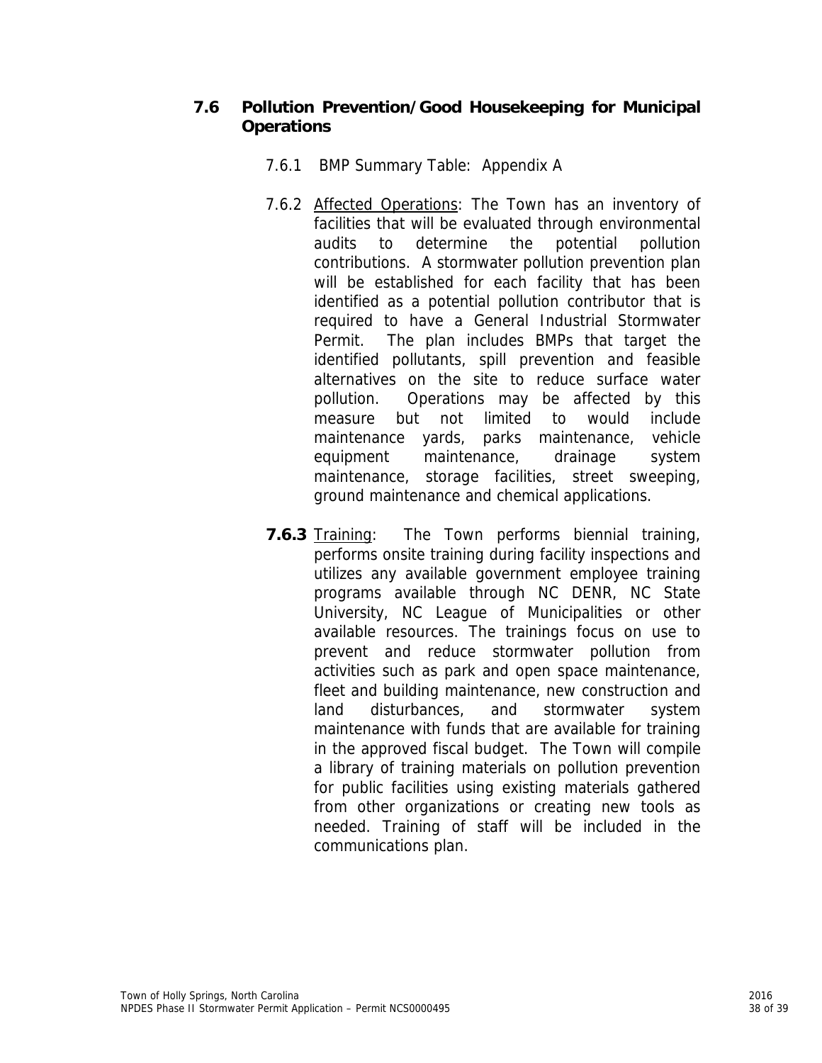## 7.6 Pollution Prevention/Good Housekeeping for Municipal Operations

7.6.1 BMP Summary Table: Appendix A

7.6.2 Affected Operations: The Town has an inventory of facilities that will be evaluated through environmental audits to determine the potential pollution contributions. A stormwater pollution prevention plan will be established for each facility that has been identified as a potential pollution contributor that is required to have a General Industrial Stormwater Permit. The plan includes BMPs that target the identified pollutants, spill prevention and feasible alternatives on the site to reduce surface water pollution. Operations may be affected by this measure but not limited to would include maintenance yards, parks maintenance, vehicle equipment maintenance, drainage system maintenance, storage facilities, street sweeping, ground maintenance and chemical applications.

**7.6.3** Training: The Town performs biennial training, performs onsite training during facility inspections and utilizes any available government employee training programs available through NC DENR, NC State University, NC League of Municipalities or other available resources. The trainings focus on use to prevent and reduce stormwater pollution from activities such as park and open space maintenance, fleet and building maintenance, new construction and land disturbances, and stormwater system maintenance with funds that are available for training in the approved fiscal budget. The Town will compile a library of training materials on pollution prevention for public facilities using existing materials gathered from other organizations or creating new tools as needed. Training of staff will be included in the communications plan.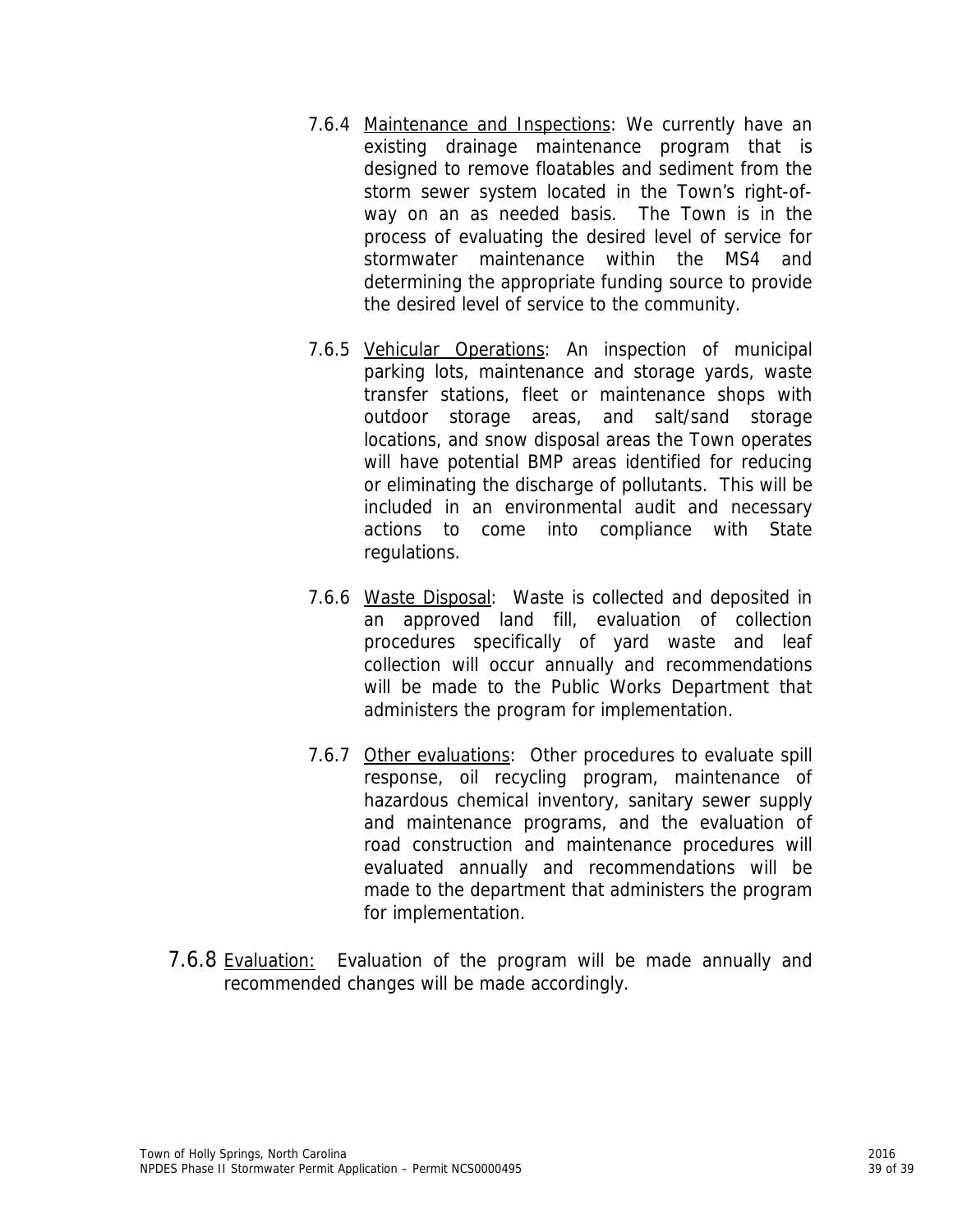7.6.4 Maintenance and Inspections: We currently have an existing drainage maintenance program that is designed to remove floatables and sediment from the storm sewer system located in the Town's right-of-way on an as needed basis. The Town is in the process of evaluating the desired level of service for stormwater maintenance within the MS4 and determining the appropriate funding source to provide the desired level of service to the community.

7.6.5 Vehicular Operations: An inspection of municipal parking lots, maintenance and storage yards, waste transfer stations, fleet or maintenance shops with outdoor storage areas, and salt/sand storage locations, and snow disposal areas the Town operates will have potential BMP areas identified for reducing or eliminating the discharge of pollutants. This will be included in an environmental audit and necessary actions to come into compliance with State regulations.

7.6.6 Waste Disposal: Waste is collected and deposited in an approved land fill, evaluation of collection procedures specifically of yard waste and leaf collection will occur annually and recommendations will be made to the Public Works Department that administers the program for implementation.

7.6.7 Other evaluations: Other procedures to evaluate spill response, oil recycling program, maintenance of hazardous chemical inventory, sanitary sewer supply and maintenance programs, and the evaluation of road construction and maintenance procedures will evaluated annually and recommendations will be made to the department that administers the program for implementation.

7.6.8 Evaluation: Evaluation of the program will be made annually and recommended changes will be made accordingly.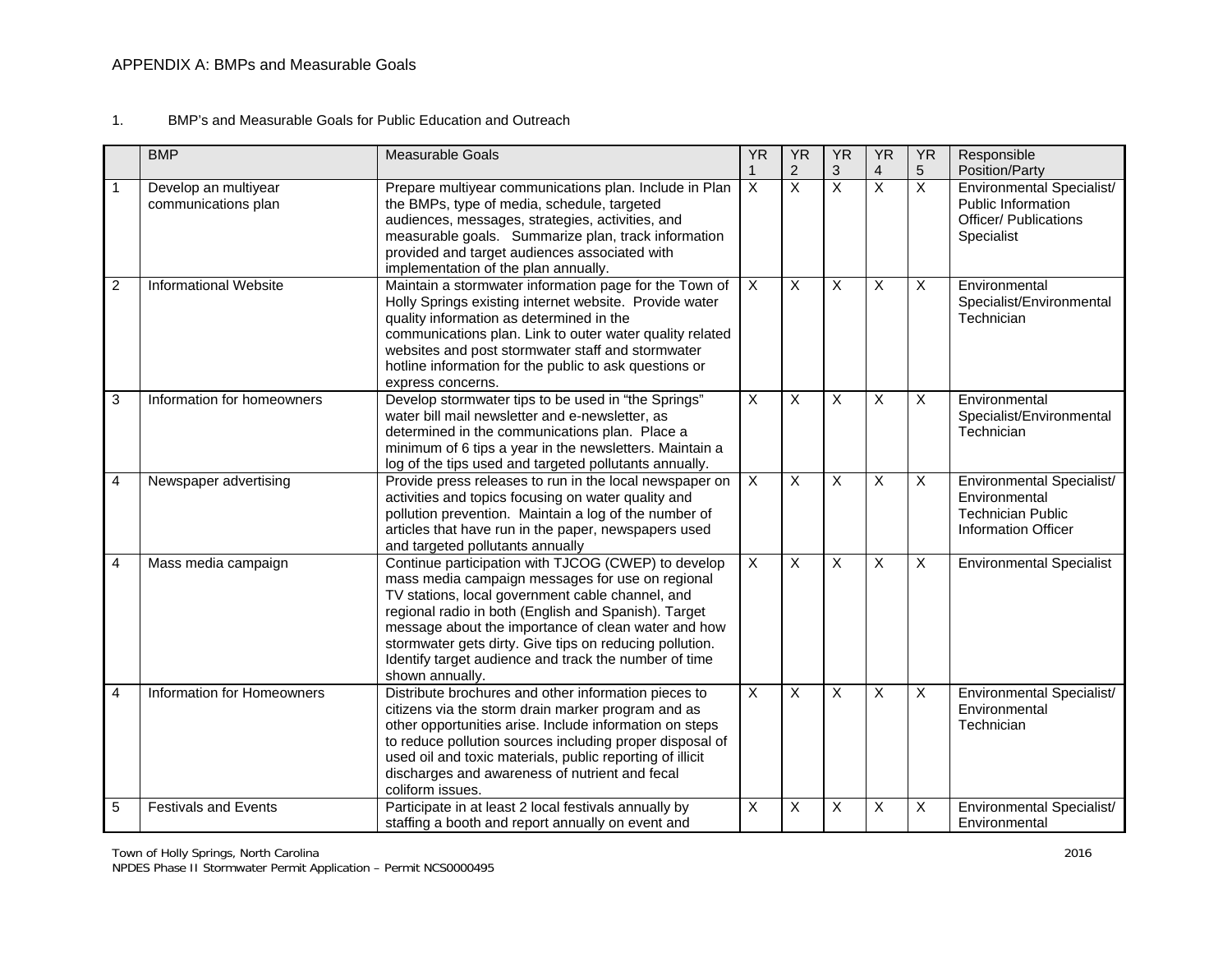APPENDIX A: BMPs and Measurable Goals

1. BMP's and Measurable Goals for Public Education and Outreach

| | BMP | Measurable Goals | YR 1 | YR 2 | YR 3 | YR 4 | YR 5 | Responsible Position/Party |
|---|---|---|---|---|---|---|---|---|
| 1 | Develop an multiyear communications plan | Prepare multiyear communications plan. Include in Plan the BMPs, type of media, schedule, targeted audiences, messages, strategies, activities, and measurable goals. Summarize plan, track information provided and target audiences associated with implementation of the plan annually. | X | X | X | X | X | Environmental Specialist/ Public Information Officer/ Publications Specialist |
| 2 | Informational Website | Maintain a stormwater information page for the Town of Holly Springs existing internet website. Provide water quality information as determined in the communications plan. Link to outer water quality related websites and post stormwater staff and stormwater hotline information for the public to ask questions or express concerns. | X | X | X | X | X | Environmental Specialist/Environmental Technician |
| 3 | Information for homeowners | Develop stormwater tips to be used in "the Springs" water bill mail newsletter and e-newsletter, as determined in the communications plan. Place a minimum of 6 tips a year in the newsletters. Maintain a log of the tips used and targeted pollutants annually. | X | X | X | X | X | Environmental Specialist/Environmental Technician |
| 4 | Newspaper advertising | Provide press releases to run in the local newspaper on activities and topics focusing on water quality and pollution prevention. Maintain a log of the number of articles that have run in the paper, newspapers used and targeted pollutants annually | X | X | X | X | X | Environmental Specialist/ Environmental Technician Public Information Officer |
| 4 | Mass media campaign | Continue participation with TJCOG (CWEP) to develop mass media campaign messages for use on regional TV stations, local government cable channel, and regional radio in both (English and Spanish). Target message about the importance of clean water and how stormwater gets dirty. Give tips on reducing pollution. Identify target audience and track the number of time shown annually. | X | X | X | X | X | Environmental Specialist |
| 4 | Information for Homeowners | Distribute brochures and other information pieces to citizens via the storm drain marker program and as other opportunities arise. Include information on steps to reduce pollution sources including proper disposal of used oil and toxic materials, public reporting of illicit discharges and awareness of nutrient and fecal coliform issues. | X | X | X | X | X | Environmental Specialist/ Environmental Technician |
| 5 | Festivals and Events | Participate in at least 2 local festivals annually by staffing a booth and report annually on event and | X | X | X | X | X | Environmental Specialist/ Environmental |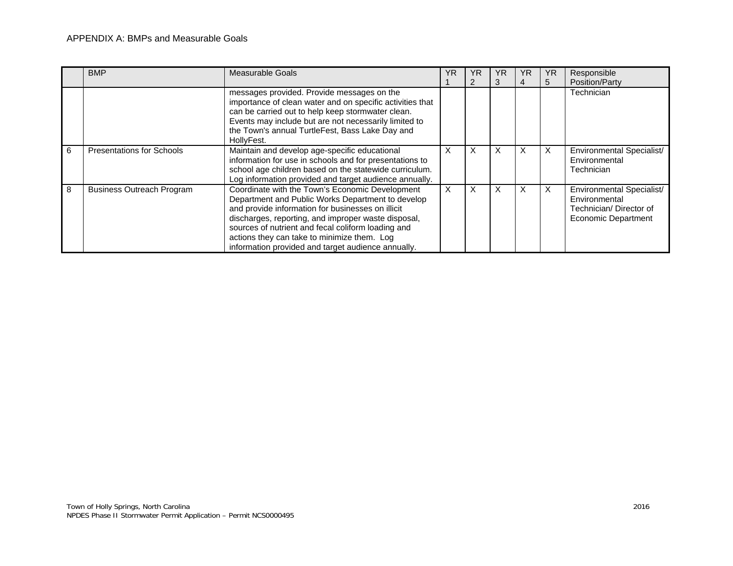APPENDIX A: BMPs and Measurable Goals

| | BMP | Measurable Goals | YR 1 | YR 2 | YR 3 | YR 4 | YR 5 | Responsible Position/Party |
|---|---|---|---|---|---|---|---|---|
| | | messages provided. Provide messages on the importance of clean water and on specific activities that can be carried out to help keep stormwater clean. Events may include but are not necessarily limited to the Town's annual TurtleFest, Bass Lake Day and HollyFest. | | | | | | Technician |
| 6 | Presentations for Schools | Maintain and develop age-specific educational information for use in schools and for presentations to school age children based on the statewide curriculum. Log information provided and target audience annually. | X | X | X | X | X | Environmental Specialist/ Environmental Technician |
| 8 | Business Outreach Program | Coordinate with the Town's Economic Development Department and Public Works Department to develop and provide information for businesses on illicit discharges, reporting, and improper waste disposal, sources of nutrient and fecal coliform loading and actions they can take to minimize them. Log information provided and target audience annually. | X | X | X | X | X | Environmental Specialist/ Environmental Technician/ Director of Economic Department |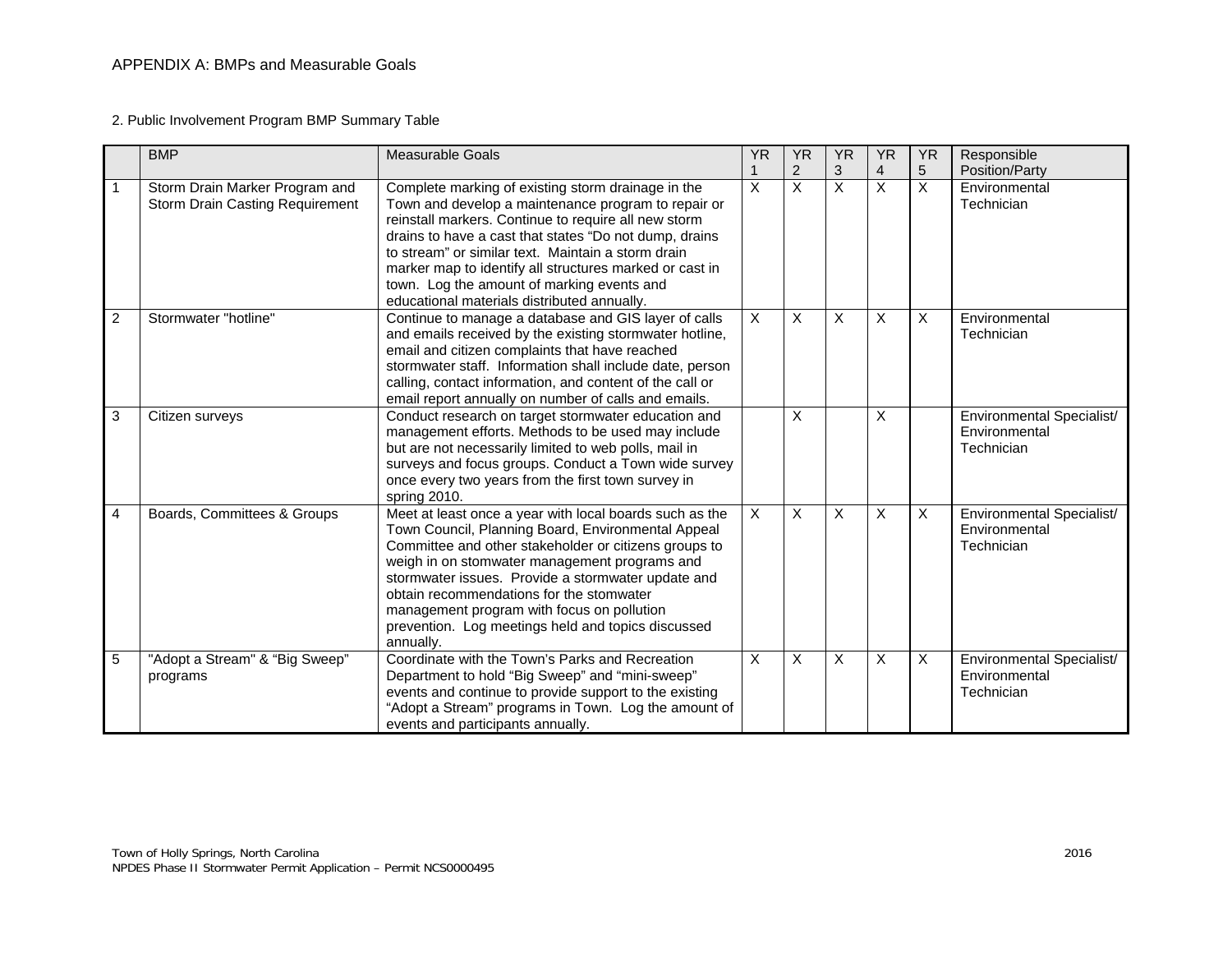APPENDIX A: BMPs and Measurable Goals

2. Public Involvement Program BMP Summary Table

| | BMP | Measurable Goals | YR 1 | YR 2 | YR 3 | YR 4 | YR 5 | Responsible Position/Party |
|---|---|---|---|---|---|---|---|---|
| 1 | Storm Drain Marker Program and Storm Drain Casting Requirement | Complete marking of existing storm drainage in the Town and develop a maintenance program to repair or reinstall markers. Continue to require all new storm drains to have a cast that states "Do not dump, drains to stream" or similar text. Maintain a storm drain marker map to identify all structures marked or cast in town. Log the amount of marking events and educational materials distributed annually. | X | X | X | X | X | Environmental Technician |
| 2 | Stormwater "hotline" | Continue to manage a database and GIS layer of calls and emails received by the existing stormwater hotline, email and citizen complaints that have reached stormwater staff. Information shall include date, person calling, contact information, and content of the call or email report annually on number of calls and emails. | X | X | X | X | X | Environmental Technician |
| 3 | Citizen surveys | Conduct research on target stormwater education and management efforts. Methods to be used may include but are not necessarily limited to web polls, mail in surveys and focus groups. Conduct a Town wide survey once every two years from the first town survey in spring 2010. | | X | | X | | Environmental Specialist/ Environmental Technician |
| 4 | Boards, Committees & Groups | Meet at least once a year with local boards such as the Town Council, Planning Board, Environmental Appeal Committee and other stakeholder or citizens groups to weigh in on stomwater management programs and stormwater issues. Provide a stormwater update and obtain recommendations for the stomwater management program with focus on pollution prevention. Log meetings held and topics discussed annually. | X | X | X | X | X | Environmental Specialist/ Environmental Technician |
| 5 | "Adopt a Stream" & "Big Sweep" programs | Coordinate with the Town's Parks and Recreation Department to hold "Big Sweep" and "mini-sweep" events and continue to provide support to the existing "Adopt a Stream" programs in Town. Log the amount of events and participants annually. | X | X | X | X | X | Environmental Specialist/ Environmental Technician |

Town of Holly Springs, North Carolina
NPDES Phase II Stormwater Permit Application – Permit NCS0000495

2016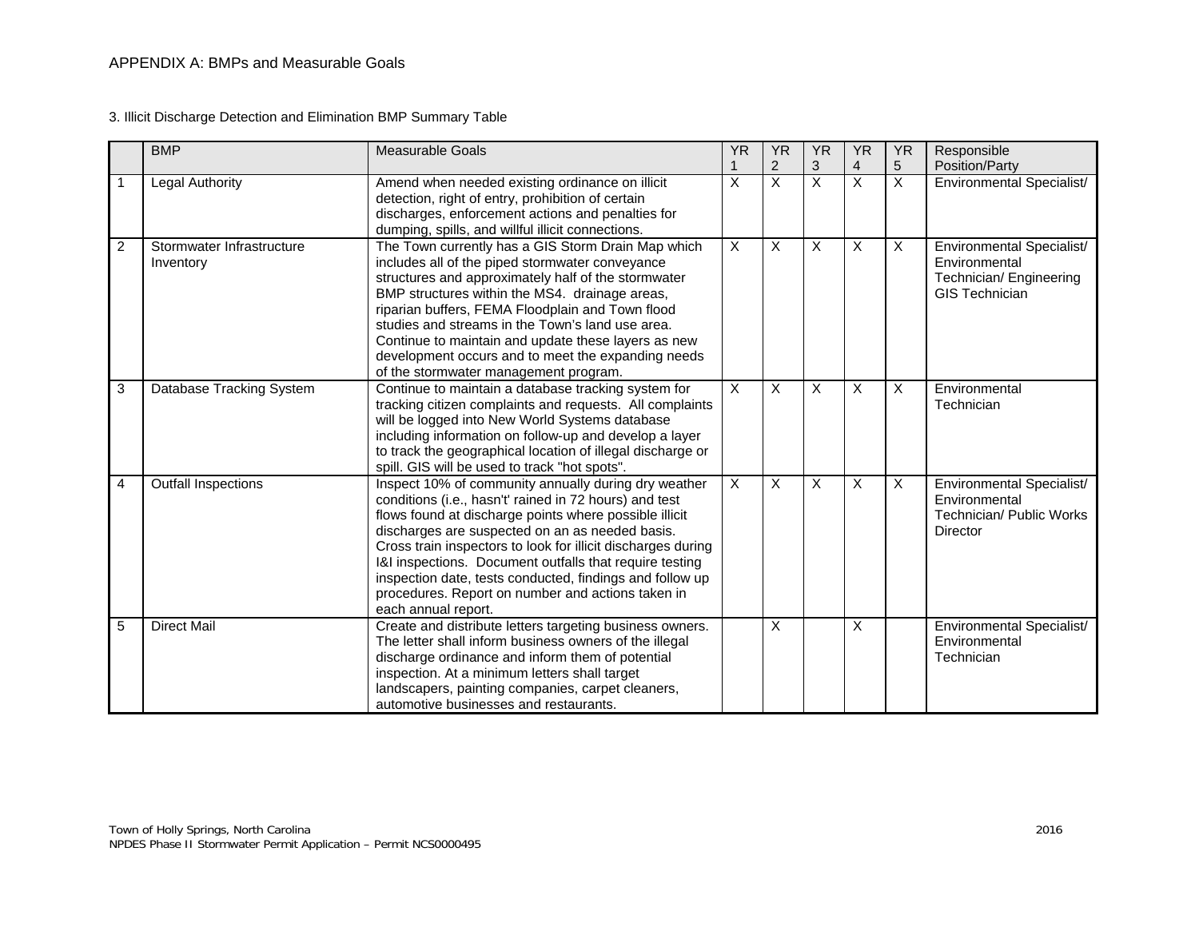APPENDIX A: BMPs and Measurable Goals

3. Illicit Discharge Detection and Elimination BMP Summary Table

| | BMP | Measurable Goals | YR 1 | YR 2 | YR 3 | YR 4 | YR 5 | Responsible Position/Party |
|---|---|---|---|---|---|---|---|---|
| 1 | Legal Authority | Amend when needed existing ordinance on illicit detection, right of entry, prohibition of certain discharges, enforcement actions and penalties for dumping, spills, and willful illicit connections. | X | X | X | X | X | Environmental Specialist/ |
| 2 | Stormwater Infrastructure Inventory | The Town currently has a GIS Storm Drain Map which includes all of the piped stormwater conveyance structures and approximately half of the stormwater BMP structures within the MS4. drainage areas, riparian buffers, FEMA Floodplain and Town flood studies and streams in the Town's land use area. Continue to maintain and update these layers as new development occurs and to meet the expanding needs of the stormwater management program. | X | X | X | X | X | Environmental Specialist/ Environmental Technician/ Engineering GIS Technician |
| 3 | Database Tracking System | Continue to maintain a database tracking system for tracking citizen complaints and requests. All complaints will be logged into New World Systems database including information on follow-up and develop a layer to track the geographical location of illegal discharge or spill. GIS will be used to track "hot spots". | X | X | X | X | X | Environmental Technician |
| 4 | Outfall Inspections | Inspect 10% of community annually during dry weather conditions (i.e., hasn't' rained in 72 hours) and test flows found at discharge points where possible illicit discharges are suspected on an as needed basis. Cross train inspectors to look for illicit discharges during I&I inspections. Document outfalls that require testing inspection date, tests conducted, findings and follow up procedures. Report on number and actions taken in each annual report. | X | X | X | X | X | Environmental Specialist/ Environmental Technician/ Public Works Director |
| 5 | Direct Mail | Create and distribute letters targeting business owners. The letter shall inform business owners of the illegal discharge ordinance and inform them of potential inspection. At a minimum letters shall target landscapers, painting companies, carpet cleaners, automotive businesses and restaurants. | | X | | X | | Environmental Specialist/ Environmental Technician |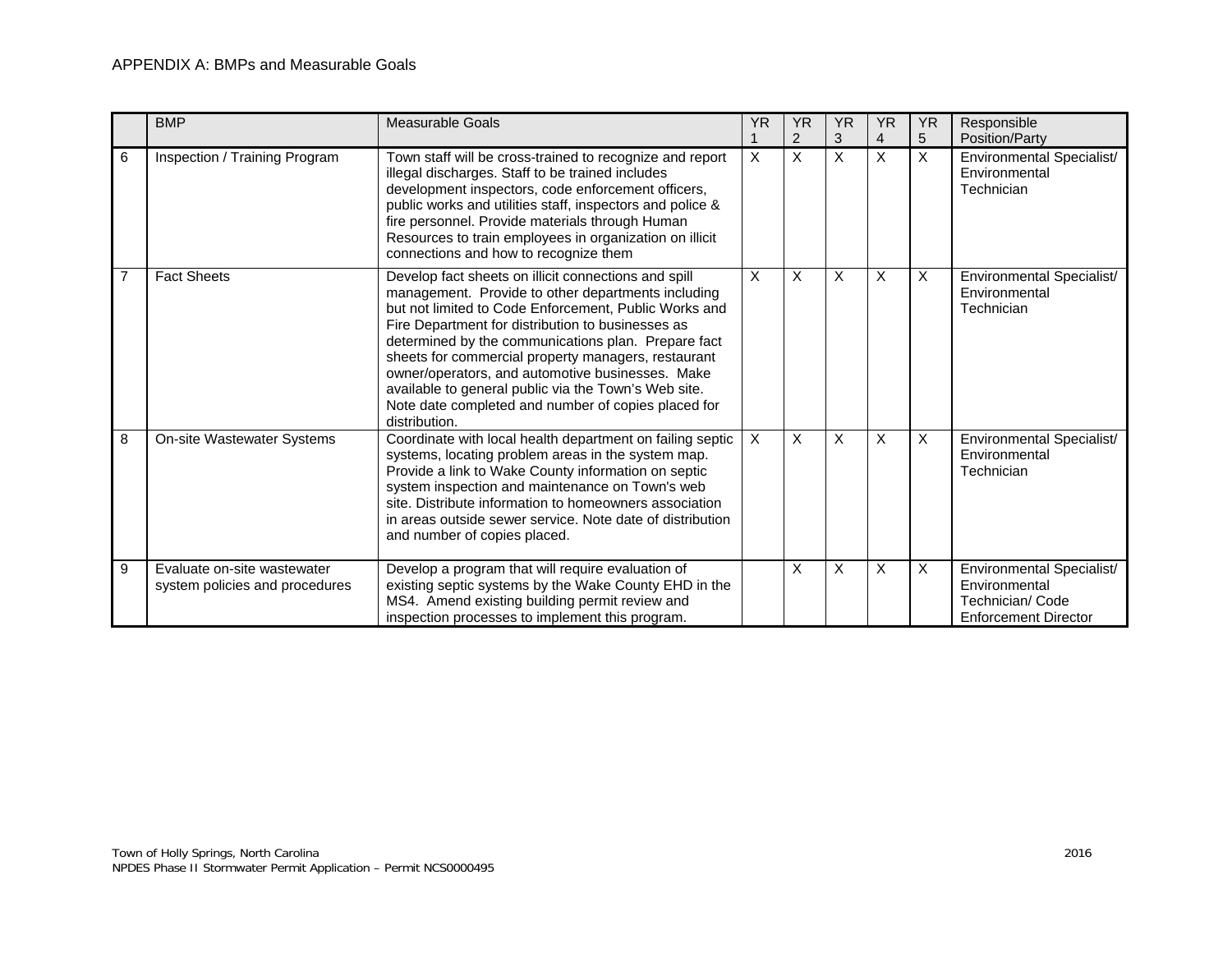APPENDIX A: BMPs and Measurable Goals

| | BMP | Measurable Goals | YR 1 | YR 2 | YR 3 | YR 4 | YR 5 | Responsible Position/Party |
|---|---|---|---|---|---|---|---|---|
| 6 | Inspection / Training Program | Town staff will be cross-trained to recognize and report illegal discharges. Staff to be trained includes development inspectors, code enforcement officers, public works and utilities staff, inspectors and police & fire personnel. Provide materials through Human Resources to train employees in organization on illicit connections and how to recognize them | X | X | X | X | X | Environmental Specialist/ Environmental Technician |
| 7 | Fact Sheets | Develop fact sheets on illicit connections and spill management. Provide to other departments including but not limited to Code Enforcement, Public Works and Fire Department for distribution to businesses as determined by the communications plan. Prepare fact sheets for commercial property managers, restaurant owner/operators, and automotive businesses. Make available to general public via the Town's Web site. Note date completed and number of copies placed for distribution. | X | X | X | X | X | Environmental Specialist/ Environmental Technician |
| 8 | On-site Wastewater Systems | Coordinate with local health department on failing septic systems, locating problem areas in the system map. Provide a link to Wake County information on septic system inspection and maintenance on Town's web site. Distribute information to homeowners association in areas outside sewer service. Note date of distribution and number of copies placed. | X | X | X | X | X | Environmental Specialist/ Environmental Technician |
| 9 | Evaluate on-site wastewater system policies and procedures | Develop a program that will require evaluation of existing septic systems by the Wake County EHD in the MS4. Amend existing building permit review and inspection processes to implement this program. | | X | X | X | X | Environmental Specialist/ Environmental Technician/ Code Enforcement Director |

Town of Holly Springs, North Carolina
NPDES Phase II Stormwater Permit Application – Permit NCS0000495

2016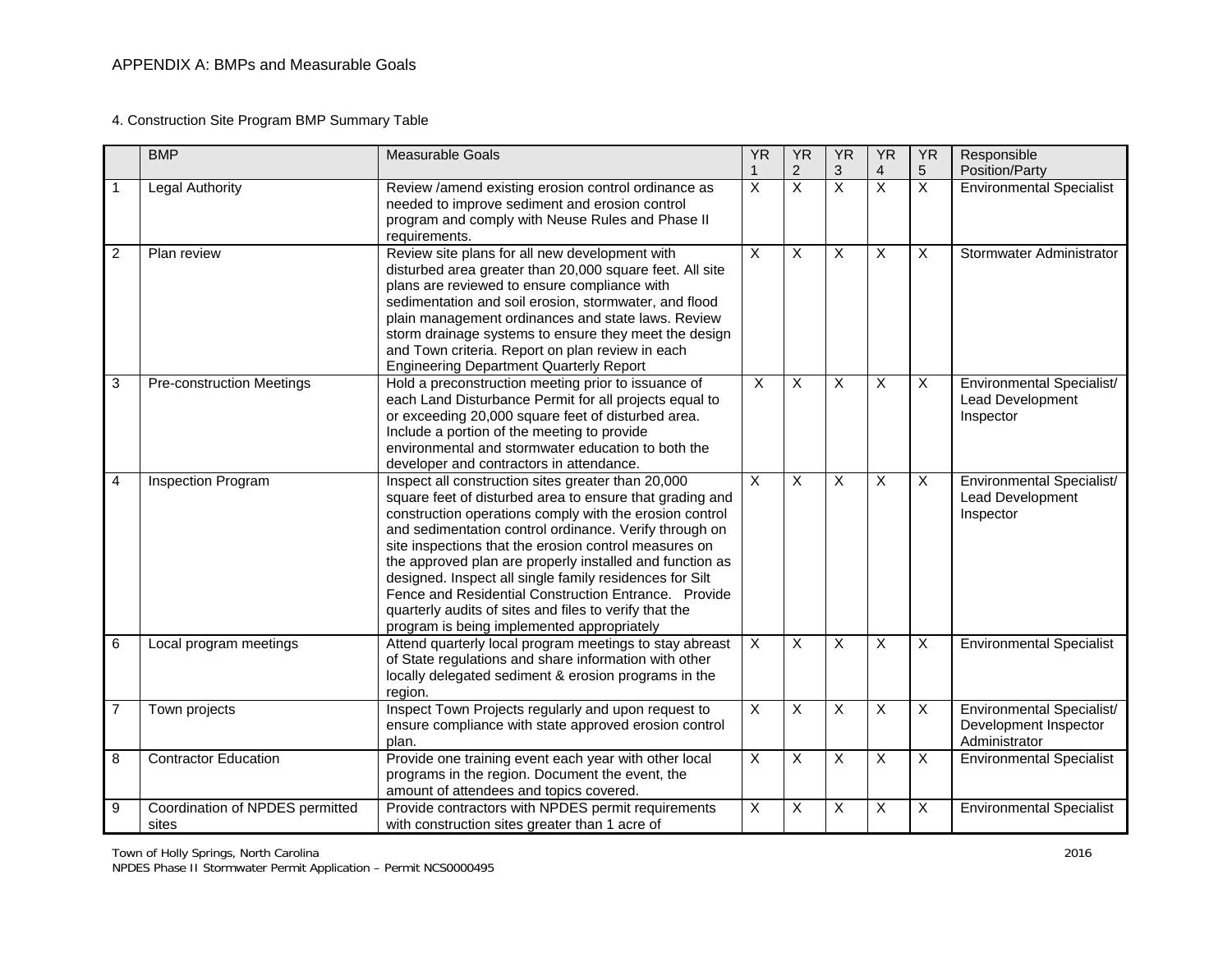APPENDIX A: BMPs and Measurable Goals

4. Construction Site Program BMP Summary Table

| | BMP | Measurable Goals | YR 1 | YR 2 | YR 3 | YR 4 | YR 5 | Responsible Position/Party |
|---|---|---|---|---|---|---|---|---|
| 1 | Legal Authority | Review /amend existing erosion control ordinance as needed to improve sediment and erosion control program and comply with Neuse Rules and Phase II requirements. | X | X | X | X | X | Environmental Specialist |
| 2 | Plan review | Review site plans for all new development with disturbed area greater than 20,000 square feet. All site plans are reviewed to ensure compliance with sedimentation and soil erosion, stormwater, and flood plain management ordinances and state laws. Review storm drainage systems to ensure they meet the design and Town criteria. Report on plan review in each Engineering Department Quarterly Report | X | X | X | X | X | Stormwater Administrator |
| 3 | Pre-construction Meetings | Hold a preconstruction meeting prior to issuance of each Land Disturbance Permit for all projects equal to or exceeding 20,000 square feet of disturbed area. Include a portion of the meeting to provide environmental and stormwater education to both the developer and contractors in attendance. | X | X | X | X | X | Environmental Specialist/ Lead Development Inspector |
| 4 | Inspection Program | Inspect all construction sites greater than 20,000 square feet of disturbed area to ensure that grading and construction operations comply with the erosion control and sedimentation control ordinance. Verify through on site inspections that the erosion control measures on the approved plan are properly installed and function as designed. Inspect all single family residences for Silt Fence and Residential Construction Entrance. Provide quarterly audits of sites and files to verify that the program is being implemented appropriately | X | X | X | X | X | Environmental Specialist/ Lead Development Inspector |
| 6 | Local program meetings | Attend quarterly local program meetings to stay abreast of State regulations and share information with other locally delegated sediment & erosion programs in the region. | X | X | X | X | X | Environmental Specialist |
| 7 | Town projects | Inspect Town Projects regularly and upon request to ensure compliance with state approved erosion control plan. | X | X | X | X | X | Environmental Specialist/ Development Inspector Administrator |
| 8 | Contractor Education | Provide one training event each year with other local programs in the region. Document the event, the amount of attendees and topics covered. | X | X | X | X | X | Environmental Specialist |
| 9 | Coordination of NPDES permitted sites | Provide contractors with NPDES permit requirements with construction sites greater than 1 acre of | X | X | X | X | X | Environmental Specialist |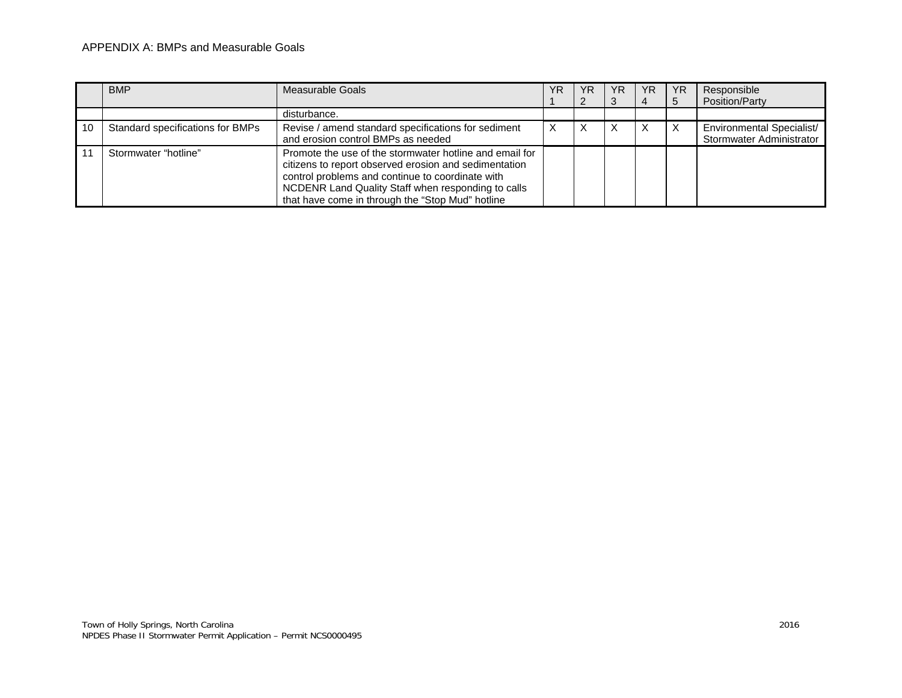APPENDIX A: BMPs and Measurable Goals

| | BMP | Measurable Goals | YR 1 | YR 2 | YR 3 | YR 4 | YR 5 | Responsible Position/Party |
|---|---|---|---|---|---|---|---|---|
| | | disturbance. | | | | | | |
| 10 | Standard specifications for BMPs | Revise / amend standard specifications for sediment and erosion control BMPs as needed | X | X | X | X | X | Environmental Specialist/ Stormwater Administrator |
| 11 | Stormwater "hotline" | Promote the use of the stormwater hotline and email for citizens to report observed erosion and sedimentation control problems and continue to coordinate with NCDENR Land Quality Staff when responding to calls that have come in through the "Stop Mud" hotline | | | | | | |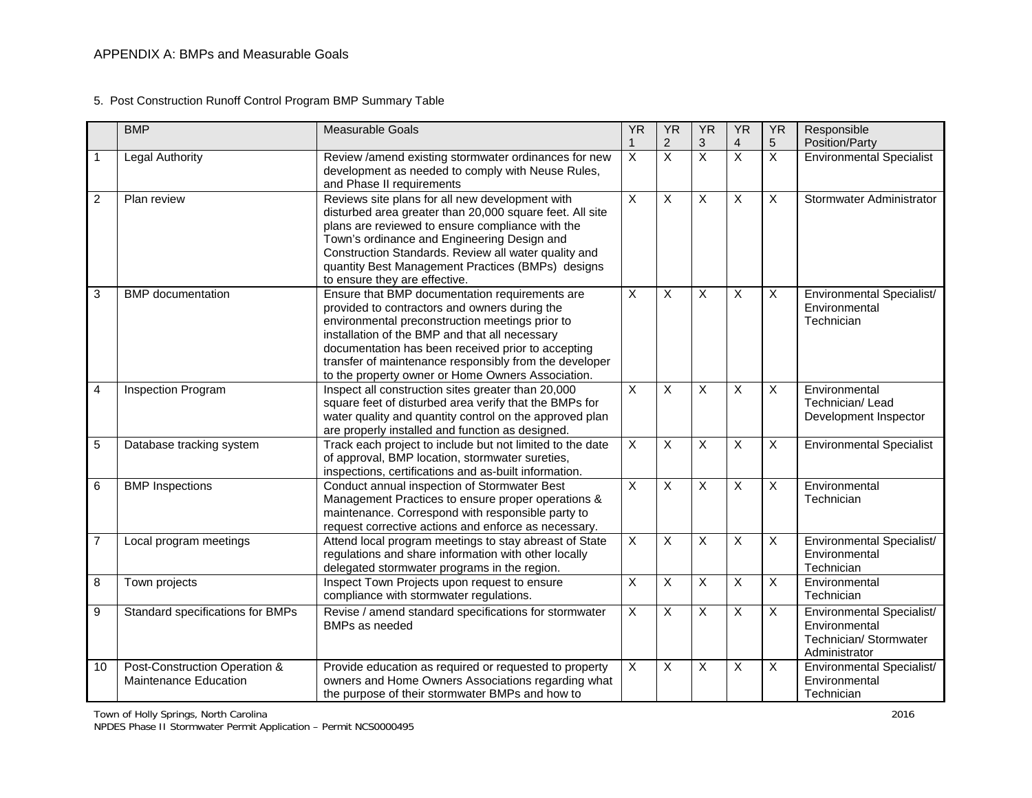APPENDIX A: BMPs and Measurable Goals

5. Post Construction Runoff Control Program BMP Summary Table

| | BMP | Measurable Goals | YR 1 | YR 2 | YR 3 | YR 4 | YR 5 | Responsible Position/Party |
|---|---|---|---|---|---|---|---|---|
| 1 | Legal Authority | Review /amend existing stormwater ordinances for new development as needed to comply with Neuse Rules, and Phase II requirements | X | X | X | X | X | Environmental Specialist |
| 2 | Plan review | Reviews site plans for all new development with disturbed area greater than 20,000 square feet. All site plans are reviewed to ensure compliance with the Town's ordinance and Engineering Design and Construction Standards. Review all water quality and quantity Best Management Practices (BMPs) designs to ensure they are effective. | X | X | X | X | X | Stormwater Administrator |
| 3 | BMP documentation | Ensure that BMP documentation requirements are provided to contractors and owners during the environmental preconstruction meetings prior to installation of the BMP and that all necessary documentation has been received prior to accepting transfer of maintenance responsibly from the developer to the property owner or Home Owners Association. | X | X | X | X | X | Environmental Specialist/ Environmental Technician |
| 4 | Inspection Program | Inspect all construction sites greater than 20,000 square feet of disturbed area verify that the BMPs for water quality and quantity control on the approved plan are properly installed and function as designed. | X | X | X | X | X | Environmental Technician/ Lead Development Inspector |
| 5 | Database tracking system | Track each project to include but not limited to the date of approval, BMP location, stormwater sureties, inspections, certifications and as-built information. | X | X | X | X | X | Environmental Specialist |
| 6 | BMP Inspections | Conduct annual inspection of Stormwater Best Management Practices to ensure proper operations & maintenance. Correspond with responsible party to request corrective actions and enforce as necessary. | X | X | X | X | X | Environmental Technician |
| 7 | Local program meetings | Attend local program meetings to stay abreast of State regulations and share information with other locally delegated stormwater programs in the region. | X | X | X | X | X | Environmental Specialist/ Environmental Technician |
| 8 | Town projects | Inspect Town Projects upon request to ensure compliance with stormwater regulations. | X | X | X | X | X | Environmental Technician |
| 9 | Standard specifications for BMPs | Revise / amend standard specifications for stormwater BMPs as needed | X | X | X | X | X | Environmental Specialist/ Environmental Technician/ Stormwater Administrator |
| 10 | Post-Construction Operation & Maintenance Education | Provide education as required or requested to property owners and Home Owners Associations regarding what the purpose of their stormwater BMPs and how to | X | X | X | X | X | Environmental Specialist/ Environmental Technician |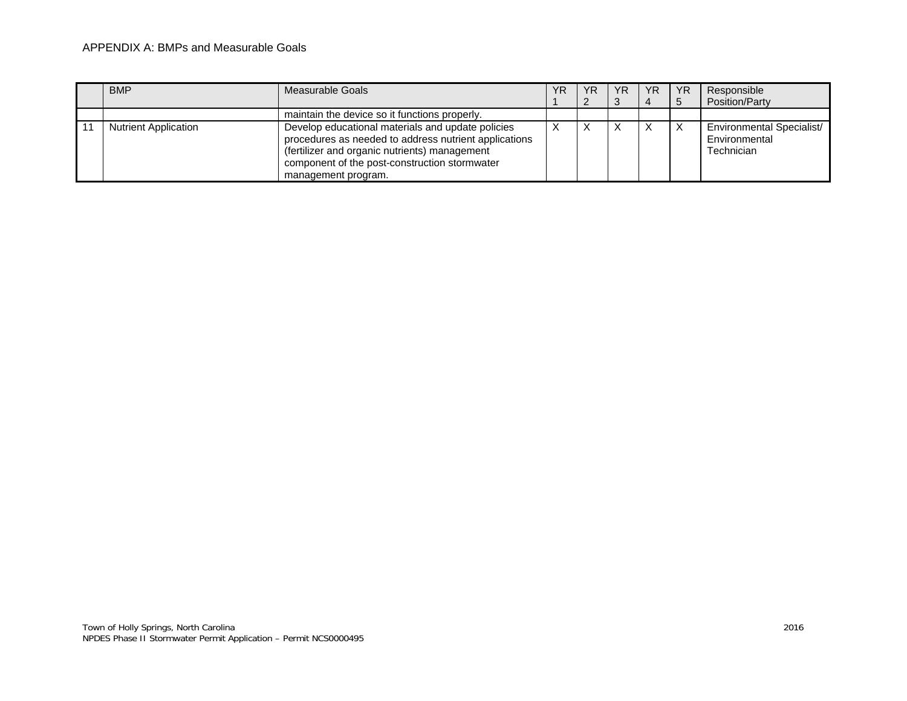APPENDIX A: BMPs and Measurable Goals

| | BMP | Measurable Goals | YR 1 | YR 2 | YR 3 | YR 4 | YR 5 | Responsible Position/Party |
|---|---|---|---|---|---|---|---|---|
| | | maintain the device so it functions properly. | | | | | | |
| 11 | Nutrient Application | Develop educational materials and update policies procedures as needed to address nutrient applications (fertilizer and organic nutrients) management component of the post-construction stormwater management program. | X | X | X | X | X | Environmental Specialist/ Environmental Technician |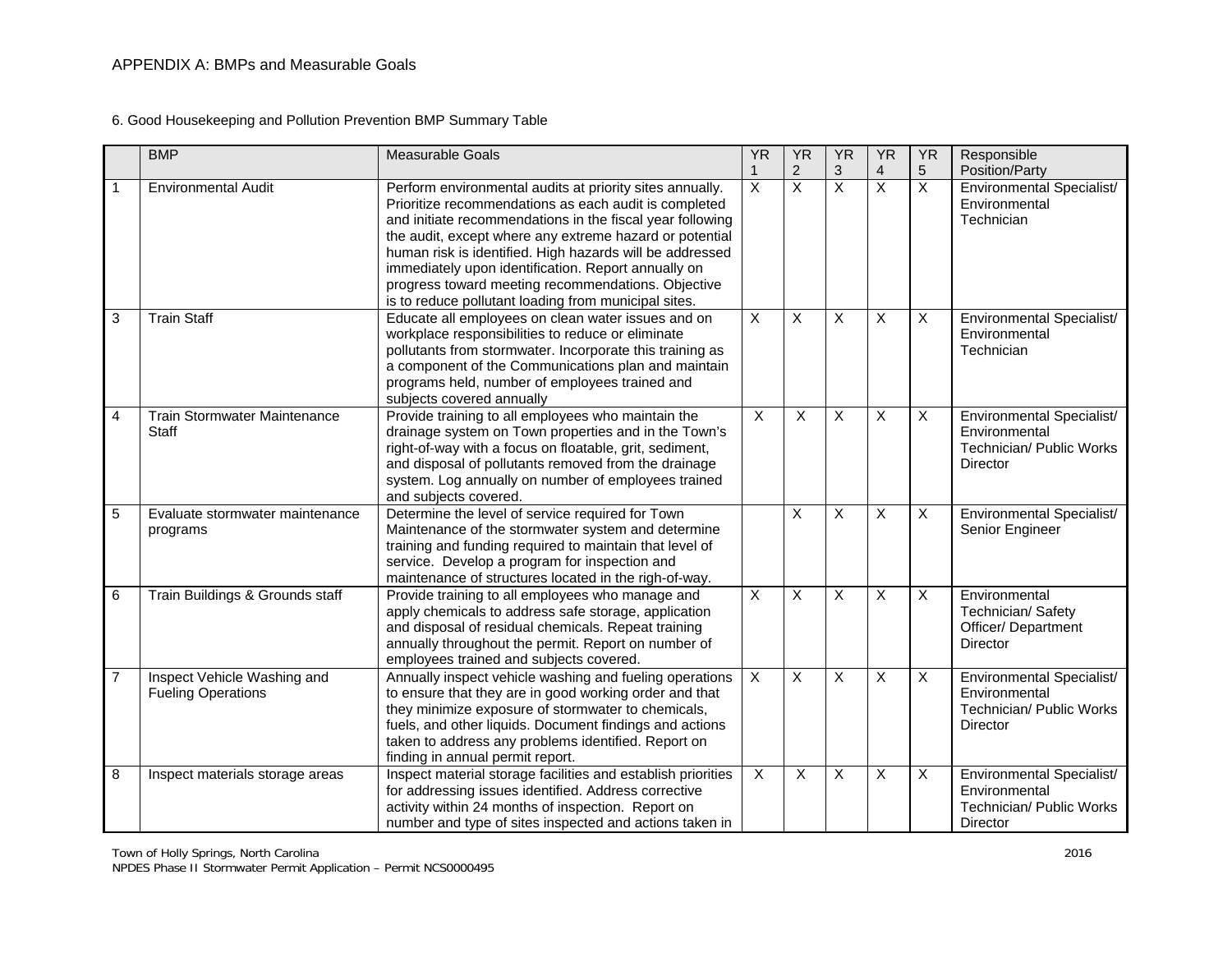APPENDIX A: BMPs and Measurable Goals

6. Good Housekeeping and Pollution Prevention BMP Summary Table

| | BMP | Measurable Goals | YR 1 | YR 2 | YR 3 | YR 4 | YR 5 | Responsible Position/Party |
|---|---|---|---|---|---|---|---|---|
| 1 | Environmental Audit | Perform environmental audits at priority sites annually. Prioritize recommendations as each audit is completed and initiate recommendations in the fiscal year following the audit, except where any extreme hazard or potential human risk is identified. High hazards will be addressed immediately upon identification. Report annually on progress toward meeting recommendations. Objective is to reduce pollutant loading from municipal sites. | X | X | X | X | X | Environmental Specialist/ Environmental Technician |
| 3 | Train Staff | Educate all employees on clean water issues and on workplace responsibilities to reduce or eliminate pollutants from stormwater. Incorporate this training as a component of the Communications plan and maintain programs held, number of employees trained and subjects covered annually | X | X | X | X | X | Environmental Specialist/ Environmental Technician |
| 4 | Train Stormwater Maintenance Staff | Provide training to all employees who maintain the drainage system on Town properties and in the Town's right-of-way with a focus on floatable, grit, sediment, and disposal of pollutants removed from the drainage system. Log annually on number of employees trained and subjects covered. | X | X | X | X | X | Environmental Specialist/ Environmental Technician/ Public Works Director |
| 5 | Evaluate stormwater maintenance programs | Determine the level of service required for Town Maintenance of the stormwater system and determine training and funding required to maintain that level of service. Develop a program for inspection and maintenance of structures located in the righ-of-way. | | X | X | X | X | Environmental Specialist/ Senior Engineer |
| 6 | Train Buildings & Grounds staff | Provide training to all employees who manage and apply chemicals to address safe storage, application and disposal of residual chemicals. Repeat training annually throughout the permit. Report on number of employees trained and subjects covered. | X | X | X | X | X | Environmental Technician/ Safety Officer/ Department Director |
| 7 | Inspect Vehicle Washing and Fueling Operations | Annually inspect vehicle washing and fueling operations to ensure that they are in good working order and that they minimize exposure of stormwater to chemicals, fuels, and other liquids. Document findings and actions taken to address any problems identified. Report on finding in annual permit report. | X | X | X | X | X | Environmental Specialist/ Environmental Technician/ Public Works Director |
| 8 | Inspect materials storage areas | Inspect material storage facilities and establish priorities for addressing issues identified. Address corrective activity within 24 months of inspection. Report on number and type of sites inspected and actions taken in | X | X | X | X | X | Environmental Specialist/ Environmental Technician/ Public Works Director |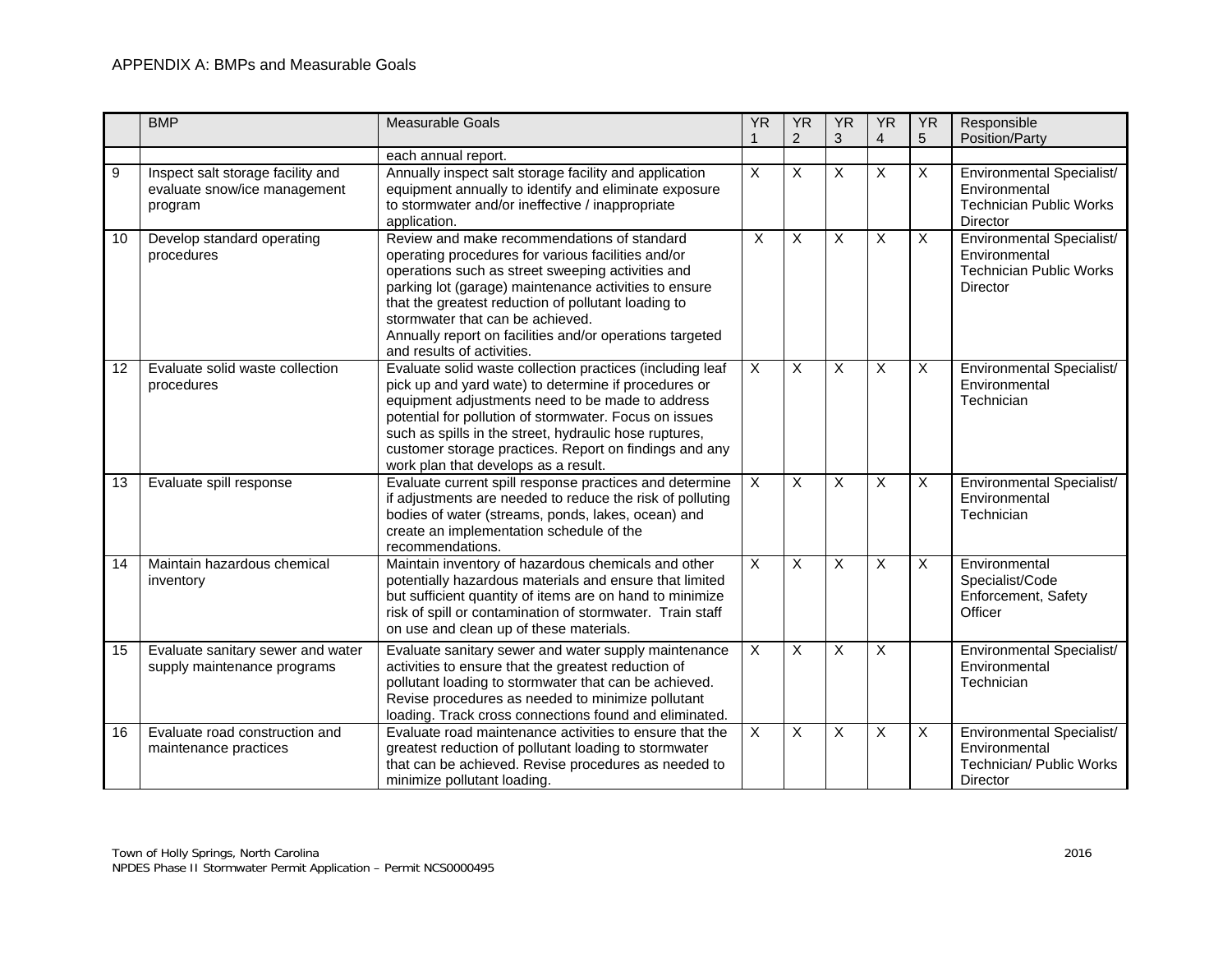APPENDIX A: BMPs and Measurable Goals

| | BMP | Measurable Goals | YR 1 | YR 2 | YR 3 | YR 4 | YR 5 | Responsible Position/Party |
|---|---|---|---|---|---|---|---|---|
| | | each annual report. | | | | | | |
| 9 | Inspect salt storage facility and evaluate snow/ice management program | Annually inspect salt storage facility and application equipment annually to identify and eliminate exposure to stormwater and/or ineffective / inappropriate application. | X | X | X | X | X | Environmental Specialist/ Environmental Technician Public Works Director |
| 10 | Develop standard operating procedures | Review and make recommendations of standard operating procedures for various facilities and/or operations such as street sweeping activities and parking lot (garage) maintenance activities to ensure that the greatest reduction of pollutant loading to stormwater that can be achieved.<br>Annually report on facilities and/or operations targeted and results of activities. | X | X | X | X | X | Environmental Specialist/ Environmental Technician Public Works Director |
| 12 | Evaluate solid waste collection procedures | Evaluate solid waste collection practices (including leaf pick up and yard wate) to determine if procedures or equipment adjustments need to be made to address potential for pollution of stormwater. Focus on issues such as spills in the street, hydraulic hose ruptures, customer storage practices. Report on findings and any work plan that develops as a result. | X | X | X | X | X | Environmental Specialist/ Environmental Technician |
| 13 | Evaluate spill response | Evaluate current spill response practices and determine if adjustments are needed to reduce the risk of polluting bodies of water (streams, ponds, lakes, ocean) and create an implementation schedule of the recommendations. | X | X | X | X | X | Environmental Specialist/ Environmental Technician |
| 14 | Maintain hazardous chemical inventory | Maintain inventory of hazardous chemicals and other potentially hazardous materials and ensure that limited but sufficient quantity of items are on hand to minimize risk of spill or contamination of stormwater. Train staff on use and clean up of these materials. | X | X | X | X | X | Environmental Specialist/Code Enforcement, Safety Officer |
| 15 | Evaluate sanitary sewer and water supply maintenance programs | Evaluate sanitary sewer and water supply maintenance activities to ensure that the greatest reduction of pollutant loading to stormwater that can be achieved. Revise procedures as needed to minimize pollutant loading. Track cross connections found and eliminated. | X | X | X | X | | Environmental Specialist/ Environmental Technician |
| 16 | Evaluate road construction and maintenance practices | Evaluate road maintenance activities to ensure that the greatest reduction of pollutant loading to stormwater that can be achieved. Revise procedures as needed to minimize pollutant loading. | X | X | X | X | X | Environmental Specialist/ Environmental Technician/ Public Works Director |